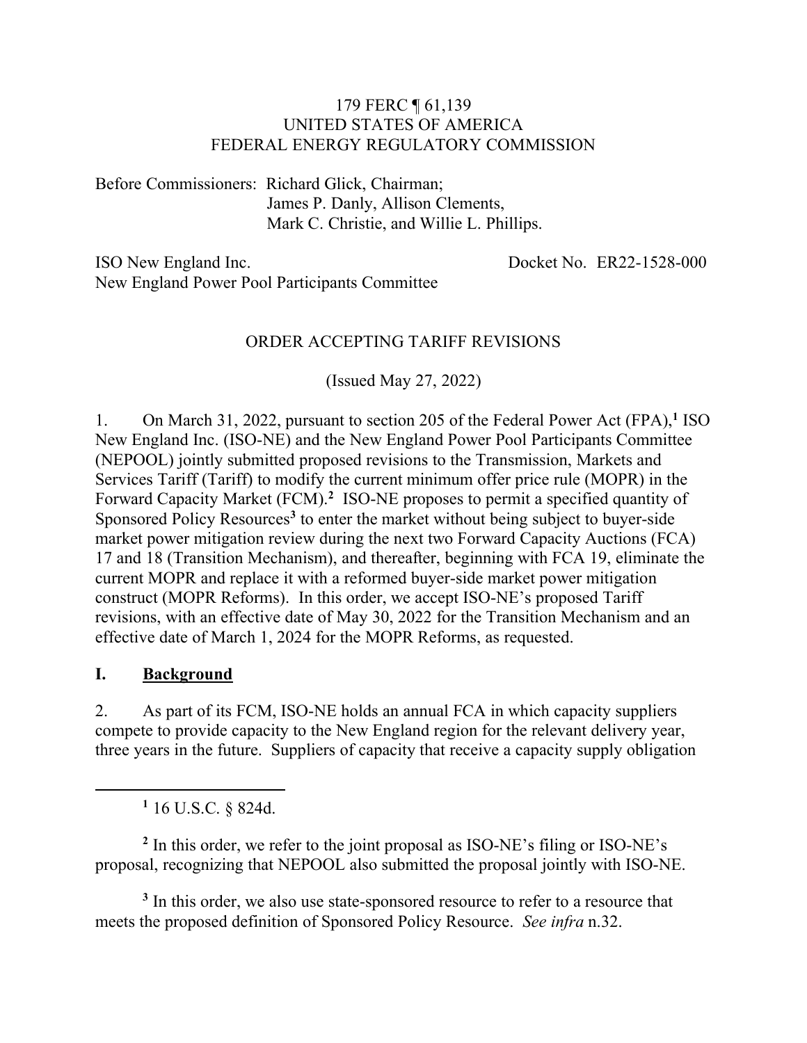179 FERC ¶ 61,139
UNITED STATES OF AMERICA
FEDERAL ENERGY REGULATORY COMMISSION

Before Commissioners: Richard Glick, Chairman;
James P. Danly, Allison Clements,
Mark C. Christie, and Willie L. Phillips.

ISO New England Inc. Docket No. ER22-1528-000
New England Power Pool Participants Committee

ORDER ACCEPTING TARIFF REVISIONS

(Issued May 27, 2022)

1. On March 31, 2022, pursuant to section 205 of the Federal Power Act (FPA),[1] ISO New England Inc. (ISO-NE) and the New England Power Pool Participants Committee (NEPOOL) jointly submitted proposed revisions to the Transmission, Markets and Services Tariff (Tariff) to modify the current minimum offer price rule (MOPR) in the Forward Capacity Market (FCM).[2] ISO-NE proposes to permit a specified quantity of Sponsored Policy Resources[3] to enter the market without being subject to buyer-side market power mitigation review during the next two Forward Capacity Auctions (FCA) 17 and 18 (Transition Mechanism), and thereafter, beginning with FCA 19, eliminate the current MOPR and replace it with a reformed buyer-side market power mitigation construct (MOPR Reforms). In this order, we accept ISO-NE's proposed Tariff revisions, with an effective date of May 30, 2022 for the Transition Mechanism and an effective date of March 1, 2024 for the MOPR Reforms, as requested.

## I. Background

2. As part of its FCM, ISO-NE holds an annual FCA in which capacity suppliers compete to provide capacity to the New England region for the relevant delivery year, three years in the future. Suppliers of capacity that receive a capacity supply obligation

[1] 16 U.S.C. § 824d.

[2] In this order, we refer to the joint proposal as ISO-NE's filing or ISO-NE's proposal, recognizing that NEPOOL also submitted the proposal jointly with ISO-NE.

[3] In this order, we also use state-sponsored resource to refer to a resource that meets the proposed definition of Sponsored Policy Resource. *See infra* n.32.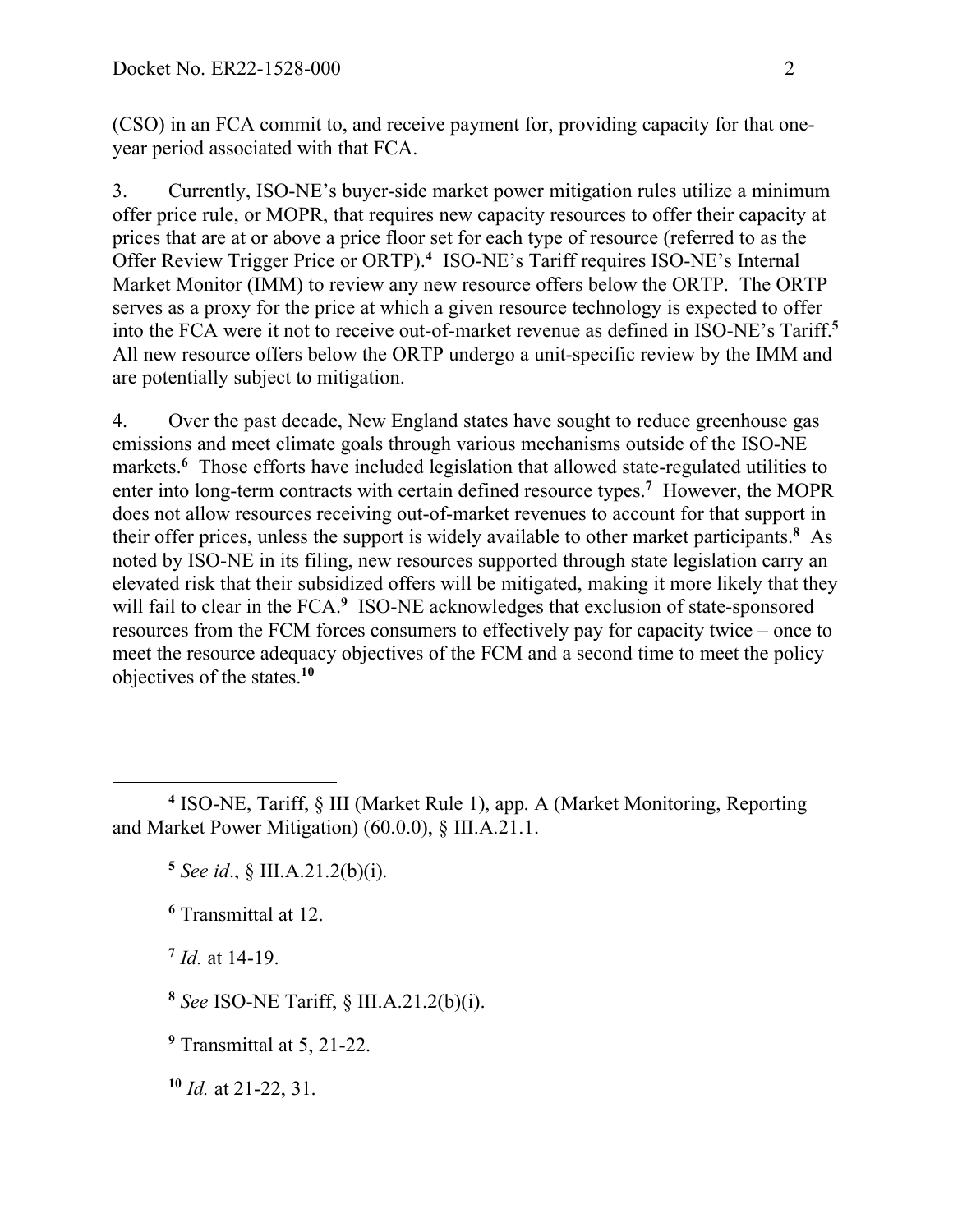(CSO) in an FCA commit to, and receive payment for, providing capacity for that one-year period associated with that FCA.

3. Currently, ISO-NE's buyer-side market power mitigation rules utilize a minimum offer price rule, or MOPR, that requires new capacity resources to offer their capacity at prices that are at or above a price floor set for each type of resource (referred to as the Offer Review Trigger Price or ORTP).[4] ISO-NE's Tariff requires ISO-NE's Internal Market Monitor (IMM) to review any new resource offers below the ORTP. The ORTP serves as a proxy for the price at which a given resource technology is expected to offer into the FCA were it not to receive out-of-market revenue as defined in ISO-NE's Tariff.[5] All new resource offers below the ORTP undergo a unit-specific review by the IMM and are potentially subject to mitigation.

4. Over the past decade, New England states have sought to reduce greenhouse gas emissions and meet climate goals through various mechanisms outside of the ISO-NE markets.[6] Those efforts have included legislation that allowed state-regulated utilities to enter into long-term contracts with certain defined resource types.[7] However, the MOPR does not allow resources receiving out-of-market revenues to account for that support in their offer prices, unless the support is widely available to other market participants.[8] As noted by ISO-NE in its filing, new resources supported through state legislation carry an elevated risk that their subsidized offers will be mitigated, making it more likely that they will fail to clear in the FCA.[9] ISO-NE acknowledges that exclusion of state-sponsored resources from the FCM forces consumers to effectively pay for capacity twice – once to meet the resource adequacy objectives of the FCM and a second time to meet the policy objectives of the states.[10]

---

[4] ISO-NE, Tariff, § III (Market Rule 1), app. A (Market Monitoring, Reporting and Market Power Mitigation) (60.0.0), § III.A.21.1.

[5] *See id*., § III.A.21.2(b)(i).

[6] Transmittal at 12.

[7] *Id.* at 14-19.

[8] *See* ISO-NE Tariff, § III.A.21.2(b)(i).

[9] Transmittal at 5, 21-22.

[10] *Id.* at 21-22, 31.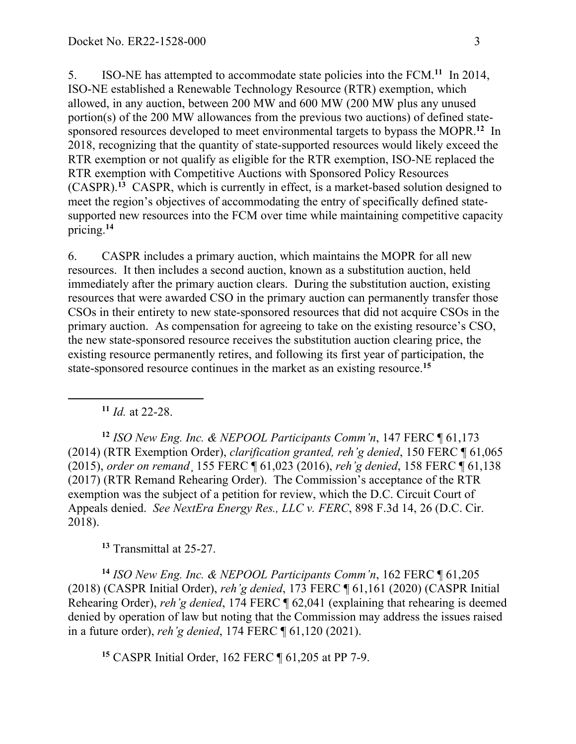5. ISO-NE has attempted to accommodate state policies into the FCM.[11] In 2014, ISO-NE established a Renewable Technology Resource (RTR) exemption, which allowed, in any auction, between 200 MW and 600 MW (200 MW plus any unused portion(s) of the 200 MW allowances from the previous two auctions) of defined state-sponsored resources developed to meet environmental targets to bypass the MOPR.[12] In 2018, recognizing that the quantity of state-supported resources would likely exceed the RTR exemption or not qualify as eligible for the RTR exemption, ISO-NE replaced the RTR exemption with Competitive Auctions with Sponsored Policy Resources (CASPR).[13] CASPR, which is currently in effect, is a market-based solution designed to meet the region's objectives of accommodating the entry of specifically defined state-supported new resources into the FCM over time while maintaining competitive capacity pricing.[14]

6. CASPR includes a primary auction, which maintains the MOPR for all new resources. It then includes a second auction, known as a substitution auction, held immediately after the primary auction clears. During the substitution auction, existing resources that were awarded CSO in the primary auction can permanently transfer those CSOs in their entirety to new state-sponsored resources that did not acquire CSOs in the primary auction. As compensation for agreeing to take on the existing resource's CSO, the new state-sponsored resource receives the substitution auction clearing price, the existing resource permanently retires, and following its first year of participation, the state-sponsored resource continues in the market as an existing resource.[15]

[11] *Id.* at 22-28.

[12] *ISO New Eng. Inc. & NEPOOL Participants Comm'n*, 147 FERC ¶ 61,173 (2014) (RTR Exemption Order), *clarification granted, reh'g denied*, 150 FERC ¶ 61,065 (2015), *order on remand*¸ 155 FERC ¶ 61,023 (2016), *reh'g denied*, 158 FERC ¶ 61,138 (2017) (RTR Remand Rehearing Order). The Commission's acceptance of the RTR exemption was the subject of a petition for review, which the D.C. Circuit Court of Appeals denied. *See NextEra Energy Res., LLC v. FERC*, 898 F.3d 14, 26 (D.C. Cir. 2018).

[13] Transmittal at 25-27.

[14] *ISO New Eng. Inc. & NEPOOL Participants Comm'n*, 162 FERC ¶ 61,205 (2018) (CASPR Initial Order), *reh'g denied*, 173 FERC ¶ 61,161 (2020) (CASPR Initial Rehearing Order), *reh'g denied*, 174 FERC ¶ 62,041 (explaining that rehearing is deemed denied by operation of law but noting that the Commission may address the issues raised in a future order), *reh'g denied*, 174 FERC ¶ 61,120 (2021).

[15] CASPR Initial Order, 162 FERC ¶ 61,205 at PP 7-9.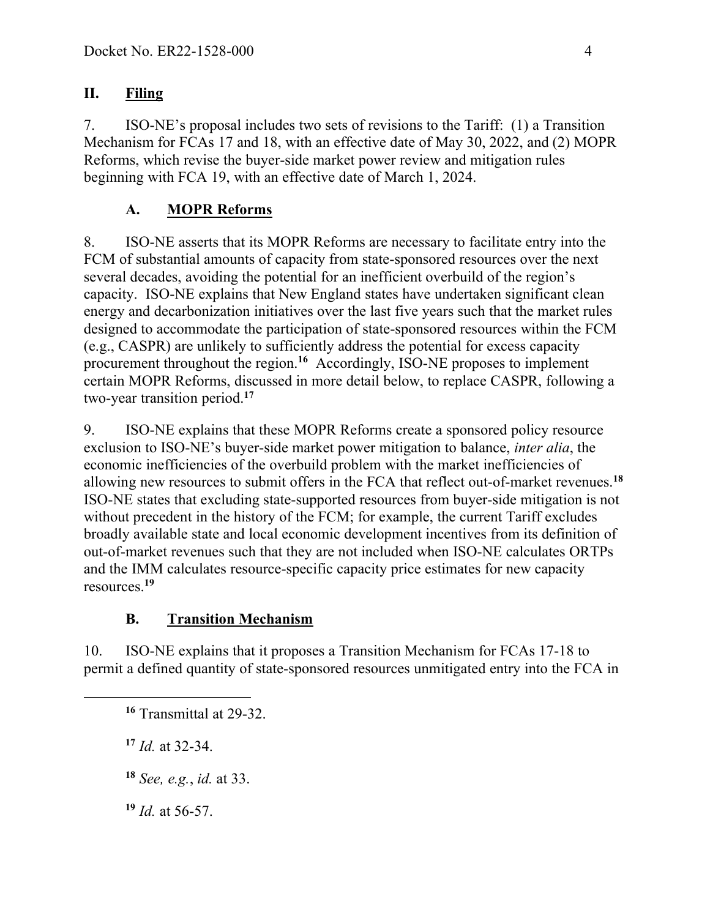## II. **Filing**

7. ISO-NE's proposal includes two sets of revisions to the Tariff: (1) a Transition Mechanism for FCAs 17 and 18, with an effective date of May 30, 2022, and (2) MOPR Reforms, which revise the buyer-side market power review and mitigation rules beginning with FCA 19, with an effective date of March 1, 2024.

### A. **MOPR Reforms**

8. ISO-NE asserts that its MOPR Reforms are necessary to facilitate entry into the FCM of substantial amounts of capacity from state-sponsored resources over the next several decades, avoiding the potential for an inefficient overbuild of the region's capacity. ISO-NE explains that New England states have undertaken significant clean energy and decarbonization initiatives over the last five years such that the market rules designed to accommodate the participation of state-sponsored resources within the FCM (e.g., CASPR) are unlikely to sufficiently address the potential for excess capacity procurement throughout the region.[16] Accordingly, ISO-NE proposes to implement certain MOPR Reforms, discussed in more detail below, to replace CASPR, following a two-year transition period.[17]

9. ISO-NE explains that these MOPR Reforms create a sponsored policy resource exclusion to ISO-NE's buyer-side market power mitigation to balance, *inter alia*, the economic inefficiencies of the overbuild problem with the market inefficiencies of allowing new resources to submit offers in the FCA that reflect out-of-market revenues.[18] ISO-NE states that excluding state-supported resources from buyer-side mitigation is not without precedent in the history of the FCM; for example, the current Tariff excludes broadly available state and local economic development incentives from its definition of out-of-market revenues such that they are not included when ISO-NE calculates ORTPs and the IMM calculates resource-specific capacity price estimates for new capacity resources.[19]

### B. **Transition Mechanism**

10. ISO-NE explains that it proposes a Transition Mechanism for FCAs 17-18 to permit a defined quantity of state-sponsored resources unmitigated entry into the FCA in

---

[16] Transmittal at 29-32.

[17] *Id.* at 32-34.

[18] *See, e.g.*, *id.* at 33.

[19] *Id.* at 56-57.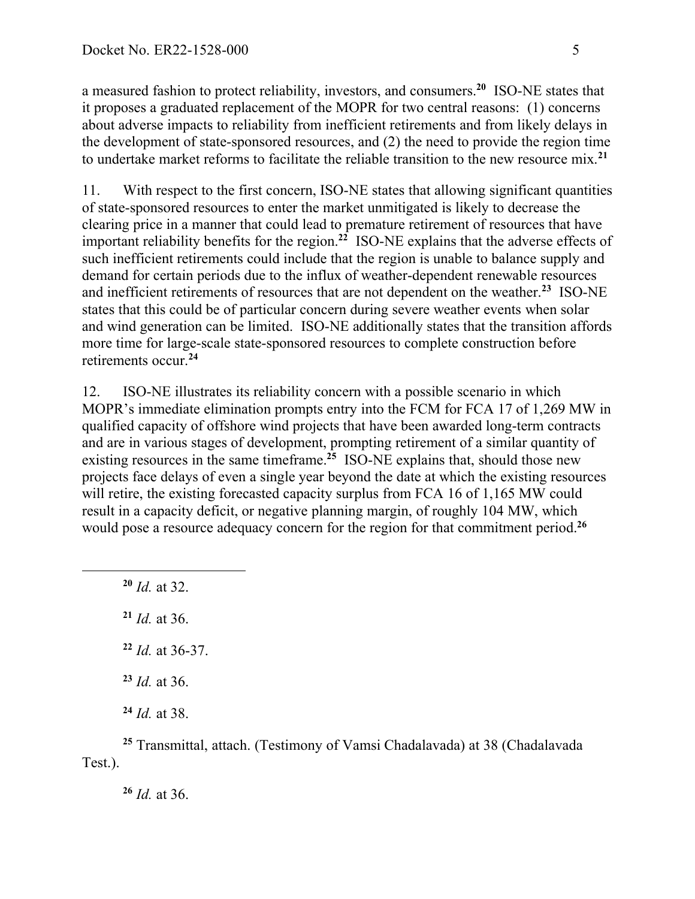a measured fashion to protect reliability, investors, and consumers.[20] ISO-NE states that it proposes a graduated replacement of the MOPR for two central reasons: (1) concerns about adverse impacts to reliability from inefficient retirements and from likely delays in the development of state-sponsored resources, and (2) the need to provide the region time to undertake market reforms to facilitate the reliable transition to the new resource mix.[21]

11. With respect to the first concern, ISO-NE states that allowing significant quantities of state-sponsored resources to enter the market unmitigated is likely to decrease the clearing price in a manner that could lead to premature retirement of resources that have important reliability benefits for the region.[22] ISO-NE explains that the adverse effects of such inefficient retirements could include that the region is unable to balance supply and demand for certain periods due to the influx of weather-dependent renewable resources and inefficient retirements of resources that are not dependent on the weather.[23] ISO-NE states that this could be of particular concern during severe weather events when solar and wind generation can be limited. ISO-NE additionally states that the transition affords more time for large-scale state-sponsored resources to complete construction before retirements occur.[24]

12. ISO-NE illustrates its reliability concern with a possible scenario in which MOPR's immediate elimination prompts entry into the FCM for FCA 17 of 1,269 MW in qualified capacity of offshore wind projects that have been awarded long-term contracts and are in various stages of development, prompting retirement of a similar quantity of existing resources in the same timeframe.[25] ISO-NE explains that, should those new projects face delays of even a single year beyond the date at which the existing resources will retire, the existing forecasted capacity surplus from FCA 16 of 1,165 MW could result in a capacity deficit, or negative planning margin, of roughly 104 MW, which would pose a resource adequacy concern for the region for that commitment period.[26]

---

[20] *Id.* at 32.

[21] *Id.* at 36.

[22] *Id.* at 36-37.

[23] *Id.* at 36.

[24] *Id.* at 38.

[25] Transmittal, attach. (Testimony of Vamsi Chadalavada) at 38 (Chadalavada Test.).

[26] *Id.* at 36.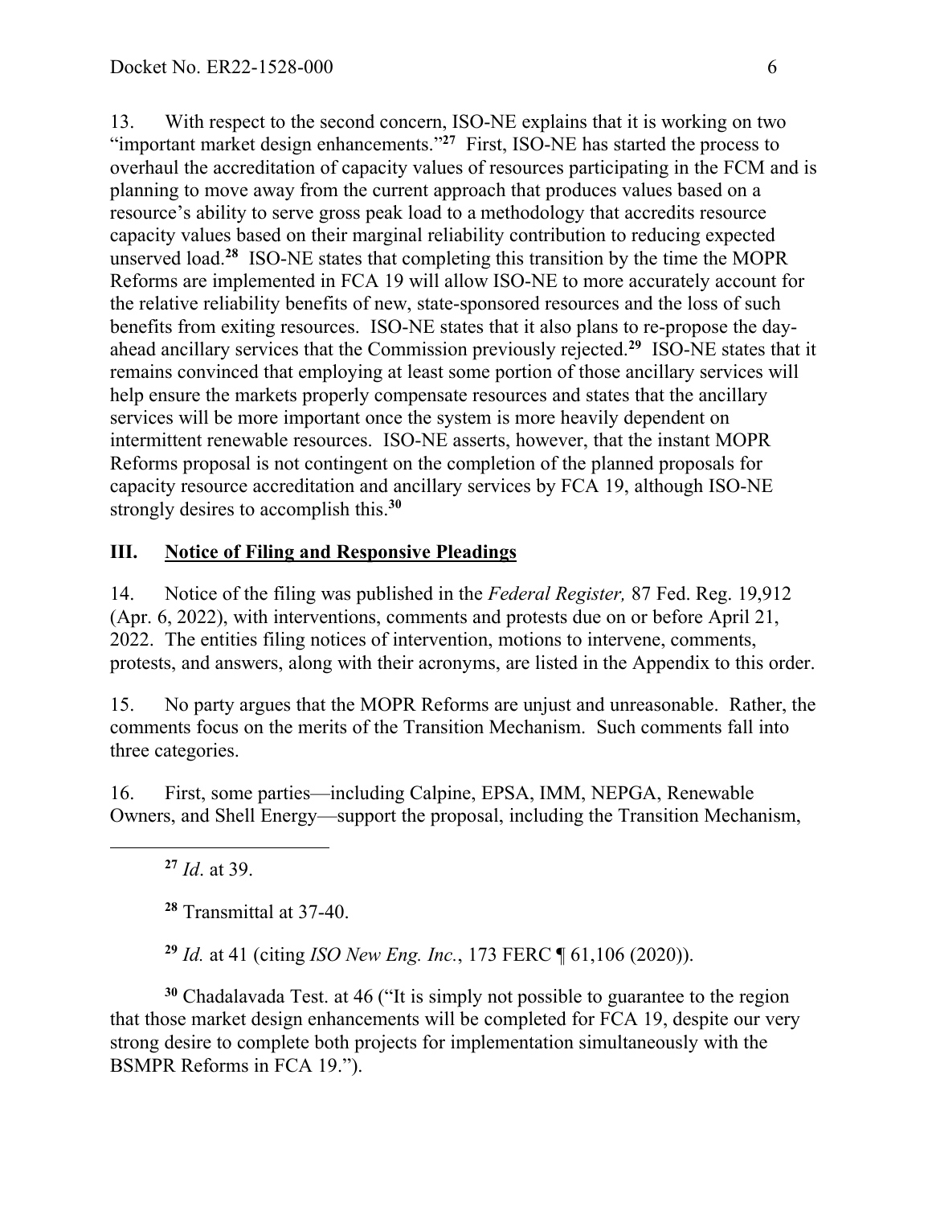13. With respect to the second concern, ISO-NE explains that it is working on two "important market design enhancements."[27] First, ISO-NE has started the process to overhaul the accreditation of capacity values of resources participating in the FCM and is planning to move away from the current approach that produces values based on a resource's ability to serve gross peak load to a methodology that accredits resource capacity values based on their marginal reliability contribution to reducing expected unserved load.[28] ISO-NE states that completing this transition by the time the MOPR Reforms are implemented in FCA 19 will allow ISO-NE to more accurately account for the relative reliability benefits of new, state-sponsored resources and the loss of such benefits from exiting resources. ISO-NE states that it also plans to re-propose the day-ahead ancillary services that the Commission previously rejected.[29] ISO-NE states that it remains convinced that employing at least some portion of those ancillary services will help ensure the markets properly compensate resources and states that the ancillary services will be more important once the system is more heavily dependent on intermittent renewable resources. ISO-NE asserts, however, that the instant MOPR Reforms proposal is not contingent on the completion of the planned proposals for capacity resource accreditation and ancillary services by FCA 19, although ISO-NE strongly desires to accomplish this.[30]

## III. Notice of Filing and Responsive Pleadings

14. Notice of the filing was published in the *Federal Register,* 87 Fed. Reg. 19,912 (Apr. 6, 2022), with interventions, comments and protests due on or before April 21, 2022. The entities filing notices of intervention, motions to intervene, comments, protests, and answers, along with their acronyms, are listed in the Appendix to this order.

15. No party argues that the MOPR Reforms are unjust and unreasonable. Rather, the comments focus on the merits of the Transition Mechanism. Such comments fall into three categories.

16. First, some parties—including Calpine, EPSA, IMM, NEPGA, Renewable Owners, and Shell Energy—support the proposal, including the Transition Mechanism,

---

[27] *Id*. at 39.

[28] Transmittal at 37-40.

[29] *Id.* at 41 (citing *ISO New Eng. Inc.*, 173 FERC ¶ 61,106 (2020)).

[30] Chadalavada Test. at 46 ("It is simply not possible to guarantee to the region that those market design enhancements will be completed for FCA 19, despite our very strong desire to complete both projects for implementation simultaneously with the BSMPR Reforms in FCA 19.").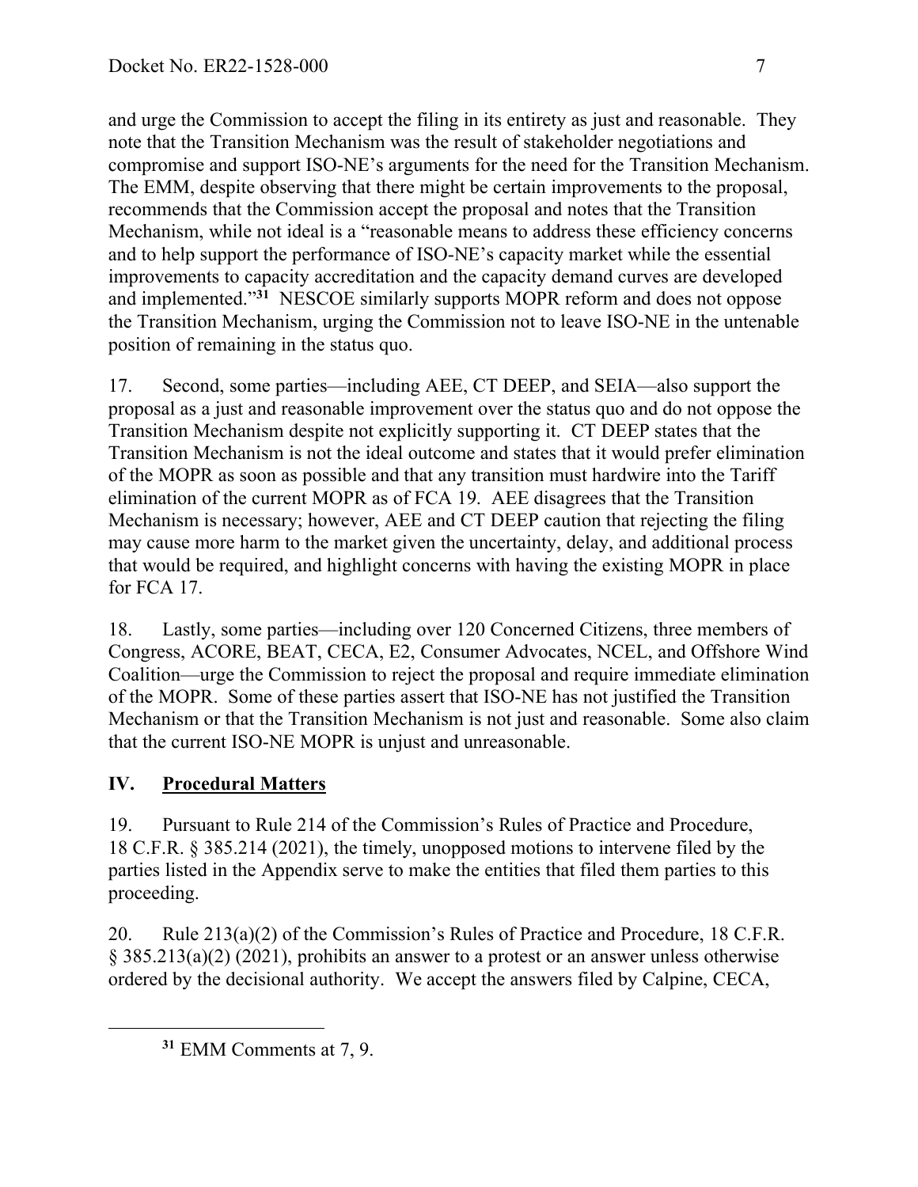and urge the Commission to accept the filing in its entirety as just and reasonable. They note that the Transition Mechanism was the result of stakeholder negotiations and compromise and support ISO-NE's arguments for the need for the Transition Mechanism. The EMM, despite observing that there might be certain improvements to the proposal, recommends that the Commission accept the proposal and notes that the Transition Mechanism, while not ideal is a "reasonable means to address these efficiency concerns and to help support the performance of ISO-NE's capacity market while the essential improvements to capacity accreditation and the capacity demand curves are developed and implemented."[31] NESCOE similarly supports MOPR reform and does not oppose the Transition Mechanism, urging the Commission not to leave ISO-NE in the untenable position of remaining in the status quo.

17. Second, some parties—including AEE, CT DEEP, and SEIA—also support the proposal as a just and reasonable improvement over the status quo and do not oppose the Transition Mechanism despite not explicitly supporting it. CT DEEP states that the Transition Mechanism is not the ideal outcome and states that it would prefer elimination of the MOPR as soon as possible and that any transition must hardwire into the Tariff elimination of the current MOPR as of FCA 19. AEE disagrees that the Transition Mechanism is necessary; however, AEE and CT DEEP caution that rejecting the filing may cause more harm to the market given the uncertainty, delay, and additional process that would be required, and highlight concerns with having the existing MOPR in place for FCA 17.

18. Lastly, some parties—including over 120 Concerned Citizens, three members of Congress, ACORE, BEAT, CECA, E2, Consumer Advocates, NCEL, and Offshore Wind Coalition—urge the Commission to reject the proposal and require immediate elimination of the MOPR. Some of these parties assert that ISO-NE has not justified the Transition Mechanism or that the Transition Mechanism is not just and reasonable. Some also claim that the current ISO-NE MOPR is unjust and unreasonable.

## IV. Procedural Matters

19. Pursuant to Rule 214 of the Commission's Rules of Practice and Procedure, 18 C.F.R. § 385.214 (2021), the timely, unopposed motions to intervene filed by the parties listed in the Appendix serve to make the entities that filed them parties to this proceeding.

20. Rule 213(a)(2) of the Commission's Rules of Practice and Procedure, 18 C.F.R. § 385.213(a)(2) (2021), prohibits an answer to a protest or an answer unless otherwise ordered by the decisional authority. We accept the answers filed by Calpine, CECA,

---

[31] EMM Comments at 7, 9.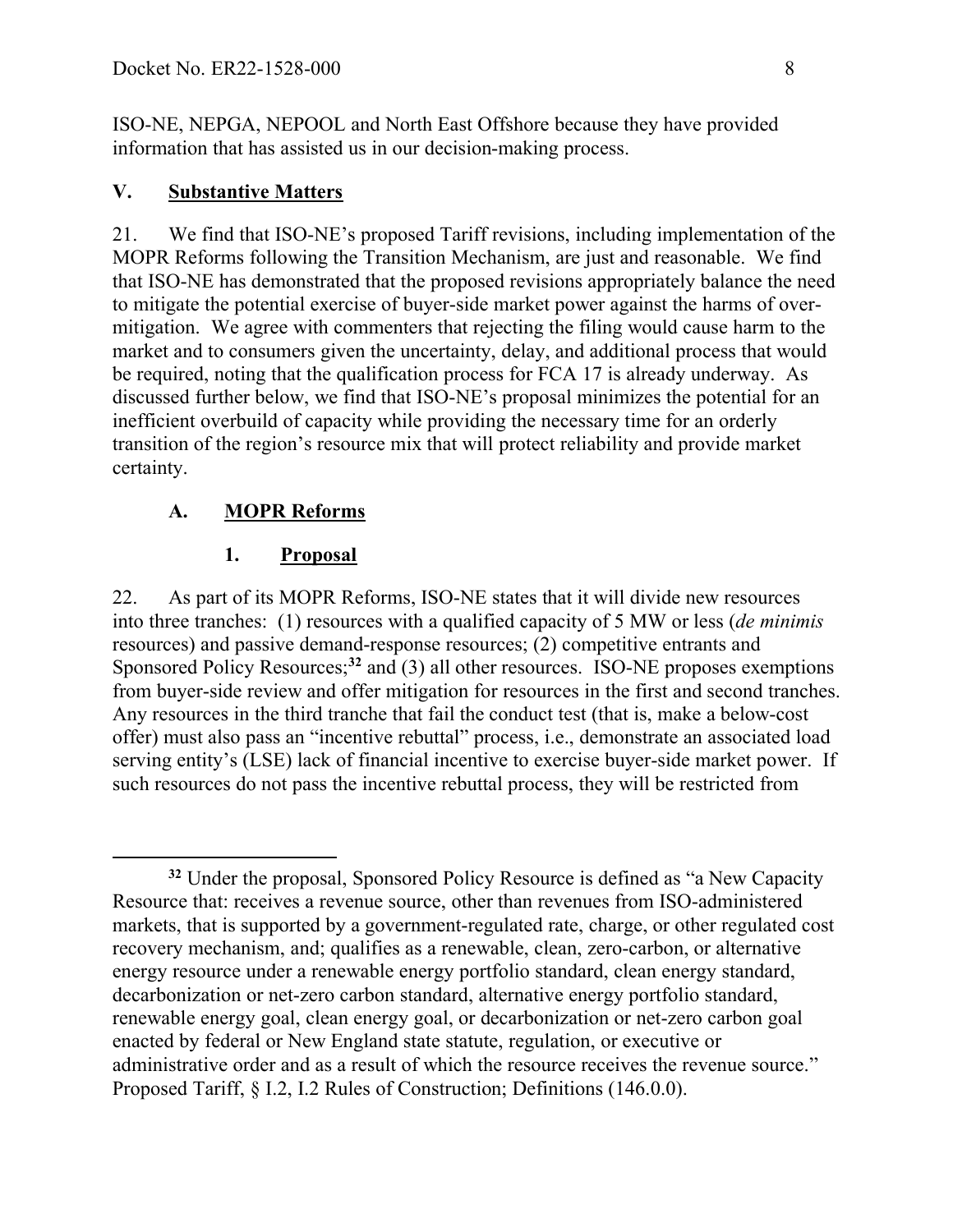ISO-NE, NEPGA, NEPOOL and North East Offshore because they have provided information that has assisted us in our decision-making process.

## V. Substantive Matters

21. We find that ISO-NE's proposed Tariff revisions, including implementation of the MOPR Reforms following the Transition Mechanism, are just and reasonable. We find that ISO-NE has demonstrated that the proposed revisions appropriately balance the need to mitigate the potential exercise of buyer-side market power against the harms of over-mitigation. We agree with commenters that rejecting the filing would cause harm to the market and to consumers given the uncertainty, delay, and additional process that would be required, noting that the qualification process for FCA 17 is already underway. As discussed further below, we find that ISO-NE's proposal minimizes the potential for an inefficient overbuild of capacity while providing the necessary time for an orderly transition of the region's resource mix that will protect reliability and provide market certainty.

### A. MOPR Reforms

#### 1. Proposal

22. As part of its MOPR Reforms, ISO-NE states that it will divide new resources into three tranches: (1) resources with a qualified capacity of 5 MW or less (*de minimis* resources) and passive demand-response resources; (2) competitive entrants and Sponsored Policy Resources;[32] and (3) all other resources. ISO-NE proposes exemptions from buyer-side review and offer mitigation for resources in the first and second tranches. Any resources in the third tranche that fail the conduct test (that is, make a below-cost offer) must also pass an "incentive rebuttal" process, i.e., demonstrate an associated load serving entity's (LSE) lack of financial incentive to exercise buyer-side market power. If such resources do not pass the incentive rebuttal process, they will be restricted from

---

[32] Under the proposal, Sponsored Policy Resource is defined as "a New Capacity Resource that: receives a revenue source, other than revenues from ISO-administered markets, that is supported by a government-regulated rate, charge, or other regulated cost recovery mechanism, and; qualifies as a renewable, clean, zero-carbon, or alternative energy resource under a renewable energy portfolio standard, clean energy standard, decarbonization or net-zero carbon standard, alternative energy portfolio standard, renewable energy goal, clean energy goal, or decarbonization or net-zero carbon goal enacted by federal or New England state statute, regulation, or executive or administrative order and as a result of which the resource receives the revenue source." Proposed Tariff, § I.2, I.2 Rules of Construction; Definitions (146.0.0).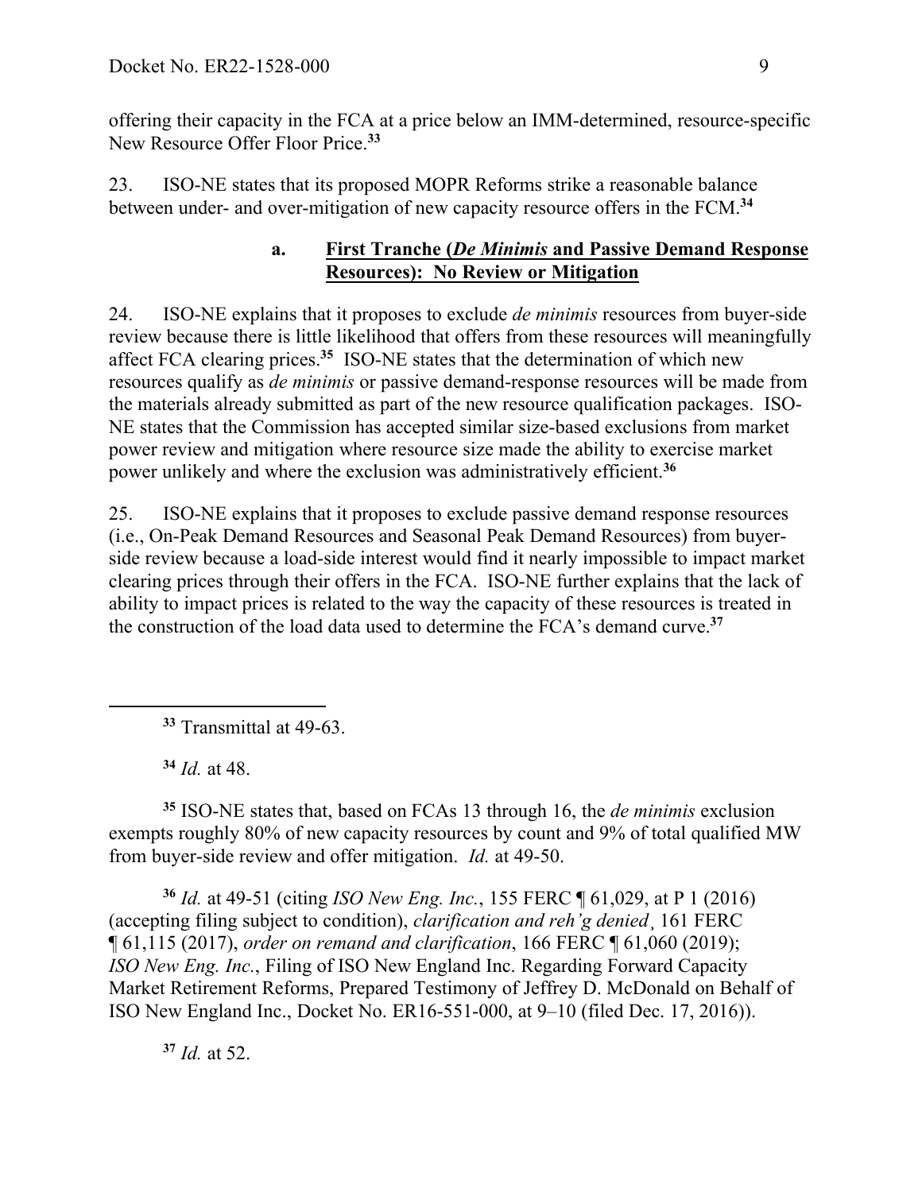offering their capacity in the FCA at a price below an IMM-determined, resource-specific New Resource Offer Floor Price.[33]

23. ISO-NE states that its proposed MOPR Reforms strike a reasonable balance between under- and over-mitigation of new capacity resource offers in the FCM.[34]

### a. First Tranche (*De Minimis* and Passive Demand Response Resources): No Review or Mitigation

24. ISO-NE explains that it proposes to exclude *de minimis* resources from buyer-side review because there is little likelihood that offers from these resources will meaningfully affect FCA clearing prices.[35] ISO-NE states that the determination of which new resources qualify as *de minimis* or passive demand-response resources will be made from the materials already submitted as part of the new resource qualification packages. ISO-NE states that the Commission has accepted similar size-based exclusions from market power review and mitigation where resource size made the ability to exercise market power unlikely and where the exclusion was administratively efficient.[36]

25. ISO-NE explains that it proposes to exclude passive demand response resources (i.e., On-Peak Demand Resources and Seasonal Peak Demand Resources) from buyer-side review because a load-side interest would find it nearly impossible to impact market clearing prices through their offers in the FCA. ISO-NE further explains that the lack of ability to impact prices is related to the way the capacity of these resources is treated in the construction of the load data used to determine the FCA's demand curve.[37]

---

[33] Transmittal at 49-63.

[34] *Id.* at 48.

[35] ISO-NE states that, based on FCAs 13 through 16, the *de minimis* exclusion exempts roughly 80% of new capacity resources by count and 9% of total qualified MW from buyer-side review and offer mitigation. *Id.* at 49-50.

[36] *Id.* at 49-51 (citing *ISO New Eng. Inc.*, 155 FERC ¶ 61,029, at P 1 (2016) (accepting filing subject to condition), *clarification and reh'g denied*¸ 161 FERC ¶ 61,115 (2017), *order on remand and clarification*, 166 FERC ¶ 61,060 (2019); *ISO New Eng. Inc.*, Filing of ISO New England Inc. Regarding Forward Capacity Market Retirement Reforms, Prepared Testimony of Jeffrey D. McDonald on Behalf of ISO New England Inc., Docket No. ER16-551-000, at 9–10 (filed Dec. 17, 2016)).

[37] *Id.* at 52.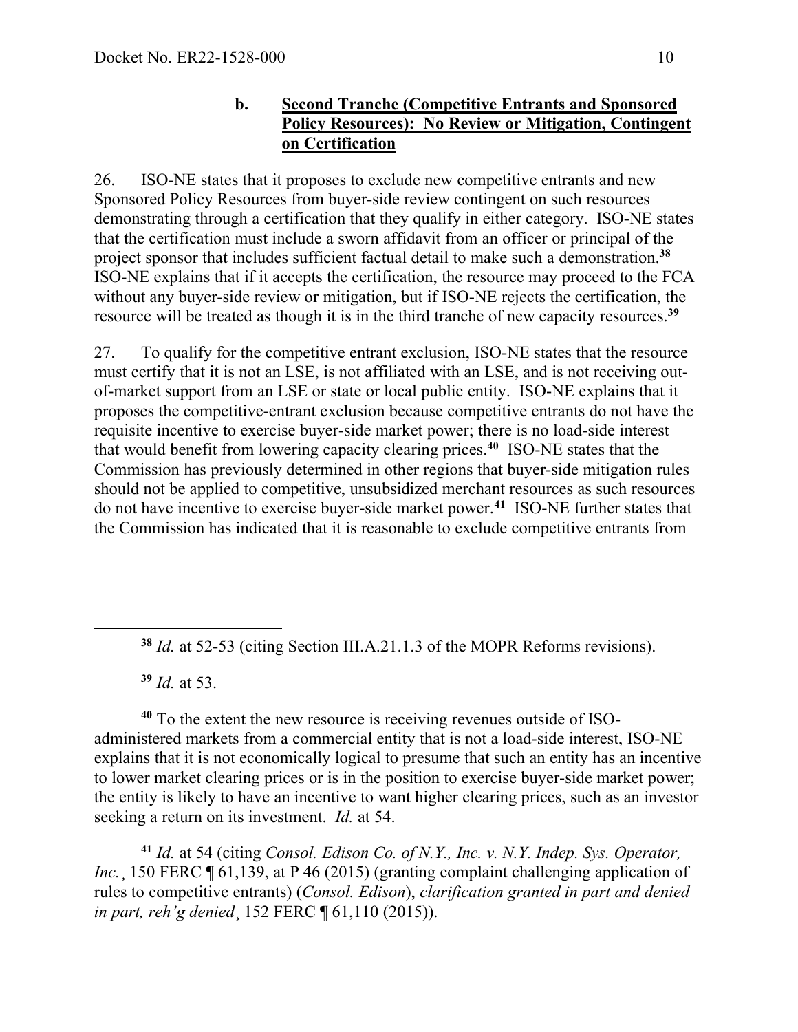### b. **Second Tranche (Competitive Entrants and Sponsored Policy Resources): No Review or Mitigation, Contingent on Certification**

26. ISO-NE states that it proposes to exclude new competitive entrants and new Sponsored Policy Resources from buyer-side review contingent on such resources demonstrating through a certification that they qualify in either category. ISO-NE states that the certification must include a sworn affidavit from an officer or principal of the project sponsor that includes sufficient factual detail to make such a demonstration.[38] ISO-NE explains that if it accepts the certification, the resource may proceed to the FCA without any buyer-side review or mitigation, but if ISO-NE rejects the certification, the resource will be treated as though it is in the third tranche of new capacity resources.[39]

27. To qualify for the competitive entrant exclusion, ISO-NE states that the resource must certify that it is not an LSE, is not affiliated with an LSE, and is not receiving out-of-market support from an LSE or state or local public entity. ISO-NE explains that it proposes the competitive-entrant exclusion because competitive entrants do not have the requisite incentive to exercise buyer-side market power; there is no load-side interest that would benefit from lowering capacity clearing prices.[40] ISO-NE states that the Commission has previously determined in other regions that buyer-side mitigation rules should not be applied to competitive, unsubsidized merchant resources as such resources do not have incentive to exercise buyer-side market power.[41] ISO-NE further states that the Commission has indicated that it is reasonable to exclude competitive entrants from

---

[38] *Id.* at 52-53 (citing Section III.A.21.1.3 of the MOPR Reforms revisions).

[39] *Id.* at 53.

[40] To the extent the new resource is receiving revenues outside of ISO-administered markets from a commercial entity that is not a load-side interest, ISO-NE explains that it is not economically logical to presume that such an entity has an incentive to lower market clearing prices or is in the position to exercise buyer-side market power; the entity is likely to have an incentive to want higher clearing prices, such as an investor seeking a return on its investment. *Id.* at 54.

[41] *Id.* at 54 (citing *Consol. Edison Co. of N.Y., Inc. v. N.Y. Indep. Sys. Operator, Inc.*¸ 150 FERC ¶ 61,139, at P 46 (2015) (granting complaint challenging application of rules to competitive entrants) (*Consol. Edison*), *clarification granted in part and denied in part, reh'g denied*¸ 152 FERC ¶ 61,110 (2015)).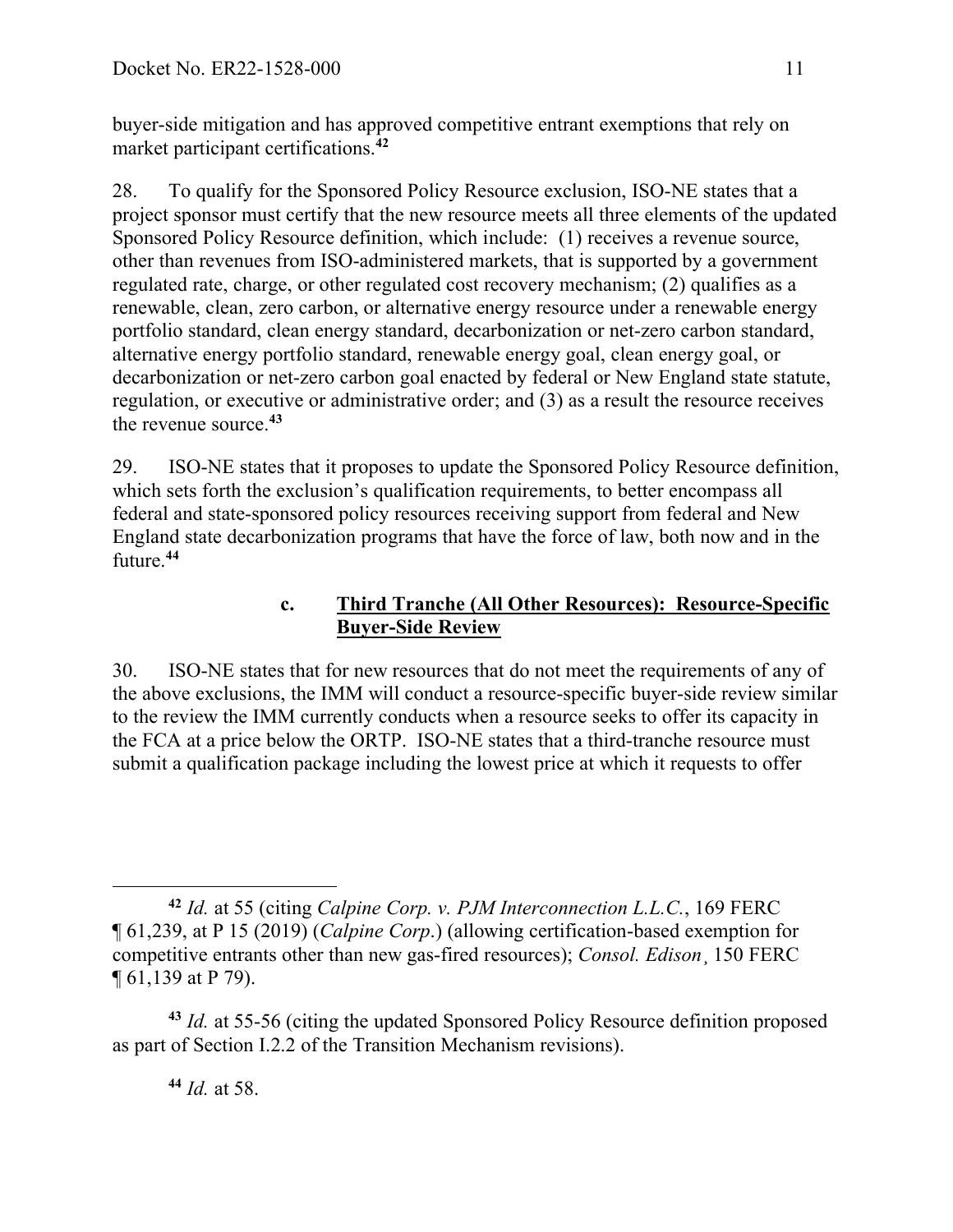buyer-side mitigation and has approved competitive entrant exemptions that rely on market participant certifications.[42]

28. To qualify for the Sponsored Policy Resource exclusion, ISO-NE states that a project sponsor must certify that the new resource meets all three elements of the updated Sponsored Policy Resource definition, which include: (1) receives a revenue source, other than revenues from ISO-administered markets, that is supported by a government regulated rate, charge, or other regulated cost recovery mechanism; (2) qualifies as a renewable, clean, zero carbon, or alternative energy resource under a renewable energy portfolio standard, clean energy standard, decarbonization or net-zero carbon standard, alternative energy portfolio standard, renewable energy goal, clean energy goal, or decarbonization or net-zero carbon goal enacted by federal or New England state statute, regulation, or executive or administrative order; and (3) as a result the resource receives the revenue source.[43]

29. ISO-NE states that it proposes to update the Sponsored Policy Resource definition, which sets forth the exclusion's qualification requirements, to better encompass all federal and state-sponsored policy resources receiving support from federal and New England state decarbonization programs that have the force of law, both now and in the future.[44]

#### c. Third Tranche (All Other Resources): Resource-Specific Buyer-Side Review

30. ISO-NE states that for new resources that do not meet the requirements of any of the above exclusions, the IMM will conduct a resource-specific buyer-side review similar to the review the IMM currently conducts when a resource seeks to offer its capacity in the FCA at a price below the ORTP. ISO-NE states that a third-tranche resource must submit a qualification package including the lowest price at which it requests to offer

---

[42] *Id.* at 55 (citing *Calpine Corp. v. PJM Interconnection L.L.C.*, 169 FERC ¶ 61,239, at P 15 (2019) (*Calpine Corp.*) (allowing certification-based exemption for competitive entrants other than new gas-fired resources); *Consol. Edison*¸ 150 FERC ¶ 61,139 at P 79).

[43] *Id.* at 55-56 (citing the updated Sponsored Policy Resource definition proposed as part of Section I.2.2 of the Transition Mechanism revisions).

[44] *Id.* at 58.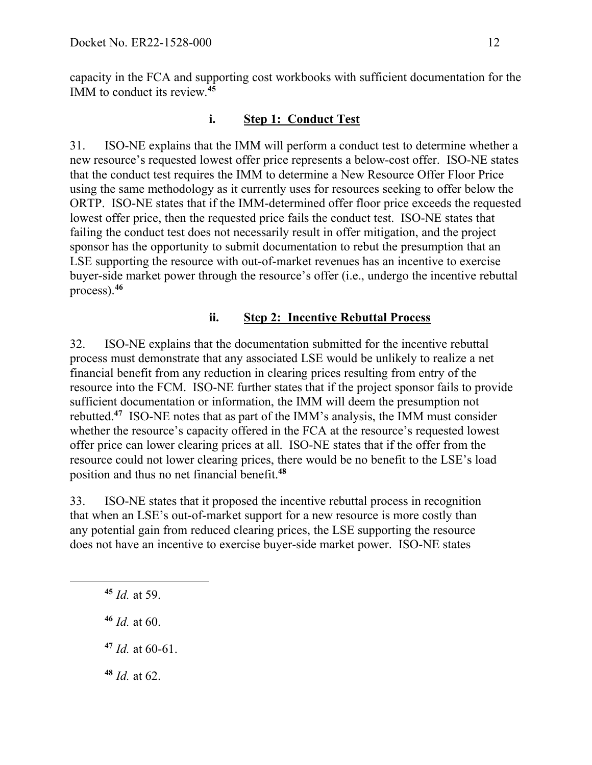capacity in the FCA and supporting cost workbooks with sufficient documentation for the IMM to conduct its review.[45]

#### i. Step 1: Conduct Test

31. ISO-NE explains that the IMM will perform a conduct test to determine whether a new resource's requested lowest offer price represents a below-cost offer. ISO-NE states that the conduct test requires the IMM to determine a New Resource Offer Floor Price using the same methodology as it currently uses for resources seeking to offer below the ORTP. ISO-NE states that if the IMM-determined offer floor price exceeds the requested lowest offer price, then the requested price fails the conduct test. ISO-NE states that failing the conduct test does not necessarily result in offer mitigation, and the project sponsor has the opportunity to submit documentation to rebut the presumption that an LSE supporting the resource with out-of-market revenues has an incentive to exercise buyer-side market power through the resource's offer (i.e., undergo the incentive rebuttal process).[46]

#### ii. Step 2: Incentive Rebuttal Process

32. ISO-NE explains that the documentation submitted for the incentive rebuttal process must demonstrate that any associated LSE would be unlikely to realize a net financial benefit from any reduction in clearing prices resulting from entry of the resource into the FCM. ISO-NE further states that if the project sponsor fails to provide sufficient documentation or information, the IMM will deem the presumption not rebutted.[47] ISO-NE notes that as part of the IMM's analysis, the IMM must consider whether the resource's capacity offered in the FCA at the resource's requested lowest offer price can lower clearing prices at all. ISO-NE states that if the offer from the resource could not lower clearing prices, there would be no benefit to the LSE's load position and thus no net financial benefit.[48]

33. ISO-NE states that it proposed the incentive rebuttal process in recognition that when an LSE's out-of-market support for a new resource is more costly than any potential gain from reduced clearing prices, the LSE supporting the resource does not have an incentive to exercise buyer-side market power. ISO-NE states

---

[45] *Id.* at 59.

[46] *Id.* at 60.

[47] *Id.* at 60-61.

[48] *Id.* at 62.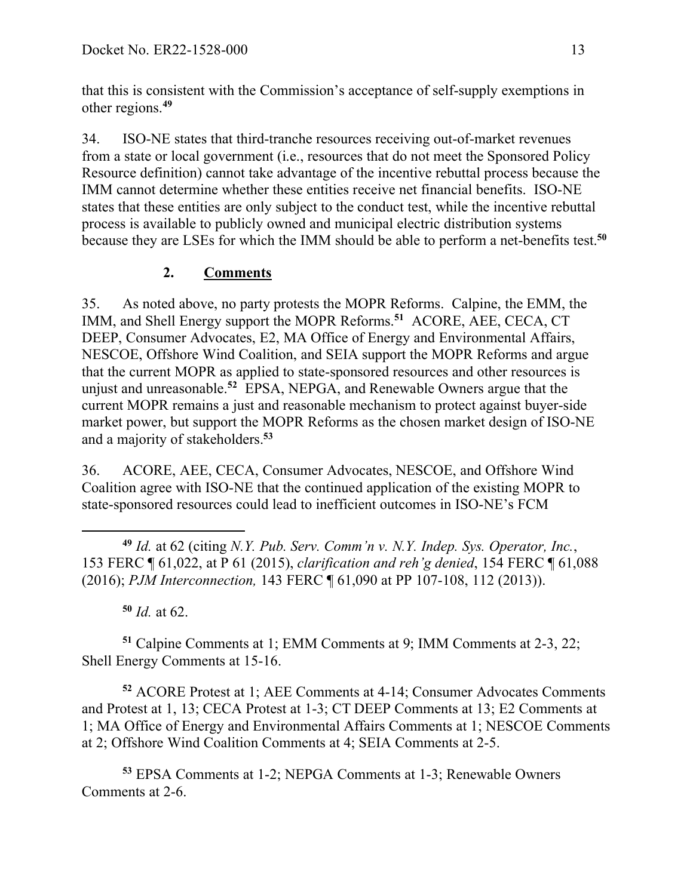that this is consistent with the Commission's acceptance of self-supply exemptions in other regions.[49]

34. ISO-NE states that third-tranche resources receiving out-of-market revenues from a state or local government (i.e., resources that do not meet the Sponsored Policy Resource definition) cannot take advantage of the incentive rebuttal process because the IMM cannot determine whether these entities receive net financial benefits. ISO-NE states that these entities are only subject to the conduct test, while the incentive rebuttal process is available to publicly owned and municipal electric distribution systems because they are LSEs for which the IMM should be able to perform a net-benefits test.[50]

### 2. Comments

35. As noted above, no party protests the MOPR Reforms. Calpine, the EMM, the IMM, and Shell Energy support the MOPR Reforms.[51] ACORE, AEE, CECA, CT DEEP, Consumer Advocates, E2, MA Office of Energy and Environmental Affairs, NESCOE, Offshore Wind Coalition, and SEIA support the MOPR Reforms and argue that the current MOPR as applied to state-sponsored resources and other resources is unjust and unreasonable.[52] EPSA, NEPGA, and Renewable Owners argue that the current MOPR remains a just and reasonable mechanism to protect against buyer-side market power, but support the MOPR Reforms as the chosen market design of ISO-NE and a majority of stakeholders.[53]

36. ACORE, AEE, CECA, Consumer Advocates, NESCOE, and Offshore Wind Coalition agree with ISO-NE that the continued application of the existing MOPR to state-sponsored resources could lead to inefficient outcomes in ISO-NE's FCM

---

[49] *Id.* at 62 (citing *N.Y. Pub. Serv. Comm'n v. N.Y. Indep. Sys. Operator, Inc.*, 153 FERC ¶ 61,022, at P 61 (2015), *clarification and reh'g denied*, 154 FERC ¶ 61,088 (2016); *PJM Interconnection,* 143 FERC ¶ 61,090 at PP 107-108, 112 (2013)).

[50] *Id.* at 62.

[51] Calpine Comments at 1; EMM Comments at 9; IMM Comments at 2-3, 22; Shell Energy Comments at 15-16.

[52] ACORE Protest at 1; AEE Comments at 4-14; Consumer Advocates Comments and Protest at 1, 13; CECA Protest at 1-3; CT DEEP Comments at 13; E2 Comments at 1; MA Office of Energy and Environmental Affairs Comments at 1; NESCOE Comments at 2; Offshore Wind Coalition Comments at 4; SEIA Comments at 2-5.

[53] EPSA Comments at 1-2; NEPGA Comments at 1-3; Renewable Owners Comments at 2-6.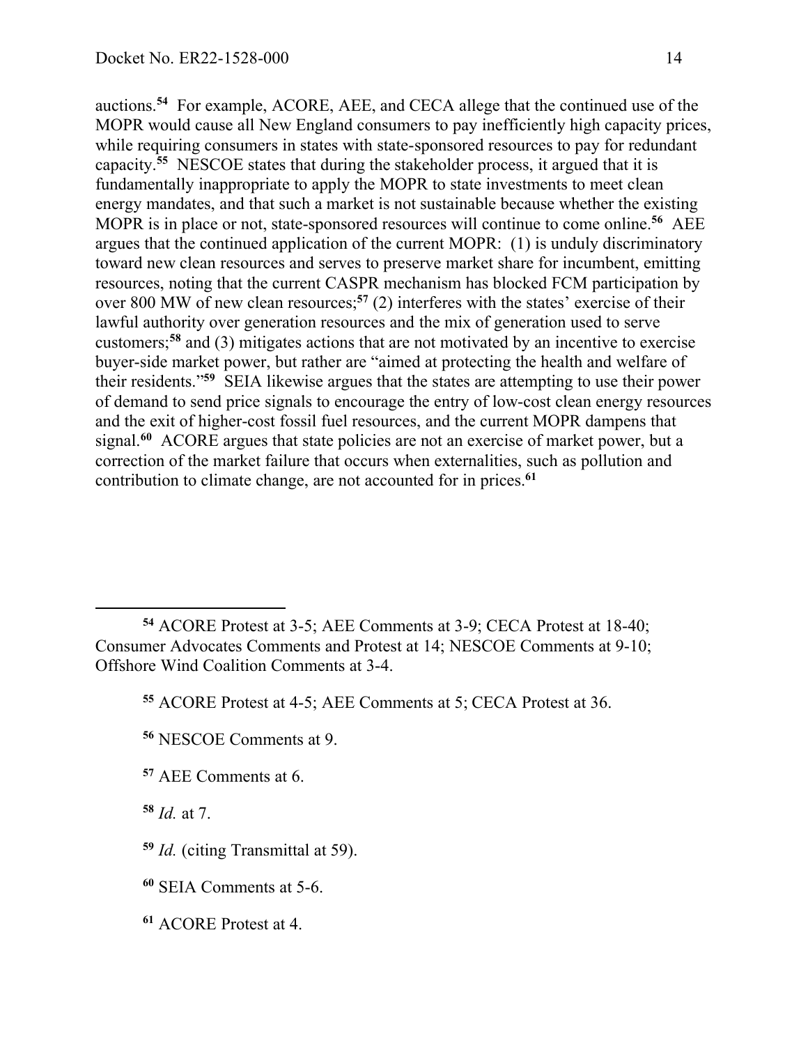auctions.[54] For example, ACORE, AEE, and CECA allege that the continued use of the MOPR would cause all New England consumers to pay inefficiently high capacity prices, while requiring consumers in states with state-sponsored resources to pay for redundant capacity.[55] NESCOE states that during the stakeholder process, it argued that it is fundamentally inappropriate to apply the MOPR to state investments to meet clean energy mandates, and that such a market is not sustainable because whether the existing MOPR is in place or not, state-sponsored resources will continue to come online.[56] AEE argues that the continued application of the current MOPR: (1) is unduly discriminatory toward new clean resources and serves to preserve market share for incumbent, emitting resources, noting that the current CASPR mechanism has blocked FCM participation by over 800 MW of new clean resources;[57] (2) interferes with the states' exercise of their lawful authority over generation resources and the mix of generation used to serve customers;[58] and (3) mitigates actions that are not motivated by an incentive to exercise buyer-side market power, but rather are "aimed at protecting the health and welfare of their residents."[59] SEIA likewise argues that the states are attempting to use their power of demand to send price signals to encourage the entry of low-cost clean energy resources and the exit of higher-cost fossil fuel resources, and the current MOPR dampens that signal.[60] ACORE argues that state policies are not an exercise of market power, but a correction of the market failure that occurs when externalities, such as pollution and contribution to climate change, are not accounted for in prices.[61]

---

[54] ACORE Protest at 3-5; AEE Comments at 3-9; CECA Protest at 18-40; Consumer Advocates Comments and Protest at 14; NESCOE Comments at 9-10; Offshore Wind Coalition Comments at 3-4.

[55] ACORE Protest at 4-5; AEE Comments at 5; CECA Protest at 36.

[56] NESCOE Comments at 9.

[57] AEE Comments at 6.

[58] *Id.* at 7.

[59] *Id.* (citing Transmittal at 59).

[60] SEIA Comments at 5-6.

[61] ACORE Protest at 4.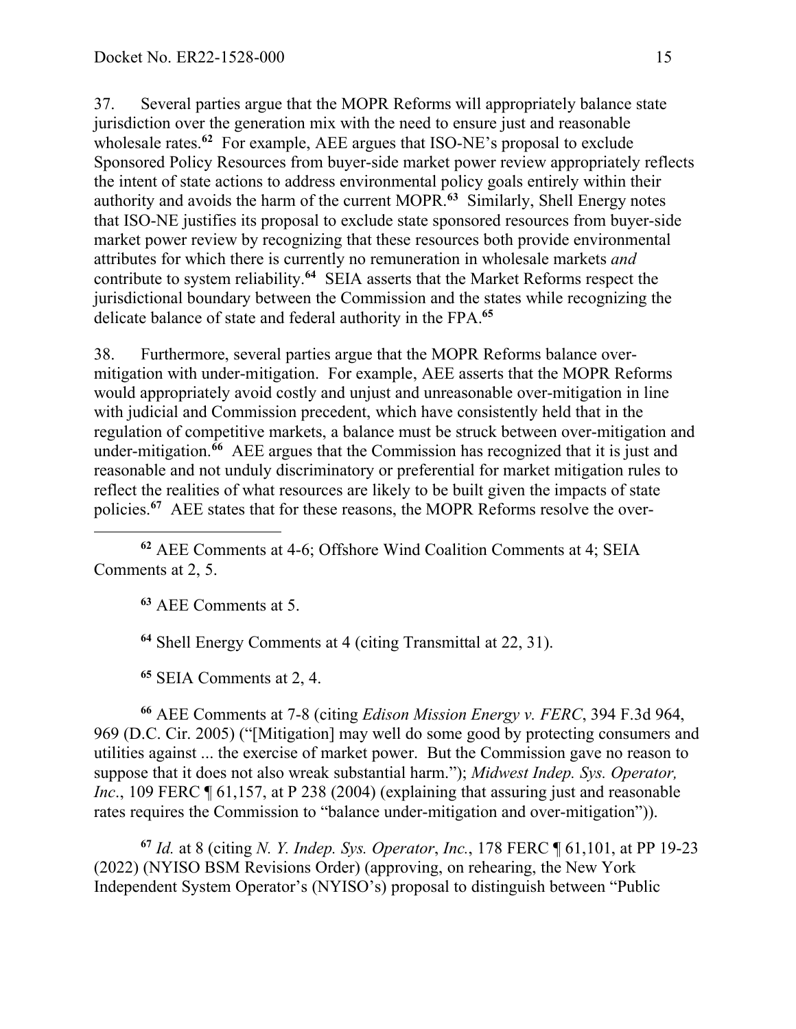37. Several parties argue that the MOPR Reforms will appropriately balance state jurisdiction over the generation mix with the need to ensure just and reasonable wholesale rates.[62] For example, AEE argues that ISO-NE's proposal to exclude Sponsored Policy Resources from buyer-side market power review appropriately reflects the intent of state actions to address environmental policy goals entirely within their authority and avoids the harm of the current MOPR.[63] Similarly, Shell Energy notes that ISO-NE justifies its proposal to exclude state sponsored resources from buyer-side market power review by recognizing that these resources both provide environmental attributes for which there is currently no remuneration in wholesale markets *and* contribute to system reliability.[64] SEIA asserts that the Market Reforms respect the jurisdictional boundary between the Commission and the states while recognizing the delicate balance of state and federal authority in the FPA.[65]

38. Furthermore, several parties argue that the MOPR Reforms balance over-mitigation with under-mitigation. For example, AEE asserts that the MOPR Reforms would appropriately avoid costly and unjust and unreasonable over-mitigation in line with judicial and Commission precedent, which have consistently held that in the regulation of competitive markets, a balance must be struck between over-mitigation and under-mitigation.[66] AEE argues that the Commission has recognized that it is just and reasonable and not unduly discriminatory or preferential for market mitigation rules to reflect the realities of what resources are likely to be built given the impacts of state policies.[67] AEE states that for these reasons, the MOPR Reforms resolve the over-

---

[62] AEE Comments at 4-6; Offshore Wind Coalition Comments at 4; SEIA Comments at 2, 5.

[63] AEE Comments at 5.

[64] Shell Energy Comments at 4 (citing Transmittal at 22, 31).

[65] SEIA Comments at 2, 4.

[66] AEE Comments at 7-8 (citing *Edison Mission Energy v. FERC*, 394 F.3d 964, 969 (D.C. Cir. 2005) ("[Mitigation] may well do some good by protecting consumers and utilities against ... the exercise of market power. But the Commission gave no reason to suppose that it does not also wreak substantial harm."); *Midwest Indep. Sys. Operator, Inc*., 109 FERC ¶ 61,157, at P 238 (2004) (explaining that assuring just and reasonable rates requires the Commission to "balance under-mitigation and over-mitigation")).

[67] *Id.* at 8 (citing *N. Y. Indep. Sys. Operator*, *Inc.*, 178 FERC ¶ 61,101, at PP 19-23 (2022) (NYISO BSM Revisions Order) (approving, on rehearing, the New York Independent System Operator's (NYISO's) proposal to distinguish between "Public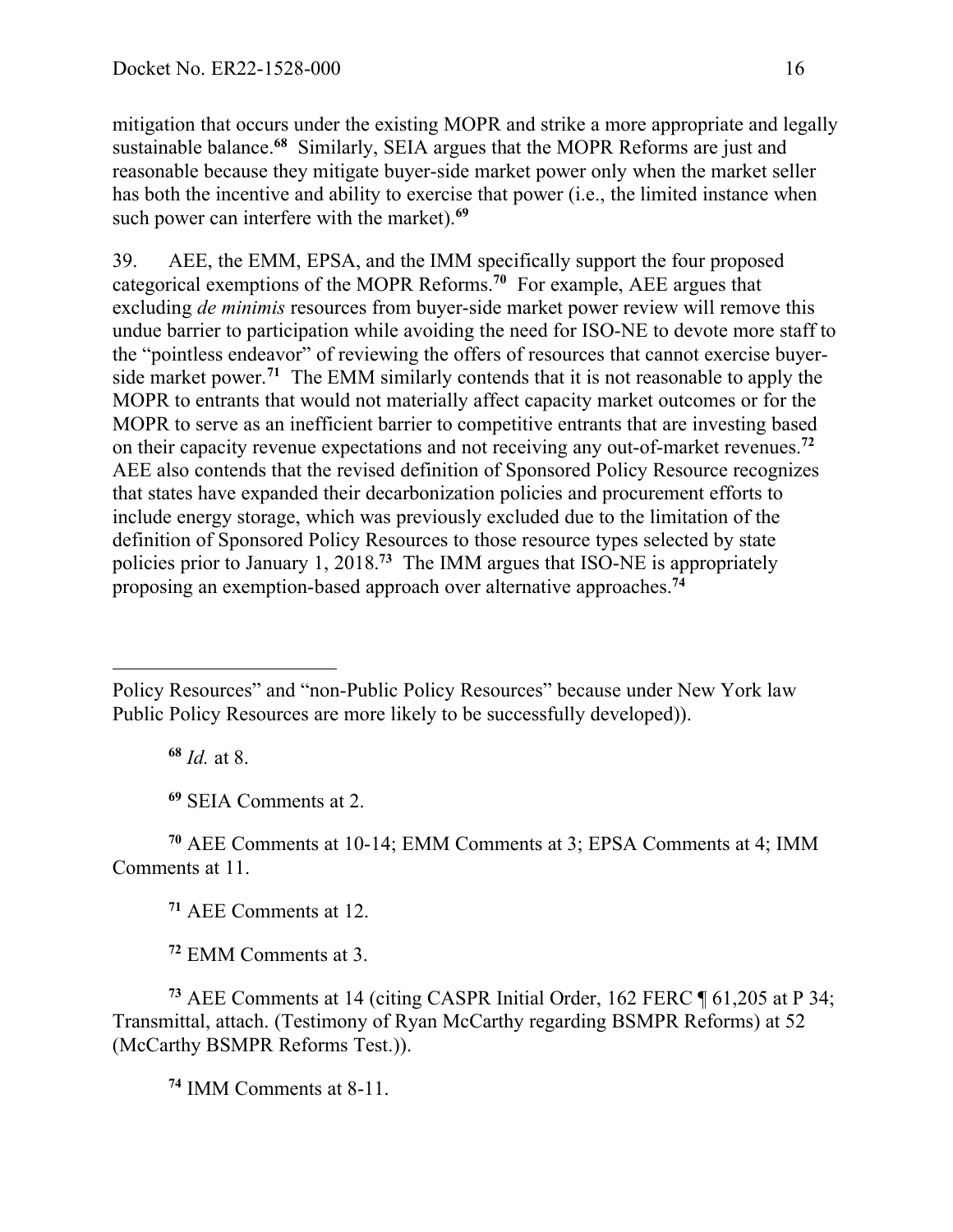mitigation that occurs under the existing MOPR and strike a more appropriate and legally sustainable balance.[68] Similarly, SEIA argues that the MOPR Reforms are just and reasonable because they mitigate buyer-side market power only when the market seller has both the incentive and ability to exercise that power (i.e., the limited instance when such power can interfere with the market).[69]

39. AEE, the EMM, EPSA, and the IMM specifically support the four proposed categorical exemptions of the MOPR Reforms.[70] For example, AEE argues that excluding *de minimis* resources from buyer-side market power review will remove this undue barrier to participation while avoiding the need for ISO-NE to devote more staff to the "pointless endeavor" of reviewing the offers of resources that cannot exercise buyer-side market power.[71] The EMM similarly contends that it is not reasonable to apply the MOPR to entrants that would not materially affect capacity market outcomes or for the MOPR to serve as an inefficient barrier to competitive entrants that are investing based on their capacity revenue expectations and not receiving any out-of-market revenues.[72] AEE also contends that the revised definition of Sponsored Policy Resource recognizes that states have expanded their decarbonization policies and procurement efforts to include energy storage, which was previously excluded due to the limitation of the definition of Sponsored Policy Resources to those resource types selected by state policies prior to January 1, 2018.[73] The IMM argues that ISO-NE is appropriately proposing an exemption-based approach over alternative approaches.[74]

---

Policy Resources" and "non-Public Policy Resources" because under New York law Public Policy Resources are more likely to be successfully developed)).

[68] *Id.* at 8.

[69] SEIA Comments at 2.

[70] AEE Comments at 10-14; EMM Comments at 3; EPSA Comments at 4; IMM Comments at 11.

[71] AEE Comments at 12.

[72] EMM Comments at 3.

[73] AEE Comments at 14 (citing CASPR Initial Order, 162 FERC ¶ 61,205 at P 34; Transmittal, attach. (Testimony of Ryan McCarthy regarding BSMPR Reforms) at 52 (McCarthy BSMPR Reforms Test.)).

[74] IMM Comments at 8-11.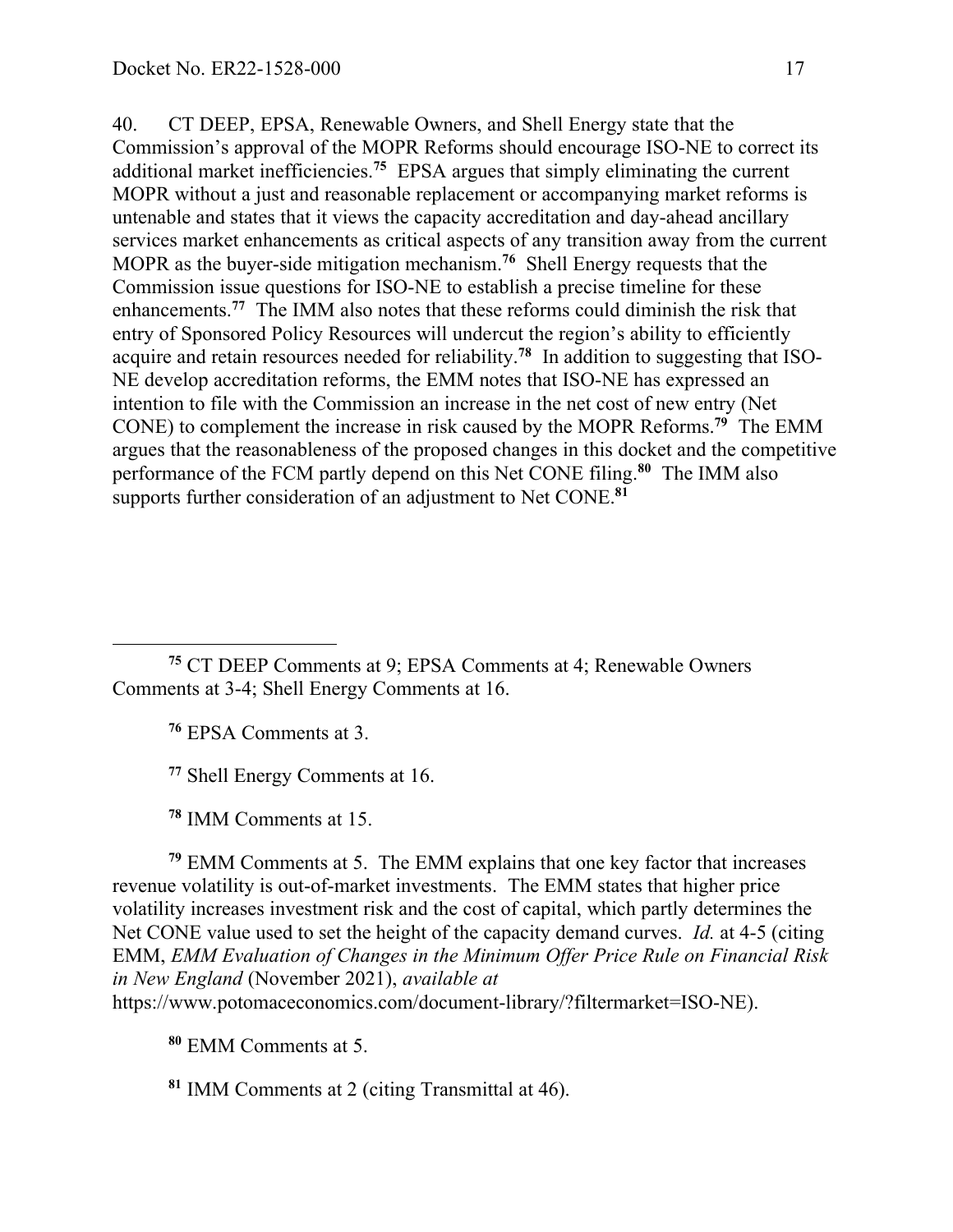40. CT DEEP, EPSA, Renewable Owners, and Shell Energy state that the Commission's approval of the MOPR Reforms should encourage ISO-NE to correct its additional market inefficiencies.[75] EPSA argues that simply eliminating the current MOPR without a just and reasonable replacement or accompanying market reforms is untenable and states that it views the capacity accreditation and day-ahead ancillary services market enhancements as critical aspects of any transition away from the current MOPR as the buyer-side mitigation mechanism.[76] Shell Energy requests that the Commission issue questions for ISO-NE to establish a precise timeline for these enhancements.[77] The IMM also notes that these reforms could diminish the risk that entry of Sponsored Policy Resources will undercut the region's ability to efficiently acquire and retain resources needed for reliability.[78] In addition to suggesting that ISO-NE develop accreditation reforms, the EMM notes that ISO-NE has expressed an intention to file with the Commission an increase in the net cost of new entry (Net CONE) to complement the increase in risk caused by the MOPR Reforms.[79] The EMM argues that the reasonableness of the proposed changes in this docket and the competitive performance of the FCM partly depend on this Net CONE filing.[80] The IMM also supports further consideration of an adjustment to Net CONE.[81]

---

[75] CT DEEP Comments at 9; EPSA Comments at 4; Renewable Owners Comments at 3-4; Shell Energy Comments at 16.

[76] EPSA Comments at 3.

[77] Shell Energy Comments at 16.

[78] IMM Comments at 15.

[79] EMM Comments at 5. The EMM explains that one key factor that increases revenue volatility is out-of-market investments. The EMM states that higher price volatility increases investment risk and the cost of capital, which partly determines the Net CONE value used to set the height of the capacity demand curves. *Id.* at 4-5 (citing EMM, *EMM Evaluation of Changes in the Minimum Offer Price Rule on Financial Risk in New England* (November 2021), *available at* https://www.potomaceconomics.com/document-library/?filtermarket=ISO-NE).

[80] EMM Comments at 5.

[81] IMM Comments at 2 (citing Transmittal at 46).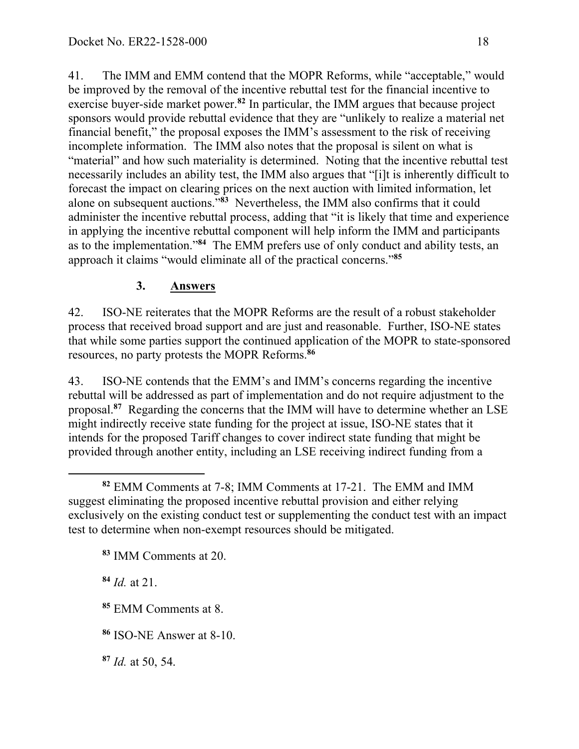41. The IMM and EMM contend that the MOPR Reforms, while "acceptable," would be improved by the removal of the incentive rebuttal test for the financial incentive to exercise buyer-side market power.[82] In particular, the IMM argues that because project sponsors would provide rebuttal evidence that they are "unlikely to realize a material net financial benefit," the proposal exposes the IMM's assessment to the risk of receiving incomplete information. The IMM also notes that the proposal is silent on what is "material" and how such materiality is determined. Noting that the incentive rebuttal test necessarily includes an ability test, the IMM also argues that "[i]t is inherently difficult to forecast the impact on clearing prices on the next auction with limited information, let alone on subsequent auctions."[83] Nevertheless, the IMM also confirms that it could administer the incentive rebuttal process, adding that "it is likely that time and experience in applying the incentive rebuttal component will help inform the IMM and participants as to the implementation."[84] The EMM prefers use of only conduct and ability tests, an approach it claims "would eliminate all of the practical concerns."[85]

### 3. Answers

42. ISO-NE reiterates that the MOPR Reforms are the result of a robust stakeholder process that received broad support and are just and reasonable. Further, ISO-NE states that while some parties support the continued application of the MOPR to state-sponsored resources, no party protests the MOPR Reforms.[86]

43. ISO-NE contends that the EMM's and IMM's concerns regarding the incentive rebuttal will be addressed as part of implementation and do not require adjustment to the proposal.[87] Regarding the concerns that the IMM will have to determine whether an LSE might indirectly receive state funding for the project at issue, ISO-NE states that it intends for the proposed Tariff changes to cover indirect state funding that might be provided through another entity, including an LSE receiving indirect funding from a

---

[82] EMM Comments at 7-8; IMM Comments at 17-21. The EMM and IMM suggest eliminating the proposed incentive rebuttal provision and either relying exclusively on the existing conduct test or supplementing the conduct test with an impact test to determine when non-exempt resources should be mitigated.

[83] IMM Comments at 20.

[84] *Id.* at 21.

[85] EMM Comments at 8.

[86] ISO-NE Answer at 8-10.

[87] *Id.* at 50, 54.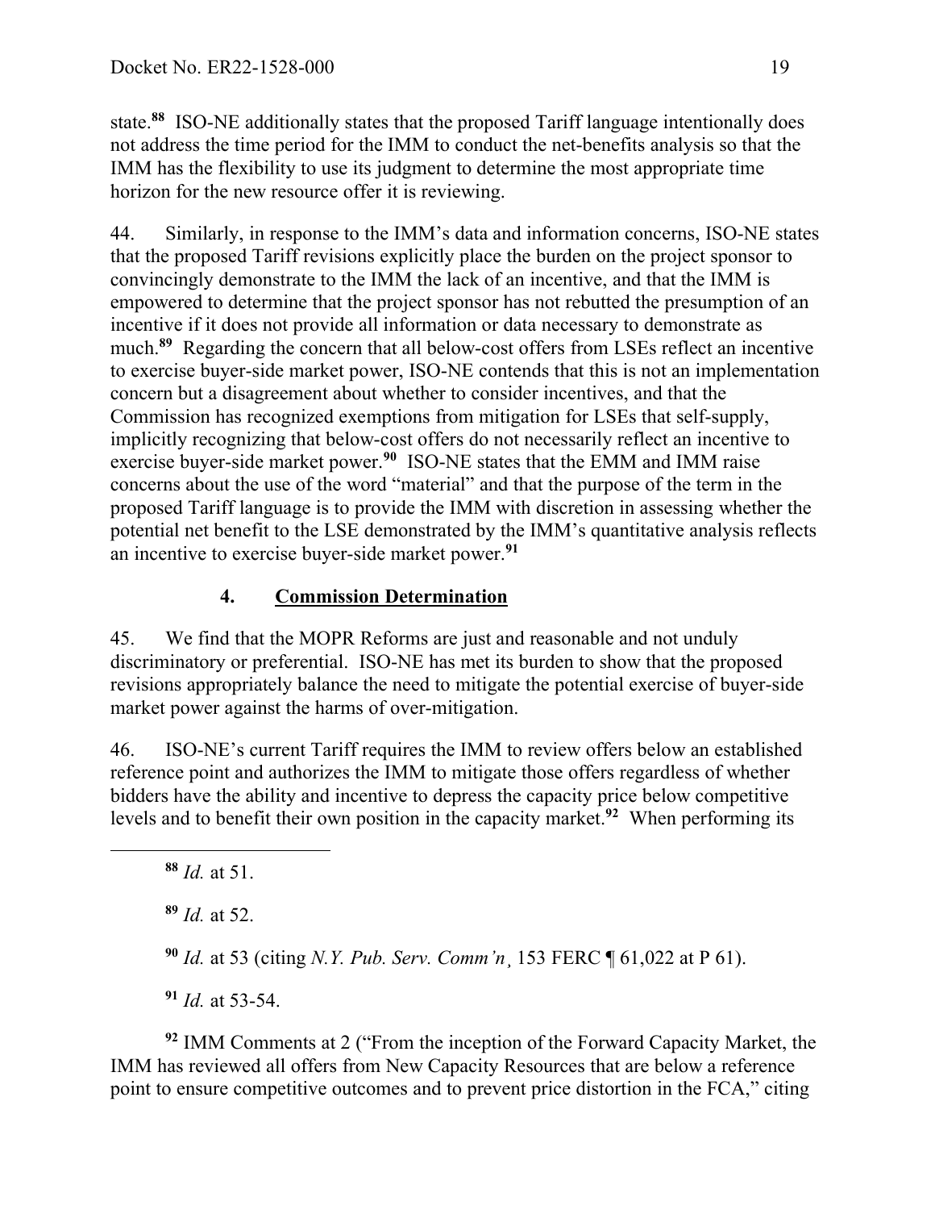state.[88] ISO-NE additionally states that the proposed Tariff language intentionally does not address the time period for the IMM to conduct the net-benefits analysis so that the IMM has the flexibility to use its judgment to determine the most appropriate time horizon for the new resource offer it is reviewing.

44. Similarly, in response to the IMM's data and information concerns, ISO-NE states that the proposed Tariff revisions explicitly place the burden on the project sponsor to convincingly demonstrate to the IMM the lack of an incentive, and that the IMM is empowered to determine that the project sponsor has not rebutted the presumption of an incentive if it does not provide all information or data necessary to demonstrate as much.[89] Regarding the concern that all below-cost offers from LSEs reflect an incentive to exercise buyer-side market power, ISO-NE contends that this is not an implementation concern but a disagreement about whether to consider incentives, and that the Commission has recognized exemptions from mitigation for LSEs that self-supply, implicitly recognizing that below-cost offers do not necessarily reflect an incentive to exercise buyer-side market power.[90] ISO-NE states that the EMM and IMM raise concerns about the use of the word "material" and that the purpose of the term in the proposed Tariff language is to provide the IMM with discretion in assessing whether the potential net benefit to the LSE demonstrated by the IMM's quantitative analysis reflects an incentive to exercise buyer-side market power.[91]

### 4. **Commission Determination**

45. We find that the MOPR Reforms are just and reasonable and not unduly discriminatory or preferential. ISO-NE has met its burden to show that the proposed revisions appropriately balance the need to mitigate the potential exercise of buyer-side market power against the harms of over-mitigation.

46. ISO-NE's current Tariff requires the IMM to review offers below an established reference point and authorizes the IMM to mitigate those offers regardless of whether bidders have the ability and incentive to depress the capacity price below competitive levels and to benefit their own position in the capacity market.[92] When performing its

---

[88] *Id.* at 51.

[89] *Id.* at 52.

[90] *Id.* at 53 (citing *N.Y. Pub. Serv. Comm'n*¸ 153 FERC ¶ 61,022 at P 61).

[91] *Id.* at 53-54.

[92] IMM Comments at 2 ("From the inception of the Forward Capacity Market, the IMM has reviewed all offers from New Capacity Resources that are below a reference point to ensure competitive outcomes and to prevent price distortion in the FCA," citing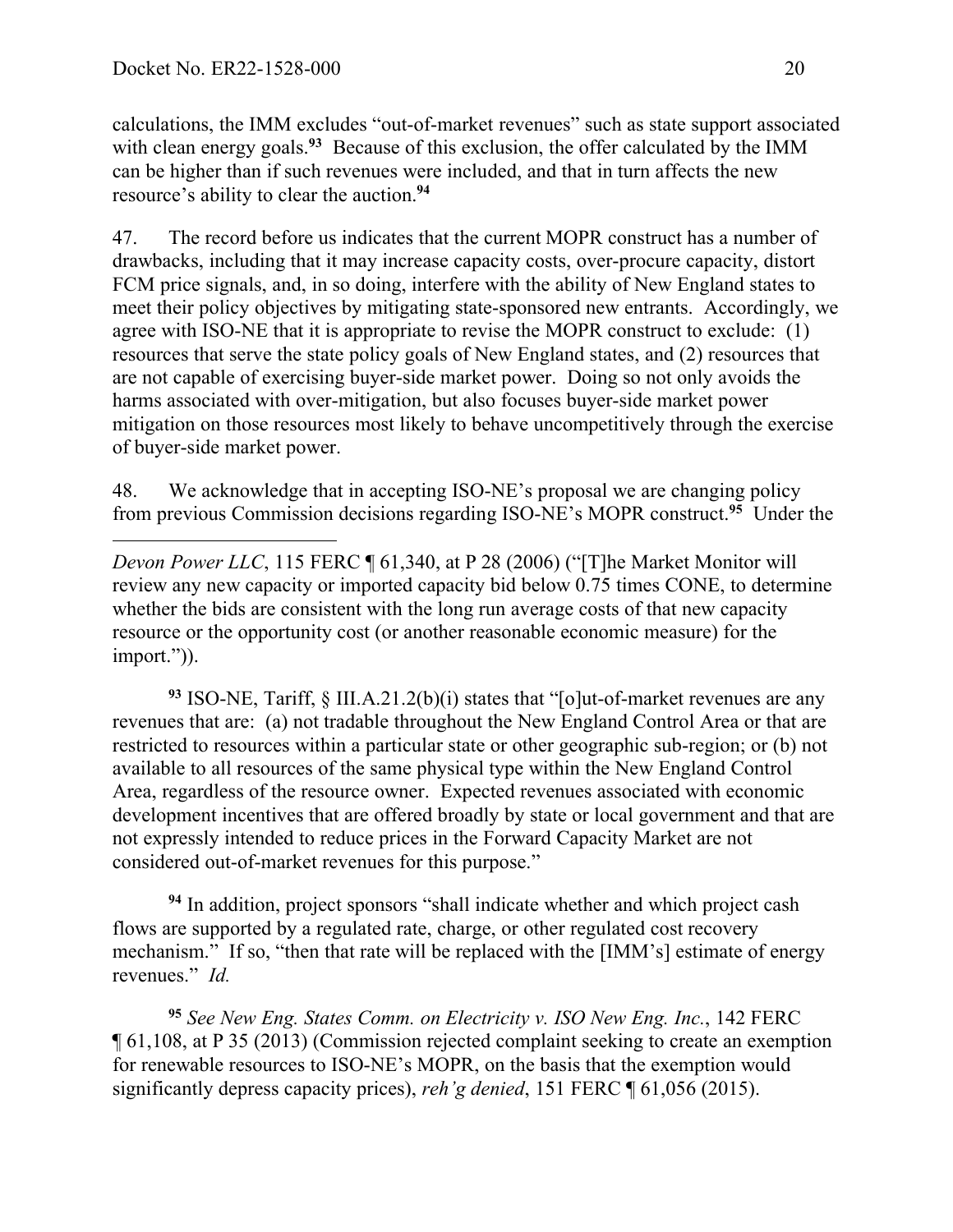calculations, the IMM excludes "out-of-market revenues" such as state support associated with clean energy goals.[93] Because of this exclusion, the offer calculated by the IMM can be higher than if such revenues were included, and that in turn affects the new resource's ability to clear the auction.[94]

47. The record before us indicates that the current MOPR construct has a number of drawbacks, including that it may increase capacity costs, over-procure capacity, distort FCM price signals, and, in so doing, interfere with the ability of New England states to meet their policy objectives by mitigating state-sponsored new entrants. Accordingly, we agree with ISO-NE that it is appropriate to revise the MOPR construct to exclude: (1) resources that serve the state policy goals of New England states, and (2) resources that are not capable of exercising buyer-side market power. Doing so not only avoids the harms associated with over-mitigation, but also focuses buyer-side market power mitigation on those resources most likely to behave uncompetitively through the exercise of buyer-side market power.

48. We acknowledge that in accepting ISO-NE's proposal we are changing policy from previous Commission decisions regarding ISO-NE's MOPR construct.[95] Under the

---

*Devon Power LLC*, 115 FERC ¶ 61,340, at P 28 (2006) ("[T]he Market Monitor will review any new capacity or imported capacity bid below 0.75 times CONE, to determine whether the bids are consistent with the long run average costs of that new capacity resource or the opportunity cost (or another reasonable economic measure) for the import.")).

[93] ISO-NE, Tariff, § III.A.21.2(b)(i) states that "[o]ut-of-market revenues are any revenues that are: (a) not tradable throughout the New England Control Area or that are restricted to resources within a particular state or other geographic sub-region; or (b) not available to all resources of the same physical type within the New England Control Area, regardless of the resource owner. Expected revenues associated with economic development incentives that are offered broadly by state or local government and that are not expressly intended to reduce prices in the Forward Capacity Market are not considered out-of-market revenues for this purpose."

[94] In addition, project sponsors "shall indicate whether and which project cash flows are supported by a regulated rate, charge, or other regulated cost recovery mechanism." If so, "then that rate will be replaced with the [IMM's] estimate of energy revenues." *Id.*

[95] *See New Eng. States Comm. on Electricity v. ISO New Eng. Inc.*, 142 FERC ¶ 61,108, at P 35 (2013) (Commission rejected complaint seeking to create an exemption for renewable resources to ISO-NE's MOPR, on the basis that the exemption would significantly depress capacity prices), *reh'g denied*, 151 FERC ¶ 61,056 (2015).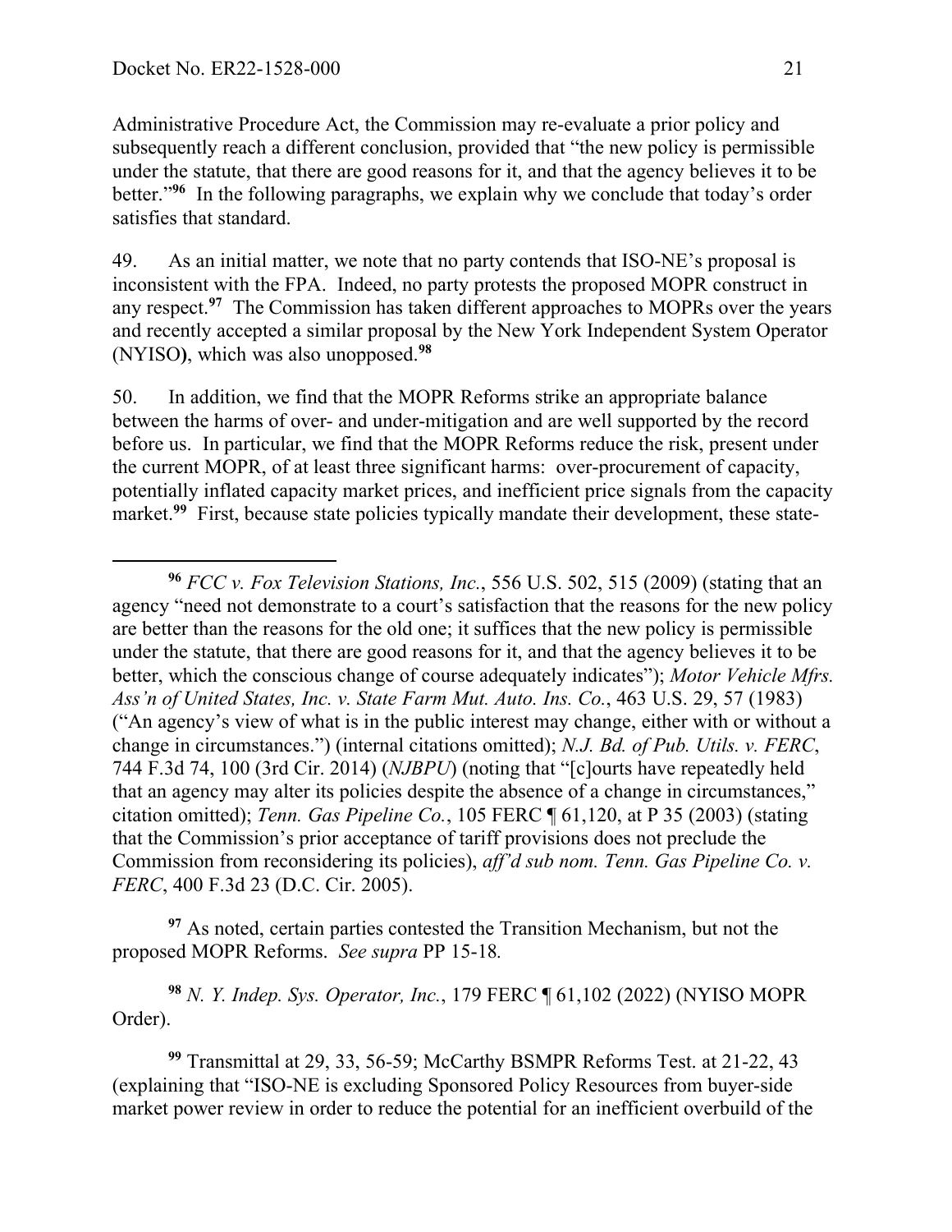Administrative Procedure Act, the Commission may re-evaluate a prior policy and subsequently reach a different conclusion, provided that "the new policy is permissible under the statute, that there are good reasons for it, and that the agency believes it to be better."[96] In the following paragraphs, we explain why we conclude that today's order satisfies that standard.

49. As an initial matter, we note that no party contends that ISO-NE's proposal is inconsistent with the FPA. Indeed, no party protests the proposed MOPR construct in any respect.[97] The Commission has taken different approaches to MOPRs over the years and recently accepted a similar proposal by the New York Independent System Operator (NYISO), which was also unopposed.[98]

50. In addition, we find that the MOPR Reforms strike an appropriate balance between the harms of over- and under-mitigation and are well supported by the record before us. In particular, we find that the MOPR Reforms reduce the risk, present under the current MOPR, of at least three significant harms: over-procurement of capacity, potentially inflated capacity market prices, and inefficient price signals from the capacity market.[99] First, because state policies typically mandate their development, these state-

---

[96] *FCC v. Fox Television Stations, Inc.*, 556 U.S. 502, 515 (2009) (stating that an agency "need not demonstrate to a court's satisfaction that the reasons for the new policy are better than the reasons for the old one; it suffices that the new policy is permissible under the statute, that there are good reasons for it, and that the agency believes it to be better, which the conscious change of course adequately indicates"); *Motor Vehicle Mfrs. Ass'n of United States, Inc. v. State Farm Mut. Auto. Ins. Co.*, 463 U.S. 29, 57 (1983) ("An agency's view of what is in the public interest may change, either with or without a change in circumstances.") (internal citations omitted); *N.J. Bd. of Pub. Utils. v. FERC*, 744 F.3d 74, 100 (3rd Cir. 2014) (*NJBPU*) (noting that "[c]ourts have repeatedly held that an agency may alter its policies despite the absence of a change in circumstances," citation omitted); *Tenn. Gas Pipeline Co.*, 105 FERC ¶ 61,120, at P 35 (2003) (stating that the Commission's prior acceptance of tariff provisions does not preclude the Commission from reconsidering its policies), *aff'd sub nom. Tenn. Gas Pipeline Co. v. FERC*, 400 F.3d 23 (D.C. Cir. 2005).

[97] As noted, certain parties contested the Transition Mechanism, but not the proposed MOPR Reforms. *See supra* PP 15-18*.*

[98] *N. Y. Indep. Sys. Operator, Inc.*, 179 FERC ¶ 61,102 (2022) (NYISO MOPR Order).

[99] Transmittal at 29, 33, 56-59; McCarthy BSMPR Reforms Test. at 21-22, 43 (explaining that "ISO-NE is excluding Sponsored Policy Resources from buyer-side market power review in order to reduce the potential for an inefficient overbuild of the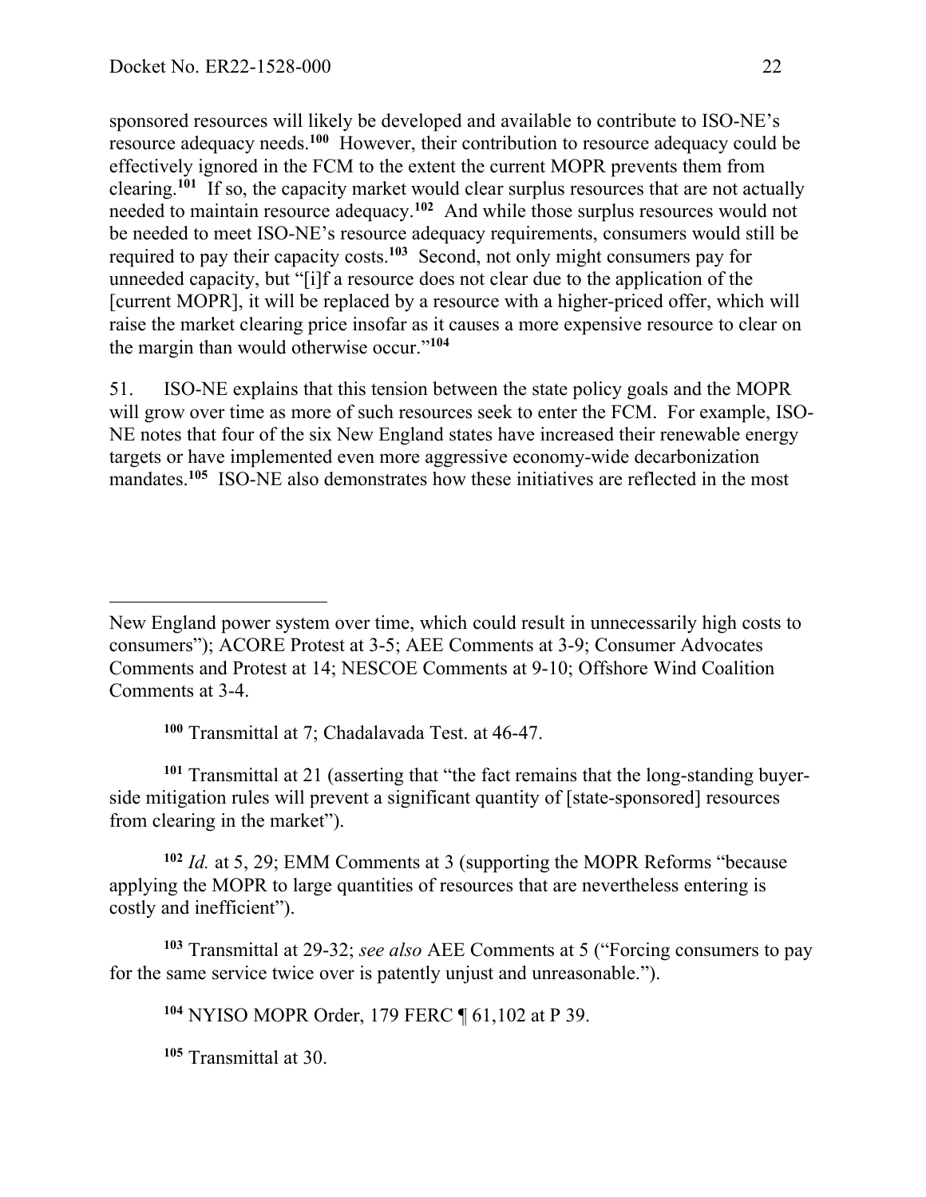sponsored resources will likely be developed and available to contribute to ISO-NE's resource adequacy needs.[100] However, their contribution to resource adequacy could be effectively ignored in the FCM to the extent the current MOPR prevents them from clearing.[101] If so, the capacity market would clear surplus resources that are not actually needed to maintain resource adequacy.[102] And while those surplus resources would not be needed to meet ISO-NE's resource adequacy requirements, consumers would still be required to pay their capacity costs.[103] Second, not only might consumers pay for unneeded capacity, but "[i]f a resource does not clear due to the application of the [current MOPR], it will be replaced by a resource with a higher-priced offer, which will raise the market clearing price insofar as it causes a more expensive resource to clear on the margin than would otherwise occur."[104]

51. ISO-NE explains that this tension between the state policy goals and the MOPR will grow over time as more of such resources seek to enter the FCM. For example, ISO-NE notes that four of the six New England states have increased their renewable energy targets or have implemented even more aggressive economy-wide decarbonization mandates.[105] ISO-NE also demonstrates how these initiatives are reflected in the most

---

New England power system over time, which could result in unnecessarily high costs to consumers"); ACORE Protest at 3-5; AEE Comments at 3-9; Consumer Advocates Comments and Protest at 14; NESCOE Comments at 9-10; Offshore Wind Coalition Comments at 3-4.

[100] Transmittal at 7; Chadalavada Test. at 46-47.

[101] Transmittal at 21 (asserting that "the fact remains that the long-standing buyer-side mitigation rules will prevent a significant quantity of [state-sponsored] resources from clearing in the market").

[102] *Id.* at 5, 29; EMM Comments at 3 (supporting the MOPR Reforms "because applying the MOPR to large quantities of resources that are nevertheless entering is costly and inefficient").

[103] Transmittal at 29-32; *see also* AEE Comments at 5 ("Forcing consumers to pay for the same service twice over is patently unjust and unreasonable.").

[104] NYISO MOPR Order, 179 FERC ¶ 61,102 at P 39.

[105] Transmittal at 30.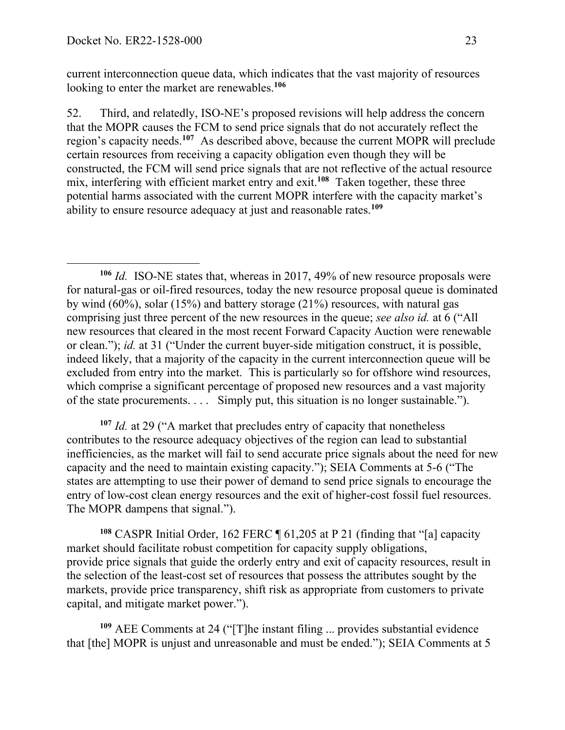current interconnection queue data, which indicates that the vast majority of resources looking to enter the market are renewables.[106]

52. Third, and relatedly, ISO-NE's proposed revisions will help address the concern that the MOPR causes the FCM to send price signals that do not accurately reflect the region's capacity needs.[107] As described above, because the current MOPR will preclude certain resources from receiving a capacity obligation even though they will be constructed, the FCM will send price signals that are not reflective of the actual resource mix, interfering with efficient market entry and exit.[108] Taken together, these three potential harms associated with the current MOPR interfere with the capacity market's ability to ensure resource adequacy at just and reasonable rates.[109]

---

[106] *Id.* ISO-NE states that, whereas in 2017, 49% of new resource proposals were for natural-gas or oil-fired resources, today the new resource proposal queue is dominated by wind (60%), solar (15%) and battery storage (21%) resources, with natural gas comprising just three percent of the new resources in the queue; *see also id.* at 6 ("All new resources that cleared in the most recent Forward Capacity Auction were renewable or clean."); *id.* at 31 ("Under the current buyer-side mitigation construct, it is possible, indeed likely, that a majority of the capacity in the current interconnection queue will be excluded from entry into the market. This is particularly so for offshore wind resources, which comprise a significant percentage of proposed new resources and a vast majority of the state procurements. . . . Simply put, this situation is no longer sustainable.").

[107] *Id.* at 29 ("A market that precludes entry of capacity that nonetheless contributes to the resource adequacy objectives of the region can lead to substantial inefficiencies, as the market will fail to send accurate price signals about the need for new capacity and the need to maintain existing capacity."); SEIA Comments at 5-6 ("The states are attempting to use their power of demand to send price signals to encourage the entry of low-cost clean energy resources and the exit of higher-cost fossil fuel resources. The MOPR dampens that signal.").

[108] CASPR Initial Order, 162 FERC ¶ 61,205 at P 21 (finding that "[a] capacity market should facilitate robust competition for capacity supply obligations, provide price signals that guide the orderly entry and exit of capacity resources, result in the selection of the least-cost set of resources that possess the attributes sought by the markets, provide price transparency, shift risk as appropriate from customers to private capital, and mitigate market power.").

[109] AEE Comments at 24 ("[T]he instant filing ... provides substantial evidence that [the] MOPR is unjust and unreasonable and must be ended."); SEIA Comments at 5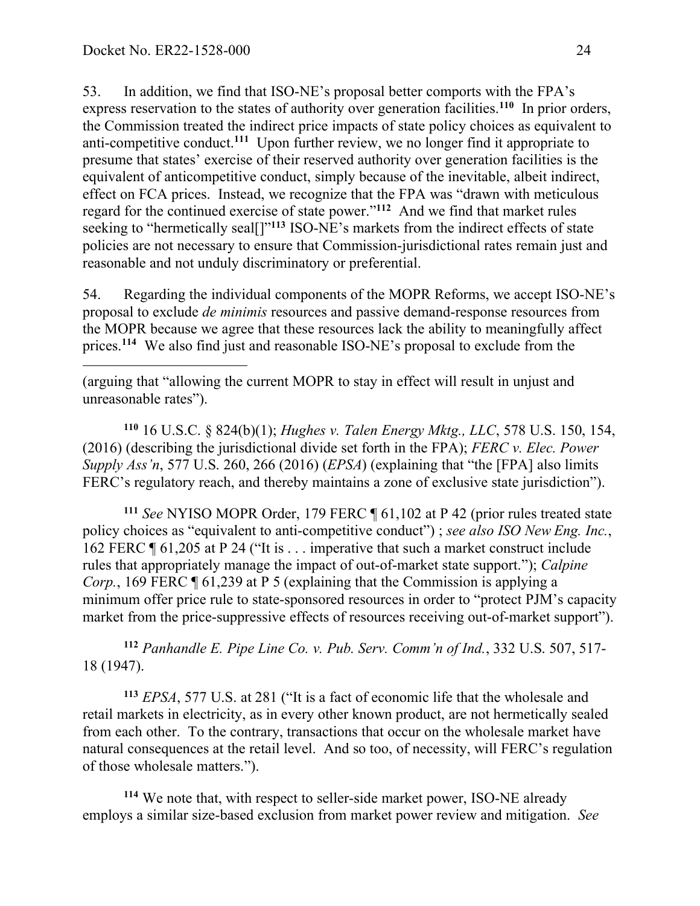53. In addition, we find that ISO-NE's proposal better comports with the FPA's express reservation to the states of authority over generation facilities.[110] In prior orders, the Commission treated the indirect price impacts of state policy choices as equivalent to anti-competitive conduct.[111] Upon further review, we no longer find it appropriate to presume that states' exercise of their reserved authority over generation facilities is the equivalent of anticompetitive conduct, simply because of the inevitable, albeit indirect, effect on FCA prices. Instead, we recognize that the FPA was "drawn with meticulous regard for the continued exercise of state power."[112] And we find that market rules seeking to "hermetically seal[]"[113] ISO-NE's markets from the indirect effects of state policies are not necessary to ensure that Commission-jurisdictional rates remain just and reasonable and not unduly discriminatory or preferential.

54. Regarding the individual components of the MOPR Reforms, we accept ISO-NE's proposal to exclude *de minimis* resources and passive demand-response resources from the MOPR because we agree that these resources lack the ability to meaningfully affect prices.[114] We also find just and reasonable ISO-NE's proposal to exclude from the

---

(arguing that "allowing the current MOPR to stay in effect will result in unjust and unreasonable rates").

[110] 16 U.S.C. § 824(b)(1); *Hughes v. Talen Energy Mktg., LLC*, 578 U.S. 150, 154, (2016) (describing the jurisdictional divide set forth in the FPA); *FERC v. Elec. Power Supply Ass'n*, 577 U.S. 260, 266 (2016) (*EPSA*) (explaining that "the [FPA] also limits FERC's regulatory reach, and thereby maintains a zone of exclusive state jurisdiction").

[111] *See* NYISO MOPR Order, 179 FERC ¶ 61,102 at P 42 (prior rules treated state policy choices as "equivalent to anti-competitive conduct") ; *see also ISO New Eng. Inc.*, 162 FERC ¶ 61,205 at P 24 ("It is . . . imperative that such a market construct include rules that appropriately manage the impact of out-of-market state support."); *Calpine Corp.*, 169 FERC ¶ 61,239 at P 5 (explaining that the Commission is applying a minimum offer price rule to state-sponsored resources in order to "protect PJM's capacity market from the price-suppressive effects of resources receiving out-of-market support").

[112] *Panhandle E. Pipe Line Co. v. Pub. Serv. Comm'n of Ind.*, 332 U.S. 507, 517-18 (1947).

[113] *EPSA*, 577 U.S. at 281 ("It is a fact of economic life that the wholesale and retail markets in electricity, as in every other known product, are not hermetically sealed from each other. To the contrary, transactions that occur on the wholesale market have natural consequences at the retail level. And so too, of necessity, will FERC's regulation of those wholesale matters.").

[114] We note that, with respect to seller-side market power, ISO-NE already employs a similar size-based exclusion from market power review and mitigation. *See*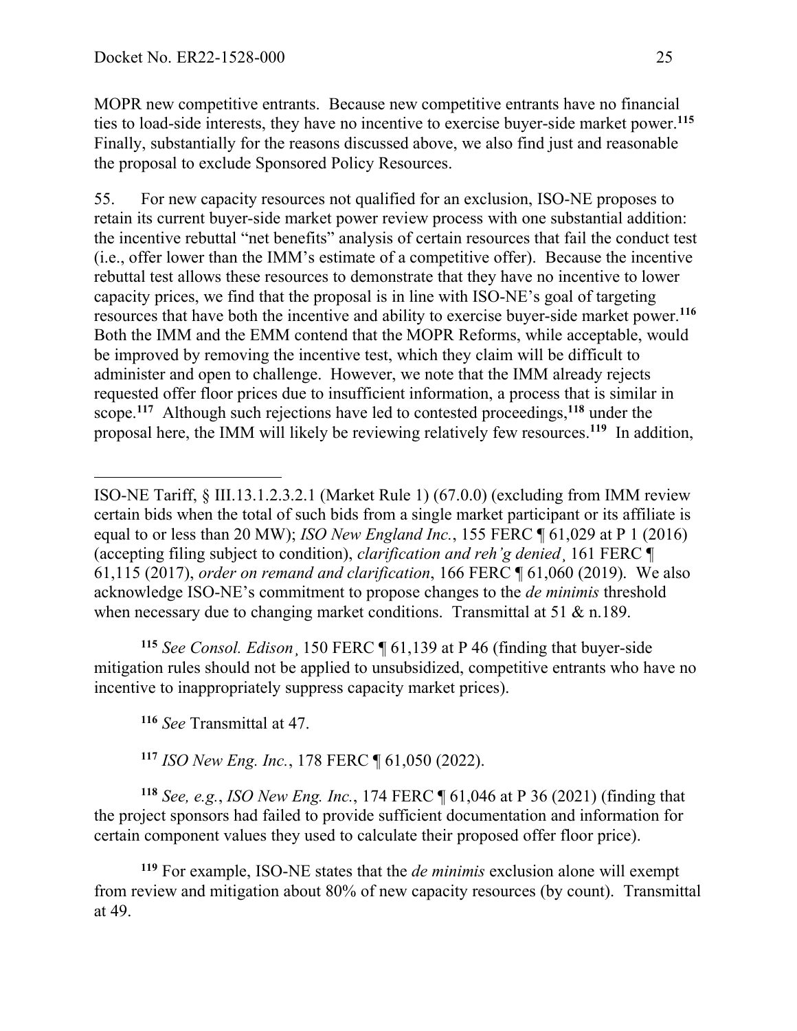MOPR new competitive entrants. Because new competitive entrants have no financial ties to load-side interests, they have no incentive to exercise buyer-side market power.[115] Finally, substantially for the reasons discussed above, we also find just and reasonable the proposal to exclude Sponsored Policy Resources.

55. For new capacity resources not qualified for an exclusion, ISO-NE proposes to retain its current buyer-side market power review process with one substantial addition: the incentive rebuttal "net benefits" analysis of certain resources that fail the conduct test (i.e., offer lower than the IMM's estimate of a competitive offer). Because the incentive rebuttal test allows these resources to demonstrate that they have no incentive to lower capacity prices, we find that the proposal is in line with ISO-NE's goal of targeting resources that have both the incentive and ability to exercise buyer-side market power.[116] Both the IMM and the EMM contend that the MOPR Reforms, while acceptable, would be improved by removing the incentive test, which they claim will be difficult to administer and open to challenge. However, we note that the IMM already rejects requested offer floor prices due to insufficient information, a process that is similar in scope.[117] Although such rejections have led to contested proceedings,[118] under the proposal here, the IMM will likely be reviewing relatively few resources.[119] In addition,

---

ISO-NE Tariff, § III.13.1.2.3.2.1 (Market Rule 1) (67.0.0) (excluding from IMM review certain bids when the total of such bids from a single market participant or its affiliate is equal to or less than 20 MW); *ISO New England Inc.*, 155 FERC ¶ 61,029 at P 1 (2016) (accepting filing subject to condition), *clarification and reh'g denied*¸ 161 FERC ¶ 61,115 (2017), *order on remand and clarification*, 166 FERC ¶ 61,060 (2019). We also acknowledge ISO-NE's commitment to propose changes to the *de minimis* threshold when necessary due to changing market conditions. Transmittal at 51 & n.189.

[115] *See Consol. Edison*¸ 150 FERC ¶ 61,139 at P 46 (finding that buyer-side mitigation rules should not be applied to unsubsidized, competitive entrants who have no incentive to inappropriately suppress capacity market prices).

[116] *See* Transmittal at 47.

[117] *ISO New Eng. Inc.*, 178 FERC ¶ 61,050 (2022).

[118] *See, e.g.*, *ISO New Eng. Inc.*, 174 FERC ¶ 61,046 at P 36 (2021) (finding that the project sponsors had failed to provide sufficient documentation and information for certain component values they used to calculate their proposed offer floor price).

[119] For example, ISO-NE states that the *de minimis* exclusion alone will exempt from review and mitigation about 80% of new capacity resources (by count). Transmittal at 49.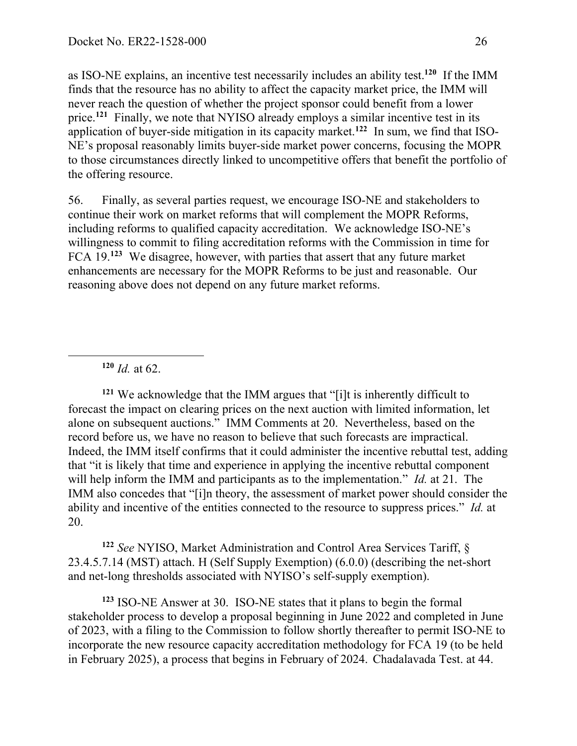as ISO-NE explains, an incentive test necessarily includes an ability test.[120] If the IMM finds that the resource has no ability to affect the capacity market price, the IMM will never reach the question of whether the project sponsor could benefit from a lower price.[121] Finally, we note that NYISO already employs a similar incentive test in its application of buyer-side mitigation in its capacity market.[122] In sum, we find that ISO-NE's proposal reasonably limits buyer-side market power concerns, focusing the MOPR to those circumstances directly linked to uncompetitive offers that benefit the portfolio of the offering resource.

56. Finally, as several parties request, we encourage ISO-NE and stakeholders to continue their work on market reforms that will complement the MOPR Reforms, including reforms to qualified capacity accreditation. We acknowledge ISO-NE's willingness to commit to filing accreditation reforms with the Commission in time for FCA 19.[123] We disagree, however, with parties that assert that any future market enhancements are necessary for the MOPR Reforms to be just and reasonable. Our reasoning above does not depend on any future market reforms.

---

[120] *Id.* at 62.

[121] We acknowledge that the IMM argues that "[i]t is inherently difficult to forecast the impact on clearing prices on the next auction with limited information, let alone on subsequent auctions." IMM Comments at 20. Nevertheless, based on the record before us, we have no reason to believe that such forecasts are impractical. Indeed, the IMM itself confirms that it could administer the incentive rebuttal test, adding that "it is likely that time and experience in applying the incentive rebuttal component will help inform the IMM and participants as to the implementation." *Id.* at 21. The IMM also concedes that "[i]n theory, the assessment of market power should consider the ability and incentive of the entities connected to the resource to suppress prices." *Id.* at 20.

[122] *See* NYISO, Market Administration and Control Area Services Tariff, § 23.4.5.7.14 (MST) attach. H (Self Supply Exemption) (6.0.0) (describing the net-short and net-long thresholds associated with NYISO's self-supply exemption).

[123] ISO-NE Answer at 30. ISO-NE states that it plans to begin the formal stakeholder process to develop a proposal beginning in June 2022 and completed in June of 2023, with a filing to the Commission to follow shortly thereafter to permit ISO-NE to incorporate the new resource capacity accreditation methodology for FCA 19 (to be held in February 2025), a process that begins in February of 2024. Chadalavada Test. at 44.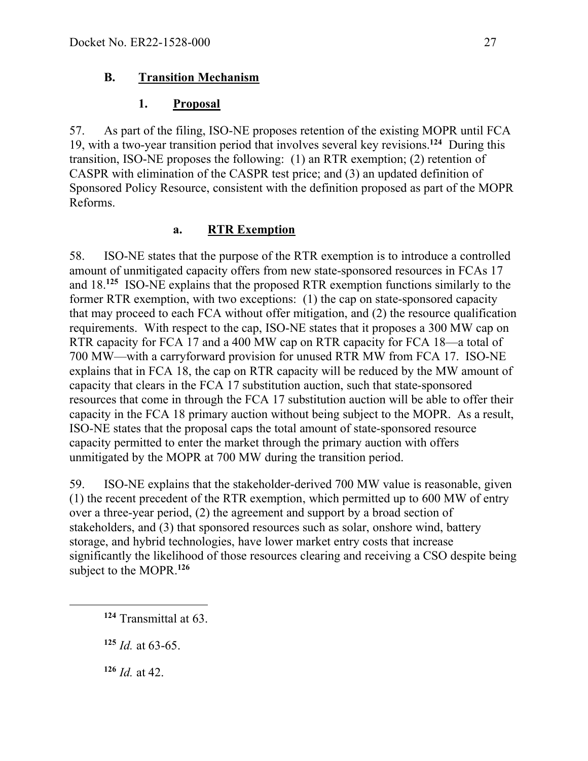### B. Transition Mechanism

#### 1. Proposal

57. As part of the filing, ISO-NE proposes retention of the existing MOPR until FCA 19, with a two-year transition period that involves several key revisions.[124] During this transition, ISO-NE proposes the following: (1) an RTR exemption; (2) retention of CASPR with elimination of the CASPR test price; and (3) an updated definition of Sponsored Policy Resource, consistent with the definition proposed as part of the MOPR Reforms.

##### a. RTR Exemption

58. ISO-NE states that the purpose of the RTR exemption is to introduce a controlled amount of unmitigated capacity offers from new state-sponsored resources in FCAs 17 and 18.[125] ISO-NE explains that the proposed RTR exemption functions similarly to the former RTR exemption, with two exceptions: (1) the cap on state-sponsored capacity that may proceed to each FCA without offer mitigation, and (2) the resource qualification requirements. With respect to the cap, ISO-NE states that it proposes a 300 MW cap on RTR capacity for FCA 17 and a 400 MW cap on RTR capacity for FCA 18—a total of 700 MW—with a carryforward provision for unused RTR MW from FCA 17. ISO-NE explains that in FCA 18, the cap on RTR capacity will be reduced by the MW amount of capacity that clears in the FCA 17 substitution auction, such that state-sponsored resources that come in through the FCA 17 substitution auction will be able to offer their capacity in the FCA 18 primary auction without being subject to the MOPR. As a result, ISO-NE states that the proposal caps the total amount of state-sponsored resource capacity permitted to enter the market through the primary auction with offers unmitigated by the MOPR at 700 MW during the transition period.

59. ISO-NE explains that the stakeholder-derived 700 MW value is reasonable, given (1) the recent precedent of the RTR exemption, which permitted up to 600 MW of entry over a three-year period, (2) the agreement and support by a broad section of stakeholders, and (3) that sponsored resources such as solar, onshore wind, battery storage, and hybrid technologies, have lower market entry costs that increase significantly the likelihood of those resources clearing and receiving a CSO despite being subject to the MOPR.[126]

---

[124] Transmittal at 63.

[125] *Id.* at 63-65.

[126] *Id.* at 42.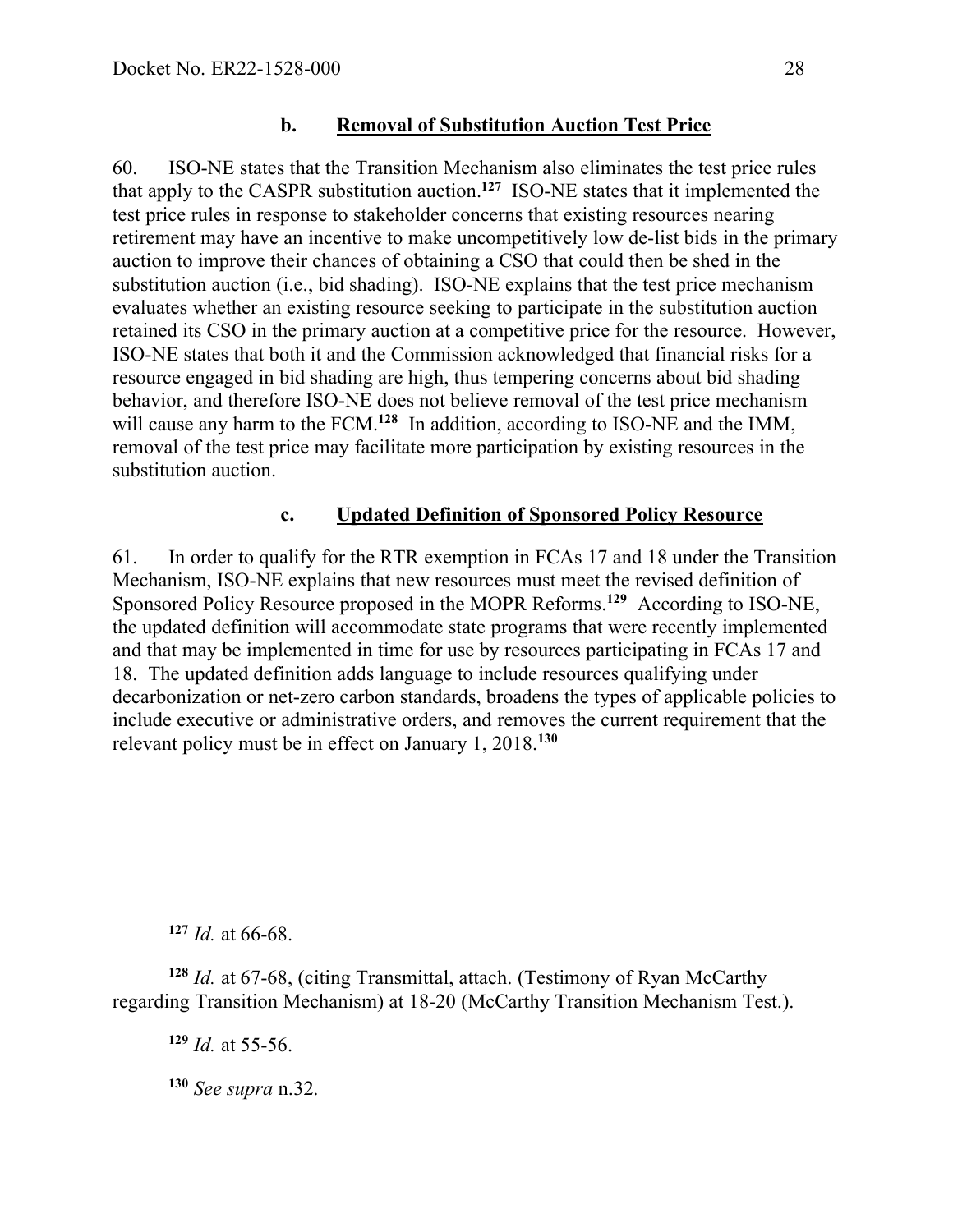#### b. Removal of Substitution Auction Test Price

60. ISO-NE states that the Transition Mechanism also eliminates the test price rules that apply to the CASPR substitution auction.[127] ISO-NE states that it implemented the test price rules in response to stakeholder concerns that existing resources nearing retirement may have an incentive to make uncompetitively low de-list bids in the primary auction to improve their chances of obtaining a CSO that could then be shed in the substitution auction (i.e., bid shading). ISO-NE explains that the test price mechanism evaluates whether an existing resource seeking to participate in the substitution auction retained its CSO in the primary auction at a competitive price for the resource. However, ISO-NE states that both it and the Commission acknowledged that financial risks for a resource engaged in bid shading are high, thus tempering concerns about bid shading behavior, and therefore ISO-NE does not believe removal of the test price mechanism will cause any harm to the FCM.[128] In addition, according to ISO-NE and the IMM, removal of the test price may facilitate more participation by existing resources in the substitution auction.

#### c. Updated Definition of Sponsored Policy Resource

61. In order to qualify for the RTR exemption in FCAs 17 and 18 under the Transition Mechanism, ISO-NE explains that new resources must meet the revised definition of Sponsored Policy Resource proposed in the MOPR Reforms.[129] According to ISO-NE, the updated definition will accommodate state programs that were recently implemented and that may be implemented in time for use by resources participating in FCAs 17 and 18. The updated definition adds language to include resources qualifying under decarbonization or net-zero carbon standards, broadens the types of applicable policies to include executive or administrative orders, and removes the current requirement that the relevant policy must be in effect on January 1, 2018.[130]

---

[127] *Id.* at 66-68.

[128] *Id.* at 67-68, (citing Transmittal, attach. (Testimony of Ryan McCarthy regarding Transition Mechanism) at 18-20 (McCarthy Transition Mechanism Test.).

[129] *Id.* at 55-56.

[130] *See supra* n.32.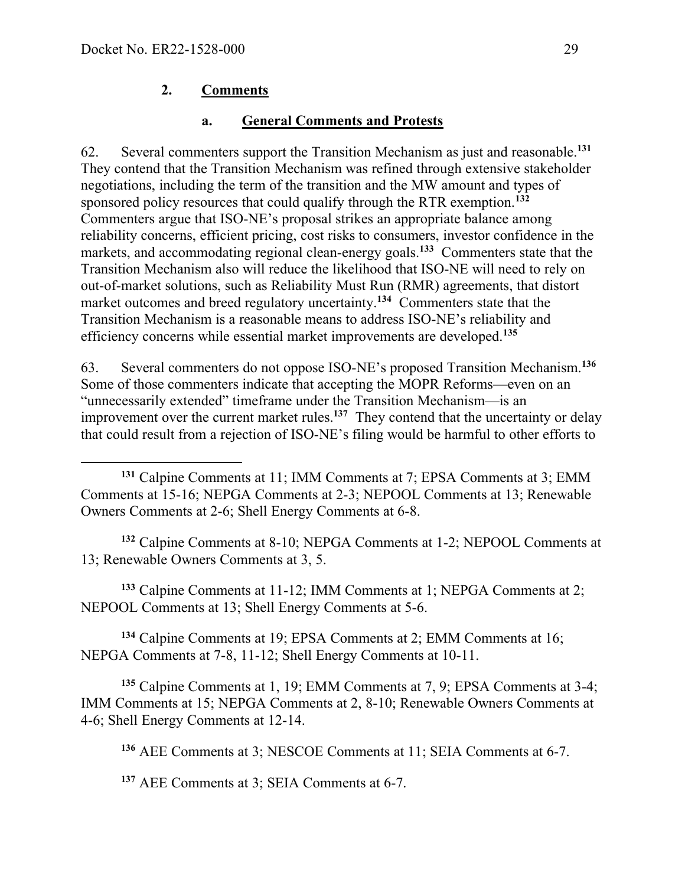## 2. Comments

### a. General Comments and Protests

62. Several commenters support the Transition Mechanism as just and reasonable.[131] They contend that the Transition Mechanism was refined through extensive stakeholder negotiations, including the term of the transition and the MW amount and types of sponsored policy resources that could qualify through the RTR exemption.[132] Commenters argue that ISO-NE's proposal strikes an appropriate balance among reliability concerns, efficient pricing, cost risks to consumers, investor confidence in the markets, and accommodating regional clean-energy goals.[133] Commenters state that the Transition Mechanism also will reduce the likelihood that ISO-NE will need to rely on out-of-market solutions, such as Reliability Must Run (RMR) agreements, that distort market outcomes and breed regulatory uncertainty.[134] Commenters state that the Transition Mechanism is a reasonable means to address ISO-NE's reliability and efficiency concerns while essential market improvements are developed.[135]

63. Several commenters do not oppose ISO-NE's proposed Transition Mechanism.[136] Some of those commenters indicate that accepting the MOPR Reforms—even on an "unnecessarily extended" timeframe under the Transition Mechanism—is an improvement over the current market rules.[137] They contend that the uncertainty or delay that could result from a rejection of ISO-NE's filing would be harmful to other efforts to

---

[131] Calpine Comments at 11; IMM Comments at 7; EPSA Comments at 3; EMM Comments at 15-16; NEPGA Comments at 2-3; NEPOOL Comments at 13; Renewable Owners Comments at 2-6; Shell Energy Comments at 6-8.

[132] Calpine Comments at 8-10; NEPGA Comments at 1-2; NEPOOL Comments at 13; Renewable Owners Comments at 3, 5.

[133] Calpine Comments at 11-12; IMM Comments at 1; NEPGA Comments at 2; NEPOOL Comments at 13; Shell Energy Comments at 5-6.

[134] Calpine Comments at 19; EPSA Comments at 2; EMM Comments at 16; NEPGA Comments at 7-8, 11-12; Shell Energy Comments at 10-11.

[135] Calpine Comments at 1, 19; EMM Comments at 7, 9; EPSA Comments at 3-4; IMM Comments at 15; NEPGA Comments at 2, 8-10; Renewable Owners Comments at 4-6; Shell Energy Comments at 12-14.

[136] AEE Comments at 3; NESCOE Comments at 11; SEIA Comments at 6-7.

[137] AEE Comments at 3; SEIA Comments at 6-7.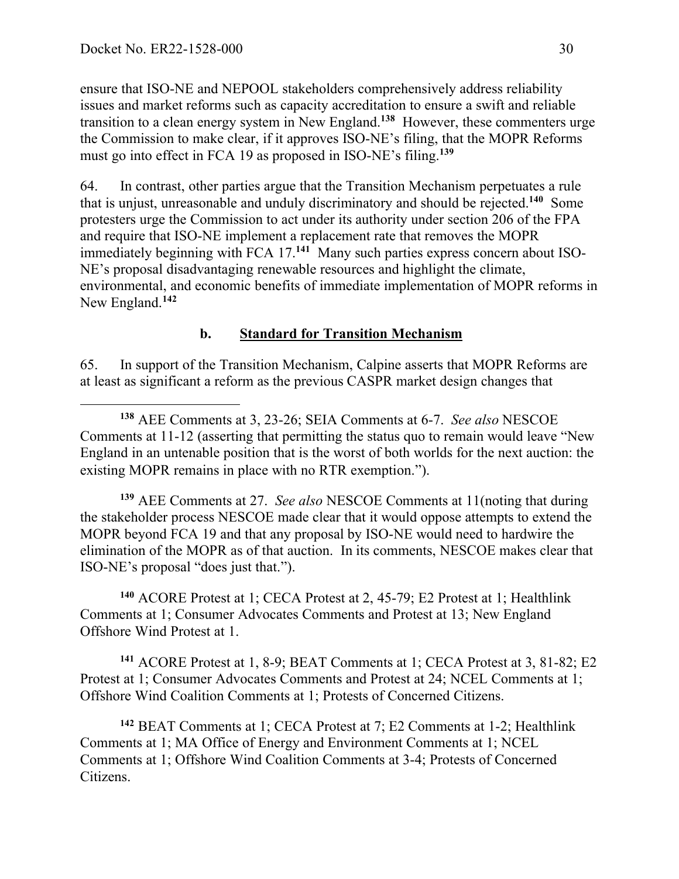ensure that ISO-NE and NEPOOL stakeholders comprehensively address reliability issues and market reforms such as capacity accreditation to ensure a swift and reliable transition to a clean energy system in New England.[138] However, these commenters urge the Commission to make clear, if it approves ISO-NE's filing, that the MOPR Reforms must go into effect in FCA 19 as proposed in ISO-NE's filing.[139]

64. In contrast, other parties argue that the Transition Mechanism perpetuates a rule that is unjust, unreasonable and unduly discriminatory and should be rejected.[140] Some protesters urge the Commission to act under its authority under section 206 of the FPA and require that ISO-NE implement a replacement rate that removes the MOPR immediately beginning with FCA 17.[141] Many such parties express concern about ISO-NE's proposal disadvantaging renewable resources and highlight the climate, environmental, and economic benefits of immediate implementation of MOPR reforms in New England.[142]

### b. **Standard for Transition Mechanism**

65. In support of the Transition Mechanism, Calpine asserts that MOPR Reforms are at least as significant a reform as the previous CASPR market design changes that

---

[138] AEE Comments at 3, 23-26; SEIA Comments at 6-7. *See also* NESCOE Comments at 11-12 (asserting that permitting the status quo to remain would leave "New England in an untenable position that is the worst of both worlds for the next auction: the existing MOPR remains in place with no RTR exemption.").

[139] AEE Comments at 27. *See also* NESCOE Comments at 11(noting that during the stakeholder process NESCOE made clear that it would oppose attempts to extend the MOPR beyond FCA 19 and that any proposal by ISO-NE would need to hardwire the elimination of the MOPR as of that auction. In its comments, NESCOE makes clear that ISO-NE's proposal "does just that.").

[140] ACORE Protest at 1; CECA Protest at 2, 45-79; E2 Protest at 1; Healthlink Comments at 1; Consumer Advocates Comments and Protest at 13; New England Offshore Wind Protest at 1.

[141] ACORE Protest at 1, 8-9; BEAT Comments at 1; CECA Protest at 3, 81-82; E2 Protest at 1; Consumer Advocates Comments and Protest at 24; NCEL Comments at 1; Offshore Wind Coalition Comments at 1; Protests of Concerned Citizens.

[142] BEAT Comments at 1; CECA Protest at 7; E2 Comments at 1-2; Healthlink Comments at 1; MA Office of Energy and Environment Comments at 1; NCEL Comments at 1; Offshore Wind Coalition Comments at 3-4; Protests of Concerned Citizens.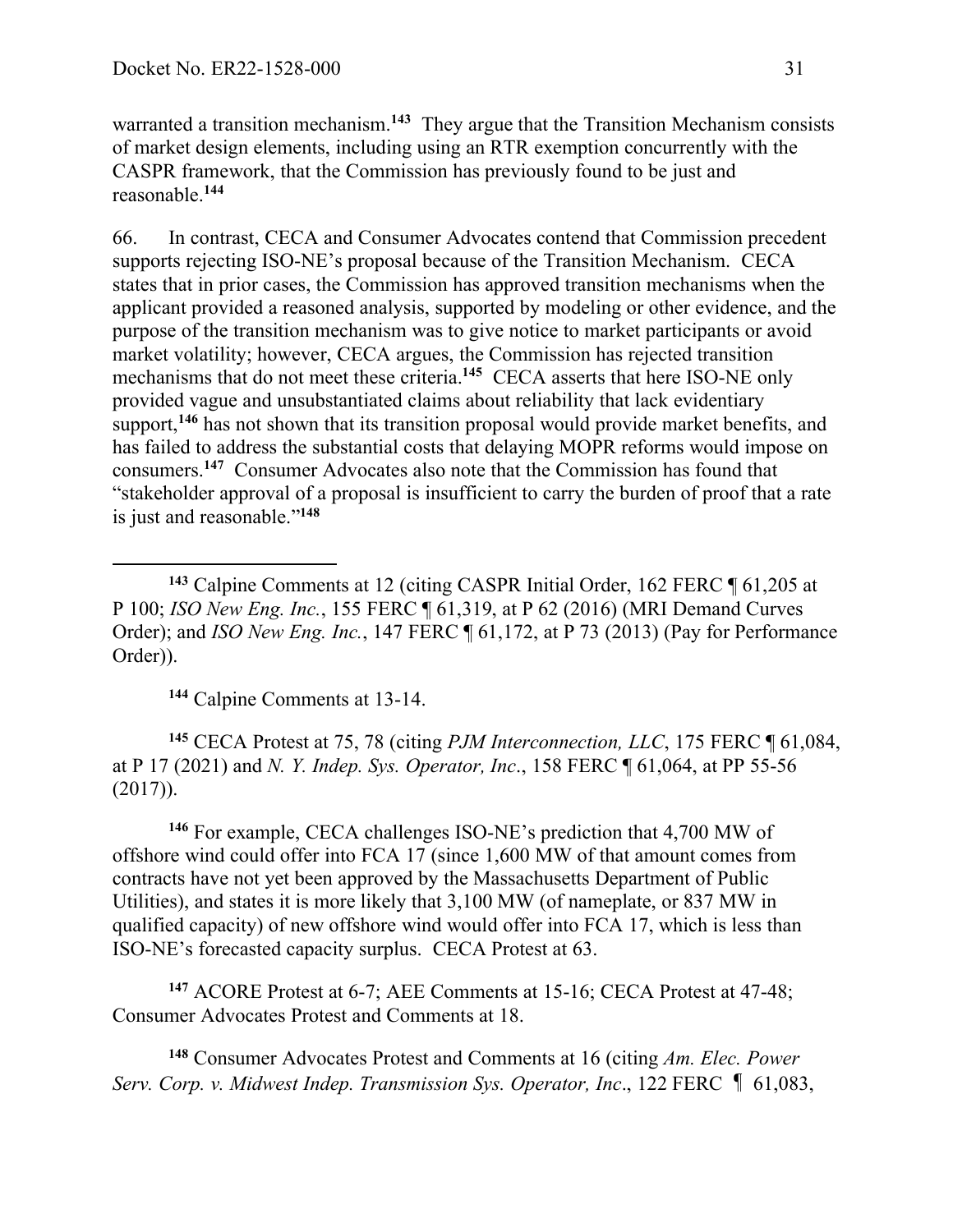warranted a transition mechanism.[143] They argue that the Transition Mechanism consists of market design elements, including using an RTR exemption concurrently with the CASPR framework, that the Commission has previously found to be just and reasonable.[144]

66. In contrast, CECA and Consumer Advocates contend that Commission precedent supports rejecting ISO-NE's proposal because of the Transition Mechanism. CECA states that in prior cases, the Commission has approved transition mechanisms when the applicant provided a reasoned analysis, supported by modeling or other evidence, and the purpose of the transition mechanism was to give notice to market participants or avoid market volatility; however, CECA argues, the Commission has rejected transition mechanisms that do not meet these criteria.[145] CECA asserts that here ISO-NE only provided vague and unsubstantiated claims about reliability that lack evidentiary support,[146] has not shown that its transition proposal would provide market benefits, and has failed to address the substantial costs that delaying MOPR reforms would impose on consumers.[147] Consumer Advocates also note that the Commission has found that "stakeholder approval of a proposal is insufficient to carry the burden of proof that a rate is just and reasonable."[148]

---

[143] Calpine Comments at 12 (citing CASPR Initial Order, 162 FERC ¶ 61,205 at P 100; *ISO New Eng. Inc.*, 155 FERC ¶ 61,319, at P 62 (2016) (MRI Demand Curves Order); and *ISO New Eng. Inc.*, 147 FERC ¶ 61,172, at P 73 (2013) (Pay for Performance Order)).

[144] Calpine Comments at 13-14.

[145] CECA Protest at 75, 78 (citing *PJM Interconnection, LLC*, 175 FERC ¶ 61,084, at P 17 (2021) and *N. Y. Indep. Sys. Operator, Inc*., 158 FERC ¶ 61,064, at PP 55-56 (2017)).

[146] For example, CECA challenges ISO-NE's prediction that 4,700 MW of offshore wind could offer into FCA 17 (since 1,600 MW of that amount comes from contracts have not yet been approved by the Massachusetts Department of Public Utilities), and states it is more likely that 3,100 MW (of nameplate, or 837 MW in qualified capacity) of new offshore wind would offer into FCA 17, which is less than ISO-NE's forecasted capacity surplus. CECA Protest at 63.

[147] ACORE Protest at 6-7; AEE Comments at 15-16; CECA Protest at 47-48; Consumer Advocates Protest and Comments at 18.

[148] Consumer Advocates Protest and Comments at 16 (citing *Am. Elec. Power Serv. Corp. v. Midwest Indep. Transmission Sys. Operator, Inc*., 122 FERC ¶ 61,083,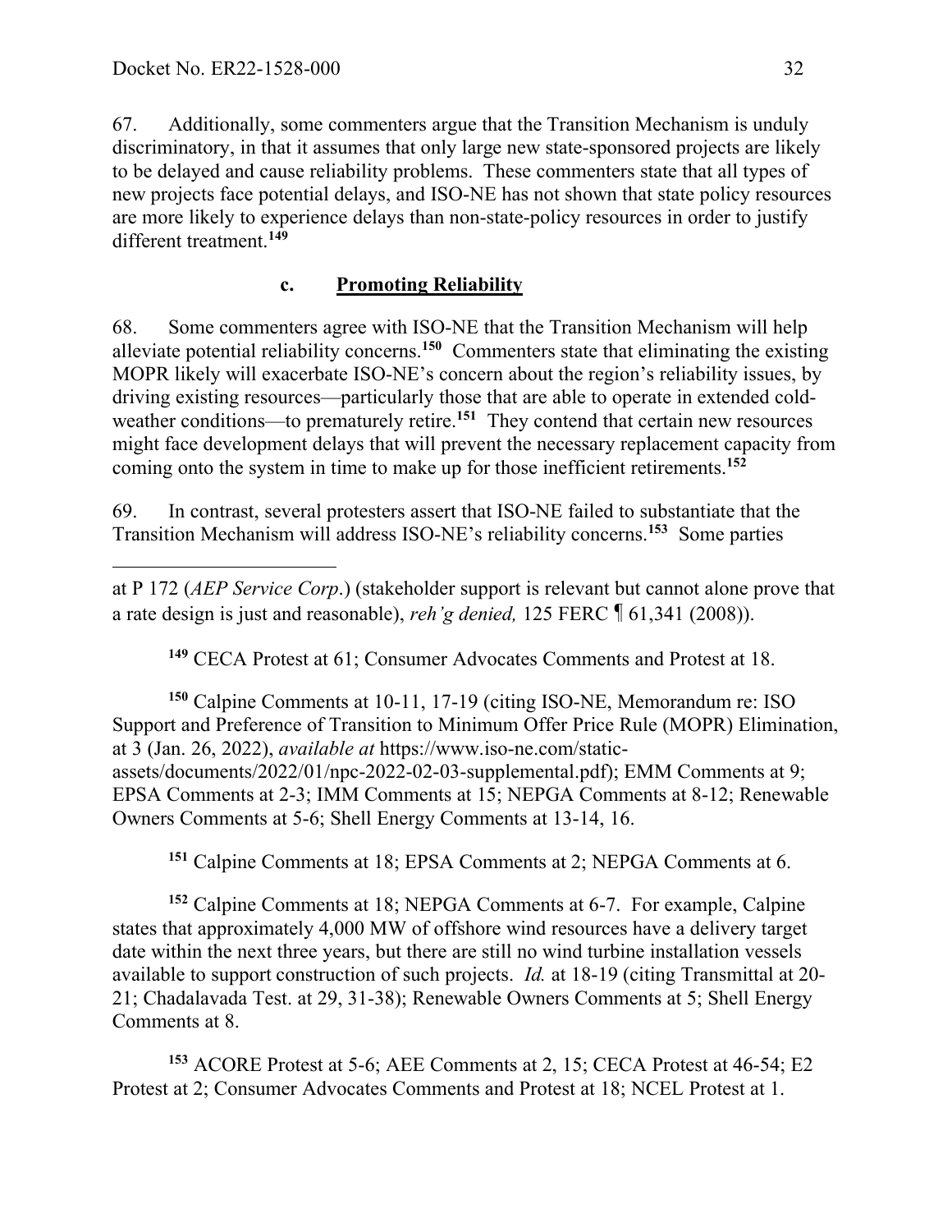67. Additionally, some commenters argue that the Transition Mechanism is unduly discriminatory, in that it assumes that only large new state-sponsored projects are likely to be delayed and cause reliability problems. These commenters state that all types of new projects face potential delays, and ISO-NE has not shown that state policy resources are more likely to experience delays than non-state-policy resources in order to justify different treatment.[149]

### c. Promoting Reliability

68. Some commenters agree with ISO-NE that the Transition Mechanism will help alleviate potential reliability concerns.[150] Commenters state that eliminating the existing MOPR likely will exacerbate ISO-NE's concern about the region's reliability issues, by driving existing resources—particularly those that are able to operate in extended cold-weather conditions—to prematurely retire.[151] They contend that certain new resources might face development delays that will prevent the necessary replacement capacity from coming onto the system in time to make up for those inefficient retirements.[152]

69. In contrast, several protesters assert that ISO-NE failed to substantiate that the Transition Mechanism will address ISO-NE's reliability concerns.[153] Some parties

---

at P 172 (*AEP Service Corp*.) (stakeholder support is relevant but cannot alone prove that a rate design is just and reasonable), *reh'g denied,* 125 FERC ¶ 61,341 (2008)).

[149] CECA Protest at 61; Consumer Advocates Comments and Protest at 18.

[150] Calpine Comments at 10-11, 17-19 (citing ISO-NE, Memorandum re: ISO Support and Preference of Transition to Minimum Offer Price Rule (MOPR) Elimination, at 3 (Jan. 26, 2022), *available at* https://www.iso-ne.com/static-assets/documents/2022/01/npc-2022-02-03-supplemental.pdf); EMM Comments at 9; EPSA Comments at 2-3; IMM Comments at 15; NEPGA Comments at 8-12; Renewable Owners Comments at 5-6; Shell Energy Comments at 13-14, 16.

[151] Calpine Comments at 18; EPSA Comments at 2; NEPGA Comments at 6.

[152] Calpine Comments at 18; NEPGA Comments at 6-7. For example, Calpine states that approximately 4,000 MW of offshore wind resources have a delivery target date within the next three years, but there are still no wind turbine installation vessels available to support construction of such projects. *Id.* at 18-19 (citing Transmittal at 20-21; Chadalavada Test. at 29, 31-38); Renewable Owners Comments at 5; Shell Energy Comments at 8.

[153] ACORE Protest at 5-6; AEE Comments at 2, 15; CECA Protest at 46-54; E2 Protest at 2; Consumer Advocates Comments and Protest at 18; NCEL Protest at 1.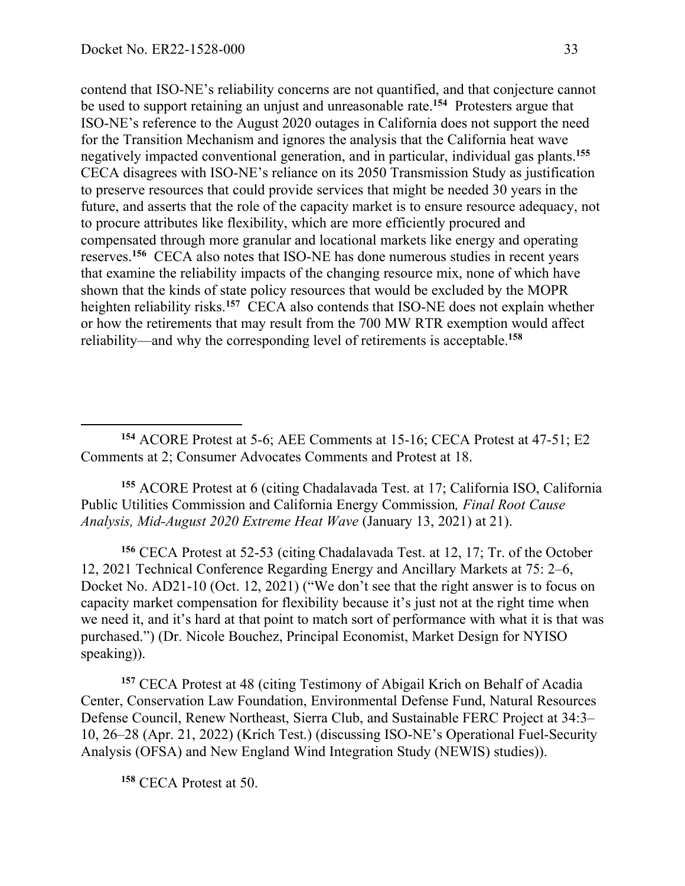contend that ISO-NE's reliability concerns are not quantified, and that conjecture cannot be used to support retaining an unjust and unreasonable rate.[154] Protesters argue that ISO-NE's reference to the August 2020 outages in California does not support the need for the Transition Mechanism and ignores the analysis that the California heat wave negatively impacted conventional generation, and in particular, individual gas plants.[155] CECA disagrees with ISO-NE's reliance on its 2050 Transmission Study as justification to preserve resources that could provide services that might be needed 30 years in the future, and asserts that the role of the capacity market is to ensure resource adequacy, not to procure attributes like flexibility, which are more efficiently procured and compensated through more granular and locational markets like energy and operating reserves.[156] CECA also notes that ISO-NE has done numerous studies in recent years that examine the reliability impacts of the changing resource mix, none of which have shown that the kinds of state policy resources that would be excluded by the MOPR heighten reliability risks.[157] CECA also contends that ISO-NE does not explain whether or how the retirements that may result from the 700 MW RTR exemption would affect reliability—and why the corresponding level of retirements is acceptable.[158]

---

[154] ACORE Protest at 5-6; AEE Comments at 15-16; CECA Protest at 47-51; E2 Comments at 2; Consumer Advocates Comments and Protest at 18.

[155] ACORE Protest at 6 (citing Chadalavada Test. at 17; California ISO, California Public Utilities Commission and California Energy Commission*, Final Root Cause Analysis, Mid-August 2020 Extreme Heat Wave* (January 13, 2021) at 21).

[156] CECA Protest at 52-53 (citing Chadalavada Test. at 12, 17; Tr. of the October 12, 2021 Technical Conference Regarding Energy and Ancillary Markets at 75: 2–6, Docket No. AD21-10 (Oct. 12, 2021) ("We don't see that the right answer is to focus on capacity market compensation for flexibility because it's just not at the right time when we need it, and it's hard at that point to match sort of performance with what it is that was purchased.") (Dr. Nicole Bouchez, Principal Economist, Market Design for NYISO speaking)).

[157] CECA Protest at 48 (citing Testimony of Abigail Krich on Behalf of Acadia Center, Conservation Law Foundation, Environmental Defense Fund, Natural Resources Defense Council, Renew Northeast, Sierra Club, and Sustainable FERC Project at 34:3–10, 26–28 (Apr. 21, 2022) (Krich Test.) (discussing ISO-NE's Operational Fuel-Security Analysis (OFSA) and New England Wind Integration Study (NEWIS) studies)).

[158] CECA Protest at 50.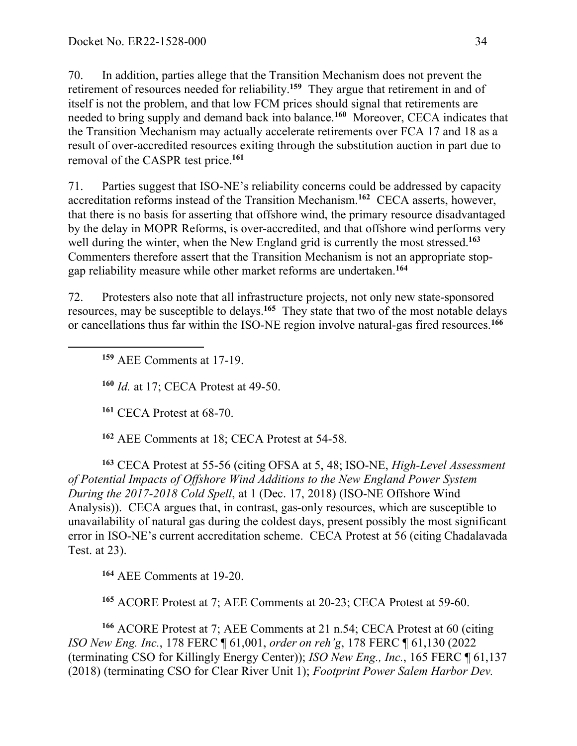70. In addition, parties allege that the Transition Mechanism does not prevent the retirement of resources needed for reliability.[159] They argue that retirement in and of itself is not the problem, and that low FCM prices should signal that retirements are needed to bring supply and demand back into balance.[160] Moreover, CECA indicates that the Transition Mechanism may actually accelerate retirements over FCA 17 and 18 as a result of over-accredited resources exiting through the substitution auction in part due to removal of the CASPR test price.[161]

71. Parties suggest that ISO-NE's reliability concerns could be addressed by capacity accreditation reforms instead of the Transition Mechanism.[162] CECA asserts, however, that there is no basis for asserting that offshore wind, the primary resource disadvantaged by the delay in MOPR Reforms, is over-accredited, and that offshore wind performs very well during the winter, when the New England grid is currently the most stressed.[163] Commenters therefore assert that the Transition Mechanism is not an appropriate stop-gap reliability measure while other market reforms are undertaken.[164]

72. Protesters also note that all infrastructure projects, not only new state-sponsored resources, may be susceptible to delays.[165] They state that two of the most notable delays or cancellations thus far within the ISO-NE region involve natural-gas fired resources.[166]

---

[159] AEE Comments at 17-19.

[160] *Id.* at 17; CECA Protest at 49-50.

[161] CECA Protest at 68-70.

[162] AEE Comments at 18; CECA Protest at 54-58.

[163] CECA Protest at 55-56 (citing OFSA at 5, 48; ISO-NE, *High-Level Assessment of Potential Impacts of Offshore Wind Additions to the New England Power System During the 2017-2018 Cold Spell*, at 1 (Dec. 17, 2018) (ISO-NE Offshore Wind Analysis)). CECA argues that, in contrast, gas-only resources, which are susceptible to unavailability of natural gas during the coldest days, present possibly the most significant error in ISO-NE's current accreditation scheme. CECA Protest at 56 (citing Chadalavada Test. at 23).

[164] AEE Comments at 19-20.

[165] ACORE Protest at 7; AEE Comments at 20-23; CECA Protest at 59-60.

[166] ACORE Protest at 7; AEE Comments at 21 n.54; CECA Protest at 60 (citing *ISO New Eng. Inc.*, 178 FERC ¶ 61,001, *order on reh'g*, 178 FERC ¶ 61,130 (2022 (terminating CSO for Killingly Energy Center)); *ISO New Eng., Inc.*, 165 FERC ¶ 61,137 (2018) (terminating CSO for Clear River Unit 1); *Footprint Power Salem Harbor Dev.*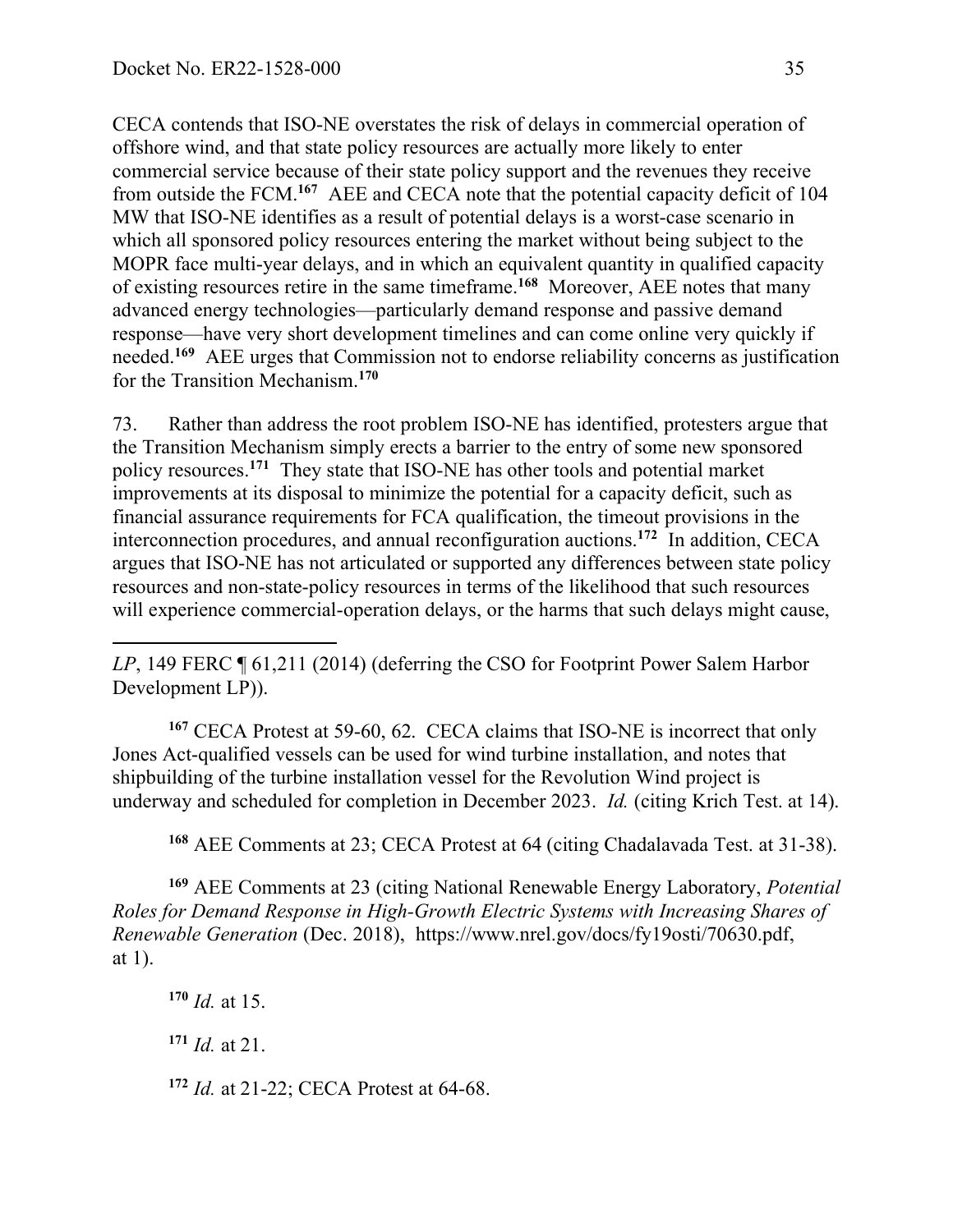CECA contends that ISO-NE overstates the risk of delays in commercial operation of offshore wind, and that state policy resources are actually more likely to enter commercial service because of their state policy support and the revenues they receive from outside the FCM.[167] AEE and CECA note that the potential capacity deficit of 104 MW that ISO-NE identifies as a result of potential delays is a worst-case scenario in which all sponsored policy resources entering the market without being subject to the MOPR face multi-year delays, and in which an equivalent quantity in qualified capacity of existing resources retire in the same timeframe.[168] Moreover, AEE notes that many advanced energy technologies—particularly demand response and passive demand response—have very short development timelines and can come online very quickly if needed.[169] AEE urges that Commission not to endorse reliability concerns as justification for the Transition Mechanism.[170]

73. Rather than address the root problem ISO-NE has identified, protesters argue that the Transition Mechanism simply erects a barrier to the entry of some new sponsored policy resources.[171] They state that ISO-NE has other tools and potential market improvements at its disposal to minimize the potential for a capacity deficit, such as financial assurance requirements for FCA qualification, the timeout provisions in the interconnection procedures, and annual reconfiguration auctions.[172] In addition, CECA argues that ISO-NE has not articulated or supported any differences between state policy resources and non-state-policy resources in terms of the likelihood that such resources will experience commercial-operation delays, or the harms that such delays might cause,

---

*LP*, 149 FERC ¶ 61,211 (2014) (deferring the CSO for Footprint Power Salem Harbor Development LP)).

[167] CECA Protest at 59-60, 62. CECA claims that ISO-NE is incorrect that only Jones Act-qualified vessels can be used for wind turbine installation, and notes that shipbuilding of the turbine installation vessel for the Revolution Wind project is underway and scheduled for completion in December 2023. *Id.* (citing Krich Test. at 14).

[168] AEE Comments at 23; CECA Protest at 64 (citing Chadalavada Test. at 31-38).

[169] AEE Comments at 23 (citing National Renewable Energy Laboratory, *Potential Roles for Demand Response in High-Growth Electric Systems with Increasing Shares of Renewable Generation* (Dec. 2018), https://www.nrel.gov/docs/fy19osti/70630.pdf, at 1).

[170] *Id.* at 15.

[171] *Id.* at 21.

[172] *Id.* at 21-22; CECA Protest at 64-68.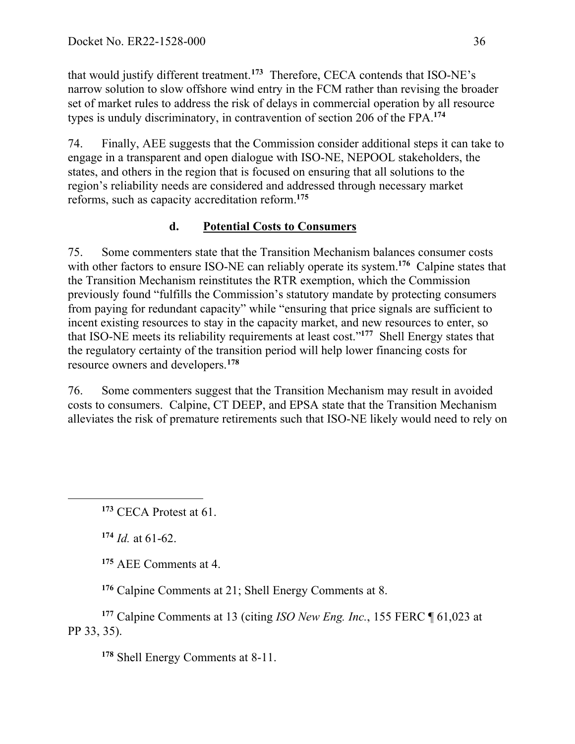that would justify different treatment.[173] Therefore, CECA contends that ISO-NE's narrow solution to slow offshore wind entry in the FCM rather than revising the broader set of market rules to address the risk of delays in commercial operation by all resource types is unduly discriminatory, in contravention of section 206 of the FPA.[174]

74. Finally, AEE suggests that the Commission consider additional steps it can take to engage in a transparent and open dialogue with ISO-NE, NEPOOL stakeholders, the states, and others in the region that is focused on ensuring that all solutions to the region's reliability needs are considered and addressed through necessary market reforms, such as capacity accreditation reform.[175]

### d. Potential Costs to Consumers

75. Some commenters state that the Transition Mechanism balances consumer costs with other factors to ensure ISO-NE can reliably operate its system.[176] Calpine states that the Transition Mechanism reinstitutes the RTR exemption, which the Commission previously found "fulfills the Commission's statutory mandate by protecting consumers from paying for redundant capacity" while "ensuring that price signals are sufficient to incent existing resources to stay in the capacity market, and new resources to enter, so that ISO-NE meets its reliability requirements at least cost."[177] Shell Energy states that the regulatory certainty of the transition period will help lower financing costs for resource owners and developers.[178]

76. Some commenters suggest that the Transition Mechanism may result in avoided costs to consumers. Calpine, CT DEEP, and EPSA state that the Transition Mechanism alleviates the risk of premature retirements such that ISO-NE likely would need to rely on

---

[173] CECA Protest at 61.

[174] *Id.* at 61-62.

[175] AEE Comments at 4.

[176] Calpine Comments at 21; Shell Energy Comments at 8.

[177] Calpine Comments at 13 (citing *ISO New Eng. Inc.*, 155 FERC ¶ 61,023 at PP 33, 35).

[178] Shell Energy Comments at 8-11.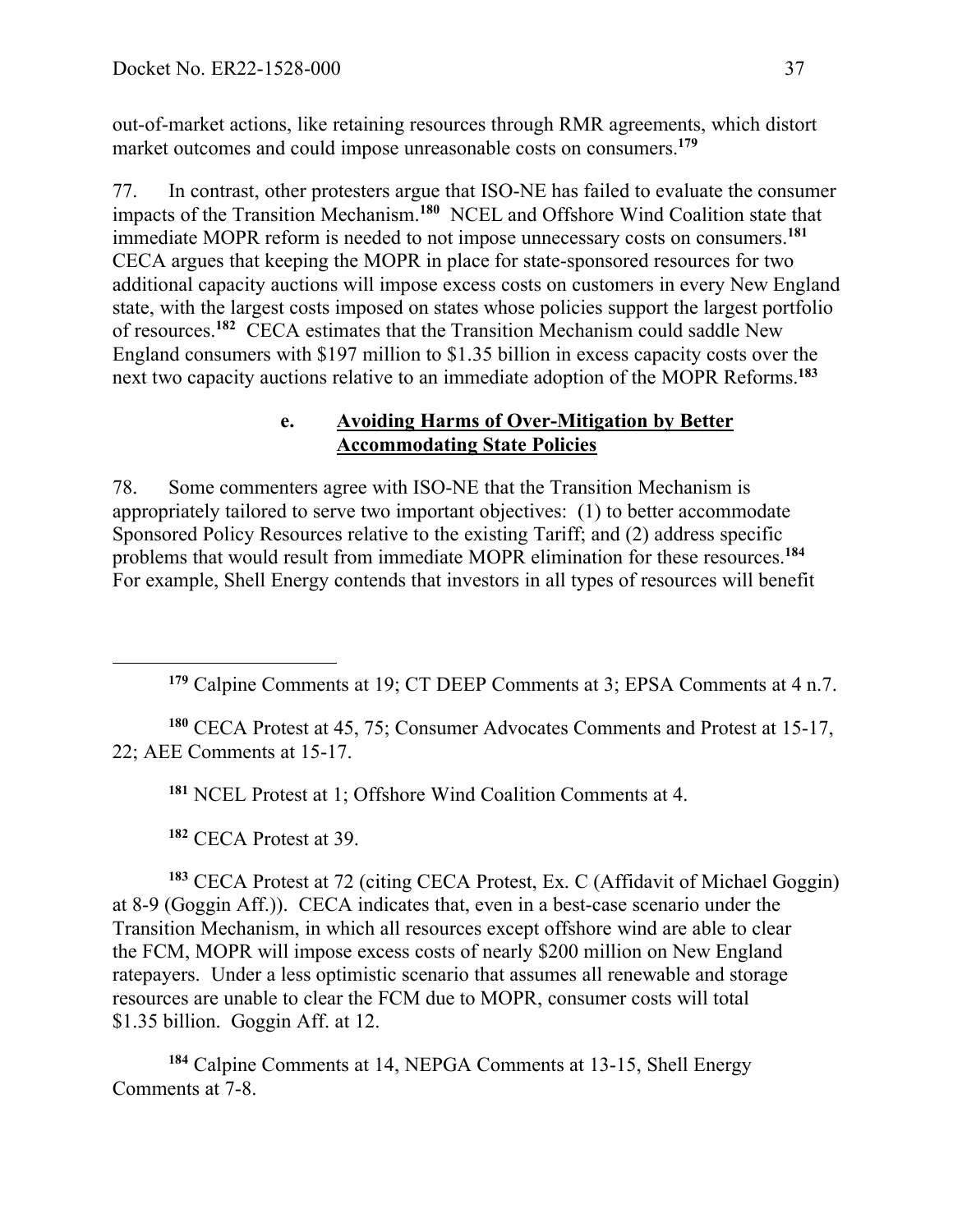out-of-market actions, like retaining resources through RMR agreements, which distort market outcomes and could impose unreasonable costs on consumers.[179]

77. In contrast, other protesters argue that ISO-NE has failed to evaluate the consumer impacts of the Transition Mechanism.[180] NCEL and Offshore Wind Coalition state that immediate MOPR reform is needed to not impose unnecessary costs on consumers.[181] CECA argues that keeping the MOPR in place for state-sponsored resources for two additional capacity auctions will impose excess costs on customers in every New England state, with the largest costs imposed on states whose policies support the largest portfolio of resources.[182] CECA estimates that the Transition Mechanism could saddle New England consumers with \$197 million to \$1.35 billion in excess capacity costs over the next two capacity auctions relative to an immediate adoption of the MOPR Reforms.[183]

#### e. Avoiding Harms of Over-Mitigation by Better Accommodating State Policies

78. Some commenters agree with ISO-NE that the Transition Mechanism is appropriately tailored to serve two important objectives: (1) to better accommodate Sponsored Policy Resources relative to the existing Tariff; and (2) address specific problems that would result from immediate MOPR elimination for these resources.[184] For example, Shell Energy contends that investors in all types of resources will benefit

---

[179] Calpine Comments at 19; CT DEEP Comments at 3; EPSA Comments at 4 n.7.

[180] CECA Protest at 45, 75; Consumer Advocates Comments and Protest at 15-17, 22; AEE Comments at 15-17.

[181] NCEL Protest at 1; Offshore Wind Coalition Comments at 4.

[182] CECA Protest at 39.

[183] CECA Protest at 72 (citing CECA Protest, Ex. C (Affidavit of Michael Goggin) at 8-9 (Goggin Aff.)). CECA indicates that, even in a best-case scenario under the Transition Mechanism, in which all resources except offshore wind are able to clear the FCM, MOPR will impose excess costs of nearly \$200 million on New England ratepayers. Under a less optimistic scenario that assumes all renewable and storage resources are unable to clear the FCM due to MOPR, consumer costs will total \$1.35 billion. Goggin Aff. at 12.

[184] Calpine Comments at 14, NEPGA Comments at 13-15, Shell Energy Comments at 7-8.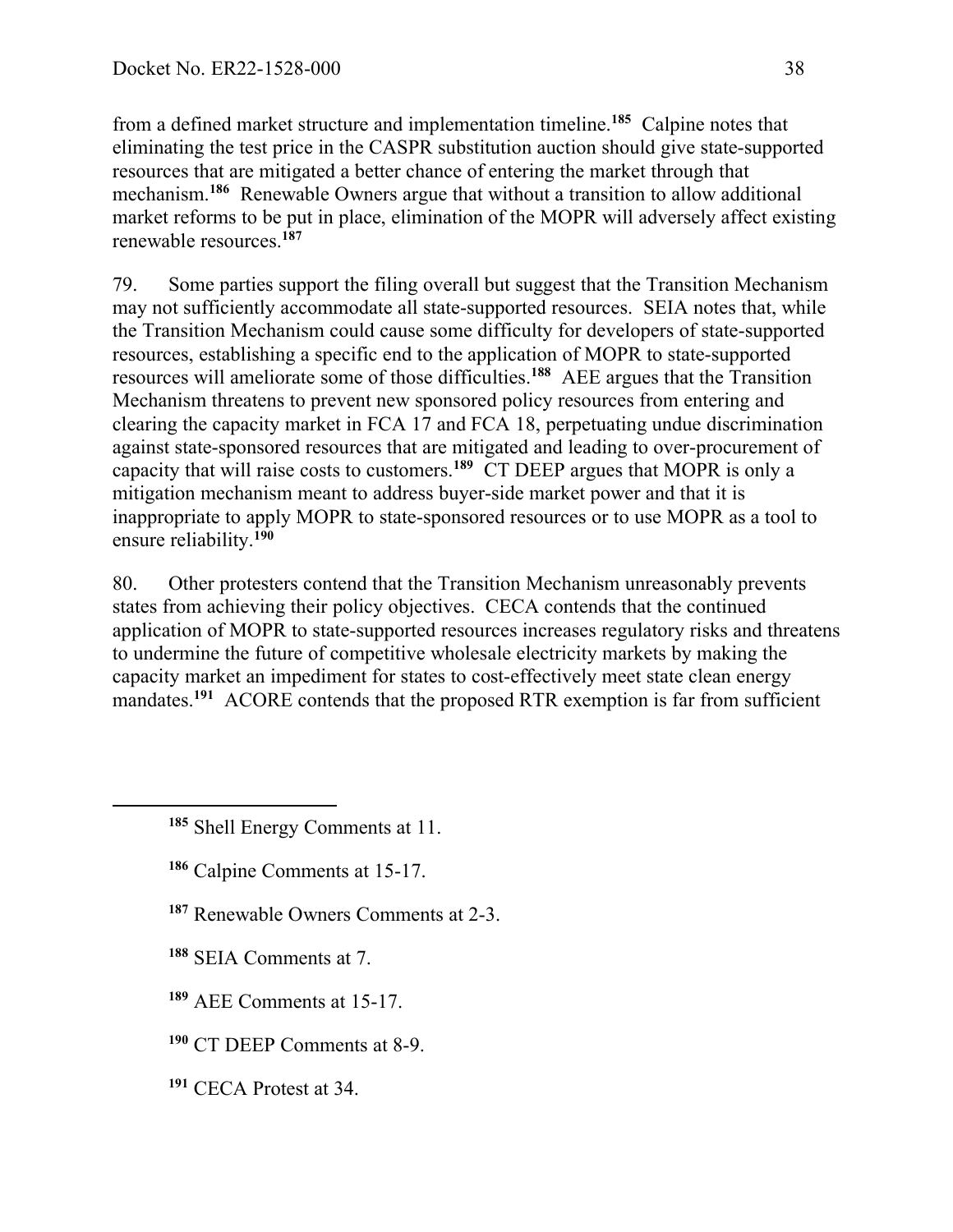from a defined market structure and implementation timeline.[185] Calpine notes that eliminating the test price in the CASPR substitution auction should give state-supported resources that are mitigated a better chance of entering the market through that mechanism.[186] Renewable Owners argue that without a transition to allow additional market reforms to be put in place, elimination of the MOPR will adversely affect existing renewable resources.[187]

79. Some parties support the filing overall but suggest that the Transition Mechanism may not sufficiently accommodate all state-supported resources. SEIA notes that, while the Transition Mechanism could cause some difficulty for developers of state-supported resources, establishing a specific end to the application of MOPR to state-supported resources will ameliorate some of those difficulties.[188] AEE argues that the Transition Mechanism threatens to prevent new sponsored policy resources from entering and clearing the capacity market in FCA 17 and FCA 18, perpetuating undue discrimination against state-sponsored resources that are mitigated and leading to over-procurement of capacity that will raise costs to customers.[189] CT DEEP argues that MOPR is only a mitigation mechanism meant to address buyer-side market power and that it is inappropriate to apply MOPR to state-sponsored resources or to use MOPR as a tool to ensure reliability.[190]

80. Other protesters contend that the Transition Mechanism unreasonably prevents states from achieving their policy objectives. CECA contends that the continued application of MOPR to state-supported resources increases regulatory risks and threatens to undermine the future of competitive wholesale electricity markets by making the capacity market an impediment for states to cost-effectively meet state clean energy mandates.[191] ACORE contends that the proposed RTR exemption is far from sufficient

[185] Shell Energy Comments at 11.

[186] Calpine Comments at 15-17.

[187] Renewable Owners Comments at 2-3.

[188] SEIA Comments at 7.

[189] AEE Comments at 15-17.

[190] CT DEEP Comments at 8-9.

[191] CECA Protest at 34.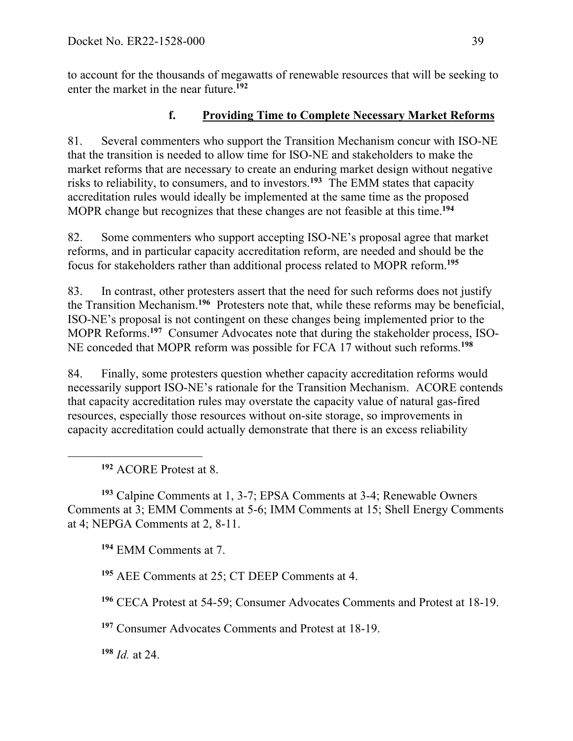to account for the thousands of megawatts of renewable resources that will be seeking to enter the market in the near future.[192]

### f. Providing Time to Complete Necessary Market Reforms

81. Several commenters who support the Transition Mechanism concur with ISO-NE that the transition is needed to allow time for ISO-NE and stakeholders to make the market reforms that are necessary to create an enduring market design without negative risks to reliability, to consumers, and to investors.[193] The EMM states that capacity accreditation rules would ideally be implemented at the same time as the proposed MOPR change but recognizes that these changes are not feasible at this time.[194]

82. Some commenters who support accepting ISO-NE's proposal agree that market reforms, and in particular capacity accreditation reform, are needed and should be the focus for stakeholders rather than additional process related to MOPR reform.[195]

83. In contrast, other protesters assert that the need for such reforms does not justify the Transition Mechanism.[196] Protesters note that, while these reforms may be beneficial, ISO-NE's proposal is not contingent on these changes being implemented prior to the MOPR Reforms.[197] Consumer Advocates note that during the stakeholder process, ISO-NE conceded that MOPR reform was possible for FCA 17 without such reforms.[198]

84. Finally, some protesters question whether capacity accreditation reforms would necessarily support ISO-NE's rationale for the Transition Mechanism. ACORE contends that capacity accreditation rules may overstate the capacity value of natural gas-fired resources, especially those resources without on-site storage, so improvements in capacity accreditation could actually demonstrate that there is an excess reliability

---

[192] ACORE Protest at 8.

[193] Calpine Comments at 1, 3-7; EPSA Comments at 3-4; Renewable Owners Comments at 3; EMM Comments at 5-6; IMM Comments at 15; Shell Energy Comments at 4; NEPGA Comments at 2, 8-11.

[194] EMM Comments at 7.

[195] AEE Comments at 25; CT DEEP Comments at 4.

[196] CECA Protest at 54-59; Consumer Advocates Comments and Protest at 18-19.

[197] Consumer Advocates Comments and Protest at 18-19.

[198] *Id.* at 24.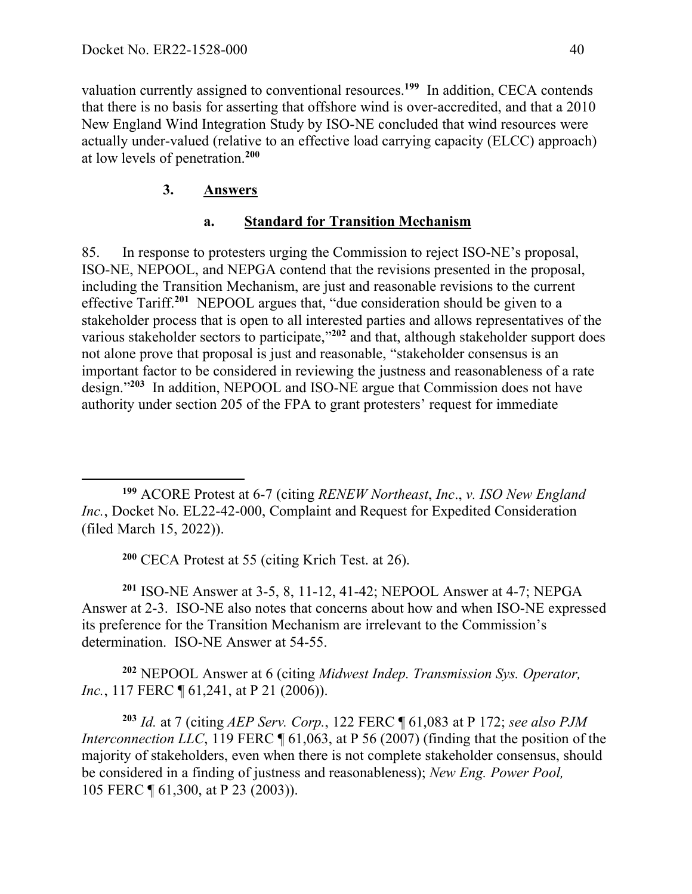valuation currently assigned to conventional resources.[199] In addition, CECA contends that there is no basis for asserting that offshore wind is over-accredited, and that a 2010 New England Wind Integration Study by ISO-NE concluded that wind resources were actually under-valued (relative to an effective load carrying capacity (ELCC) approach) at low levels of penetration.[200]

### 3. Answers

#### a. Standard for Transition Mechanism

85. In response to protesters urging the Commission to reject ISO-NE's proposal, ISO-NE, NEPOOL, and NEPGA contend that the revisions presented in the proposal, including the Transition Mechanism, are just and reasonable revisions to the current effective Tariff.[201] NEPOOL argues that, "due consideration should be given to a stakeholder process that is open to all interested parties and allows representatives of the various stakeholder sectors to participate,"[202] and that, although stakeholder support does not alone prove that proposal is just and reasonable, "stakeholder consensus is an important factor to be considered in reviewing the justness and reasonableness of a rate design."[203] In addition, NEPOOL and ISO-NE argue that Commission does not have authority under section 205 of the FPA to grant protesters' request for immediate

---

[199] ACORE Protest at 6-7 (citing *RENEW Northeast*, *Inc*., *v. ISO New England Inc.*, Docket No. EL22-42-000, Complaint and Request for Expedited Consideration (filed March 15, 2022)).

[200] CECA Protest at 55 (citing Krich Test. at 26).

[201] ISO-NE Answer at 3-5, 8, 11-12, 41-42; NEPOOL Answer at 4-7; NEPGA Answer at 2-3. ISO-NE also notes that concerns about how and when ISO-NE expressed its preference for the Transition Mechanism are irrelevant to the Commission's determination. ISO-NE Answer at 54-55.

[202] NEPOOL Answer at 6 (citing *Midwest Indep. Transmission Sys. Operator, Inc.*, 117 FERC ¶ 61,241, at P 21 (2006)).

[203] *Id.* at 7 (citing *AEP Serv. Corp.*, 122 FERC ¶ 61,083 at P 172; *see also PJM Interconnection LLC*, 119 FERC ¶ 61,063, at P 56 (2007) (finding that the position of the majority of stakeholders, even when there is not complete stakeholder consensus, should be considered in a finding of justness and reasonableness); *New Eng. Power Pool,* 105 FERC ¶ 61,300, at P 23 (2003)).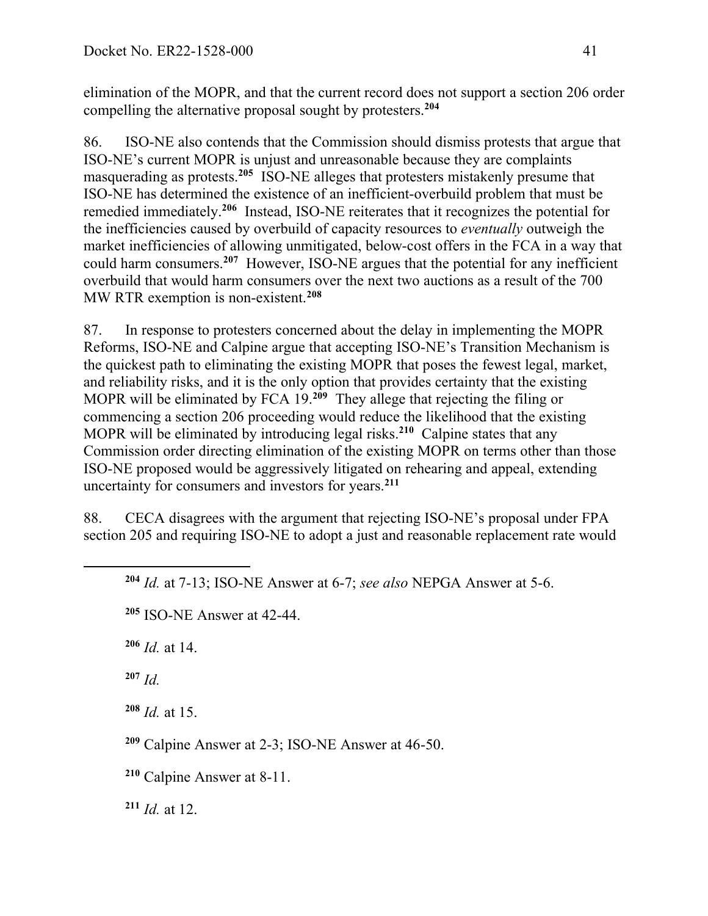elimination of the MOPR, and that the current record does not support a section 206 order compelling the alternative proposal sought by protesters.[204]

86. ISO-NE also contends that the Commission should dismiss protests that argue that ISO-NE's current MOPR is unjust and unreasonable because they are complaints masquerading as protests.[205] ISO-NE alleges that protesters mistakenly presume that ISO-NE has determined the existence of an inefficient-overbuild problem that must be remedied immediately.[206] Instead, ISO-NE reiterates that it recognizes the potential for the inefficiencies caused by overbuild of capacity resources to *eventually* outweigh the market inefficiencies of allowing unmitigated, below-cost offers in the FCA in a way that could harm consumers.[207] However, ISO-NE argues that the potential for any inefficient overbuild that would harm consumers over the next two auctions as a result of the 700 MW RTR exemption is non-existent.[208]

87. In response to protesters concerned about the delay in implementing the MOPR Reforms, ISO-NE and Calpine argue that accepting ISO-NE's Transition Mechanism is the quickest path to eliminating the existing MOPR that poses the fewest legal, market, and reliability risks, and it is the only option that provides certainty that the existing MOPR will be eliminated by FCA 19.[209] They allege that rejecting the filing or commencing a section 206 proceeding would reduce the likelihood that the existing MOPR will be eliminated by introducing legal risks.[210] Calpine states that any Commission order directing elimination of the existing MOPR on terms other than those ISO-NE proposed would be aggressively litigated on rehearing and appeal, extending uncertainty for consumers and investors for years.[211]

88. CECA disagrees with the argument that rejecting ISO-NE's proposal under FPA section 205 and requiring ISO-NE to adopt a just and reasonable replacement rate would

---

[204] *Id.* at 7-13; ISO-NE Answer at 6-7; *see also* NEPGA Answer at 5-6.

[205] ISO-NE Answer at 42-44.

[206] *Id.* at 14.

[207] *Id.*

[208] *Id.* at 15.

[209] Calpine Answer at 2-3; ISO-NE Answer at 46-50.

[210] Calpine Answer at 8-11.

[211] *Id.* at 12.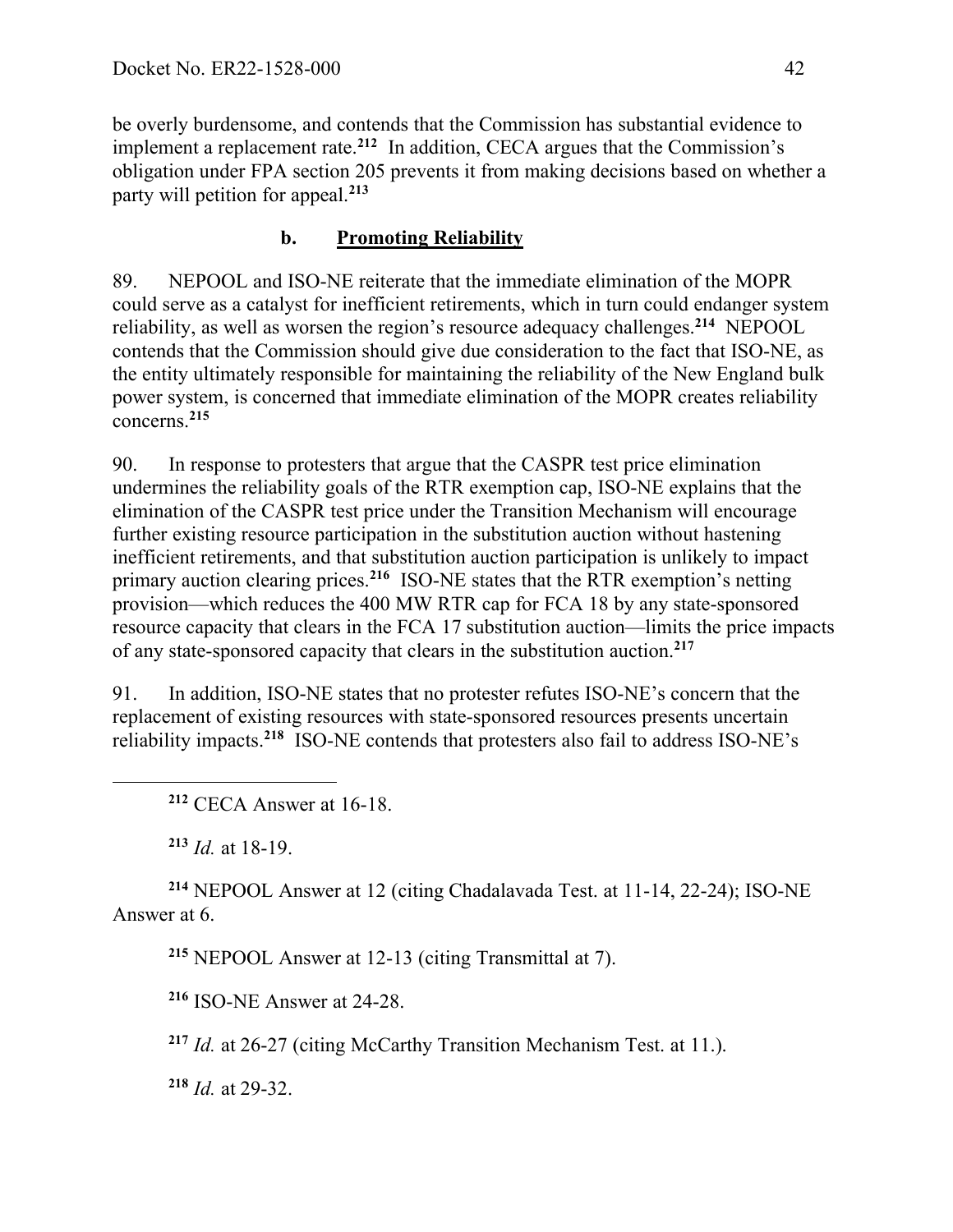be overly burdensome, and contends that the Commission has substantial evidence to implement a replacement rate.[212] In addition, CECA argues that the Commission's obligation under FPA section 205 prevents it from making decisions based on whether a party will petition for appeal.[213]

### b. Promoting Reliability

89. NEPOOL and ISO-NE reiterate that the immediate elimination of the MOPR could serve as a catalyst for inefficient retirements, which in turn could endanger system reliability, as well as worsen the region's resource adequacy challenges.[214] NEPOOL contends that the Commission should give due consideration to the fact that ISO-NE, as the entity ultimately responsible for maintaining the reliability of the New England bulk power system, is concerned that immediate elimination of the MOPR creates reliability concerns.[215]

90. In response to protesters that argue that the CASPR test price elimination undermines the reliability goals of the RTR exemption cap, ISO-NE explains that the elimination of the CASPR test price under the Transition Mechanism will encourage further existing resource participation in the substitution auction without hastening inefficient retirements, and that substitution auction participation is unlikely to impact primary auction clearing prices.[216] ISO-NE states that the RTR exemption's netting provision—which reduces the 400 MW RTR cap for FCA 18 by any state-sponsored resource capacity that clears in the FCA 17 substitution auction—limits the price impacts of any state-sponsored capacity that clears in the substitution auction.[217]

91. In addition, ISO-NE states that no protester refutes ISO-NE's concern that the replacement of existing resources with state-sponsored resources presents uncertain reliability impacts.[218] ISO-NE contends that protesters also fail to address ISO-NE's

---

[212] CECA Answer at 16-18.

[213] *Id.* at 18-19.

[214] NEPOOL Answer at 12 (citing Chadalavada Test. at 11-14, 22-24); ISO-NE Answer at 6.

[215] NEPOOL Answer at 12-13 (citing Transmittal at 7).

[216] ISO-NE Answer at 24-28.

[217] *Id.* at 26-27 (citing McCarthy Transition Mechanism Test. at 11.).

[218] *Id.* at 29-32.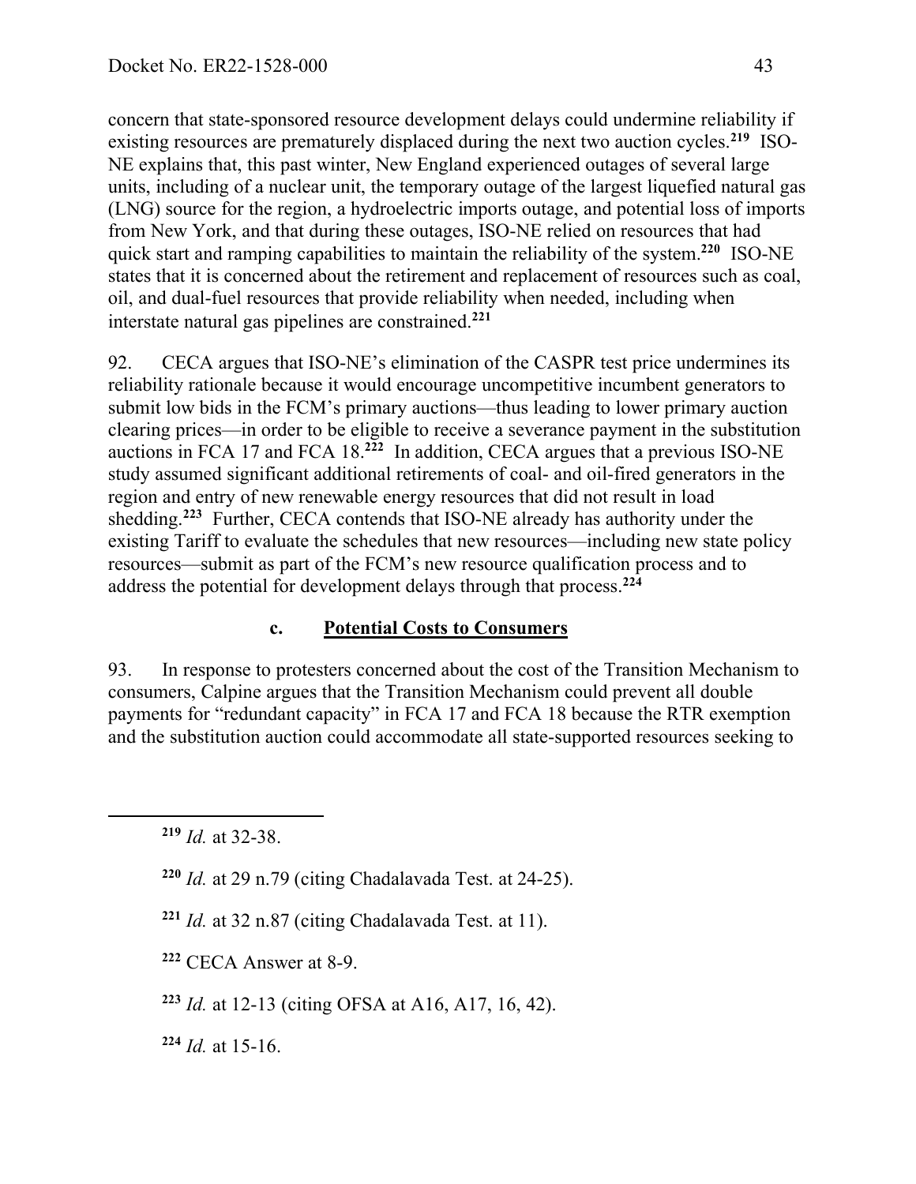concern that state-sponsored resource development delays could undermine reliability if existing resources are prematurely displaced during the next two auction cycles.[219] ISO-NE explains that, this past winter, New England experienced outages of several large units, including of a nuclear unit, the temporary outage of the largest liquefied natural gas (LNG) source for the region, a hydroelectric imports outage, and potential loss of imports from New York, and that during these outages, ISO-NE relied on resources that had quick start and ramping capabilities to maintain the reliability of the system.[220] ISO-NE states that it is concerned about the retirement and replacement of resources such as coal, oil, and dual-fuel resources that provide reliability when needed, including when interstate natural gas pipelines are constrained.[221]

92. CECA argues that ISO-NE's elimination of the CASPR test price undermines its reliability rationale because it would encourage uncompetitive incumbent generators to submit low bids in the FCM's primary auctions—thus leading to lower primary auction clearing prices—in order to be eligible to receive a severance payment in the substitution auctions in FCA 17 and FCA 18.[222] In addition, CECA argues that a previous ISO-NE study assumed significant additional retirements of coal- and oil-fired generators in the region and entry of new renewable energy resources that did not result in load shedding.[223] Further, CECA contends that ISO-NE already has authority under the existing Tariff to evaluate the schedules that new resources—including new state policy resources—submit as part of the FCM's new resource qualification process and to address the potential for development delays through that process.[224]

### c. <u>Potential Costs to Consumers</u>

93. In response to protesters concerned about the cost of the Transition Mechanism to consumers, Calpine argues that the Transition Mechanism could prevent all double payments for "redundant capacity" in FCA 17 and FCA 18 because the RTR exemption and the substitution auction could accommodate all state-supported resources seeking to

---

[219] *Id.* at 32-38.

[220] *Id.* at 29 n.79 (citing Chadalavada Test. at 24-25).

[221] *Id.* at 32 n.87 (citing Chadalavada Test. at 11).

[222] CECA Answer at 8-9.

[223] *Id.* at 12-13 (citing OFSA at A16, A17, 16, 42).

[224] *Id.* at 15-16.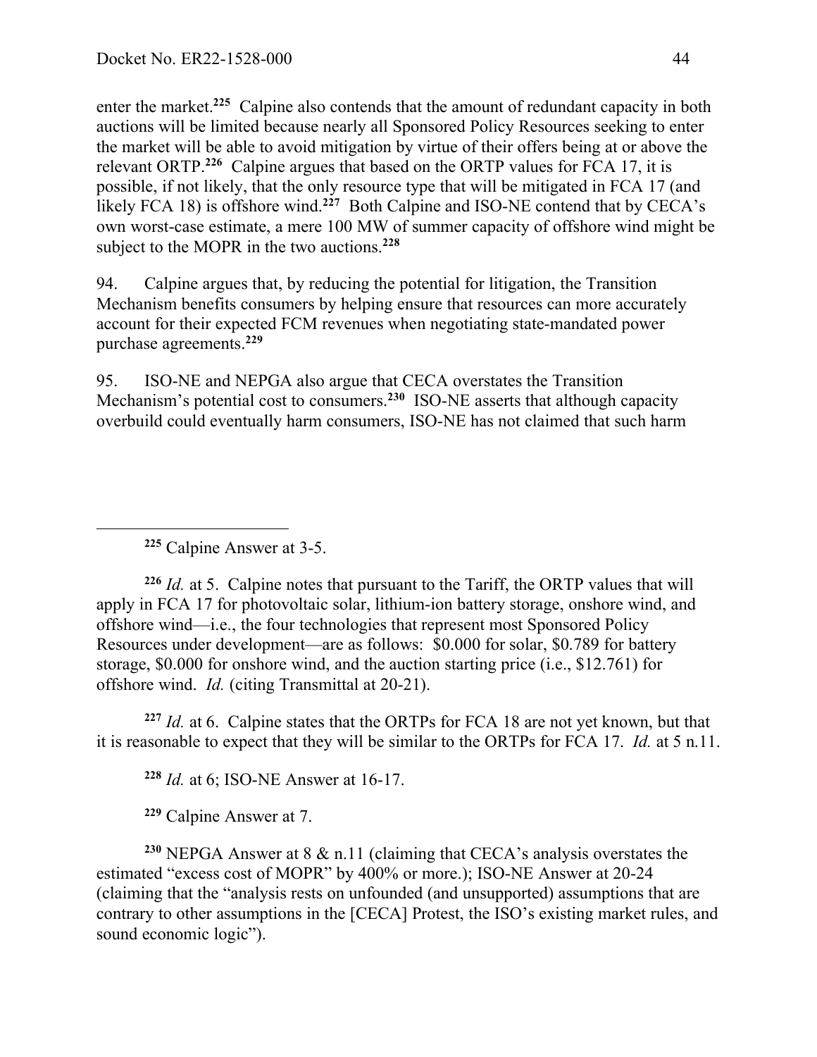enter the market.[225] Calpine also contends that the amount of redundant capacity in both auctions will be limited because nearly all Sponsored Policy Resources seeking to enter the market will be able to avoid mitigation by virtue of their offers being at or above the relevant ORTP.[226] Calpine argues that based on the ORTP values for FCA 17, it is possible, if not likely, that the only resource type that will be mitigated in FCA 17 (and likely FCA 18) is offshore wind.[227] Both Calpine and ISO-NE contend that by CECA's own worst-case estimate, a mere 100 MW of summer capacity of offshore wind might be subject to the MOPR in the two auctions.[228]

94. Calpine argues that, by reducing the potential for litigation, the Transition Mechanism benefits consumers by helping ensure that resources can more accurately account for their expected FCM revenues when negotiating state-mandated power purchase agreements.[229]

95. ISO-NE and NEPGA also argue that CECA overstates the Transition Mechanism's potential cost to consumers.[230] ISO-NE asserts that although capacity overbuild could eventually harm consumers, ISO-NE has not claimed that such harm

---

[225] Calpine Answer at 3-5.

[226] *Id.* at 5. Calpine notes that pursuant to the Tariff, the ORTP values that will apply in FCA 17 for photovoltaic solar, lithium-ion battery storage, onshore wind, and offshore wind—i.e., the four technologies that represent most Sponsored Policy Resources under development—are as follows: $0.000 for solar, $0.789 for battery storage, $0.000 for onshore wind, and the auction starting price (i.e., $12.761) for offshore wind. *Id.* (citing Transmittal at 20-21).

[227] *Id.* at 6. Calpine states that the ORTPs for FCA 18 are not yet known, but that it is reasonable to expect that they will be similar to the ORTPs for FCA 17. *Id.* at 5 n.11.

[228] *Id.* at 6; ISO-NE Answer at 16-17.

[229] Calpine Answer at 7.

[230] NEPGA Answer at 8 & n.11 (claiming that CECA's analysis overstates the estimated "excess cost of MOPR" by 400% or more.); ISO-NE Answer at 20-24 (claiming that the "analysis rests on unfounded (and unsupported) assumptions that are contrary to other assumptions in the [CECA] Protest, the ISO's existing market rules, and sound economic logic").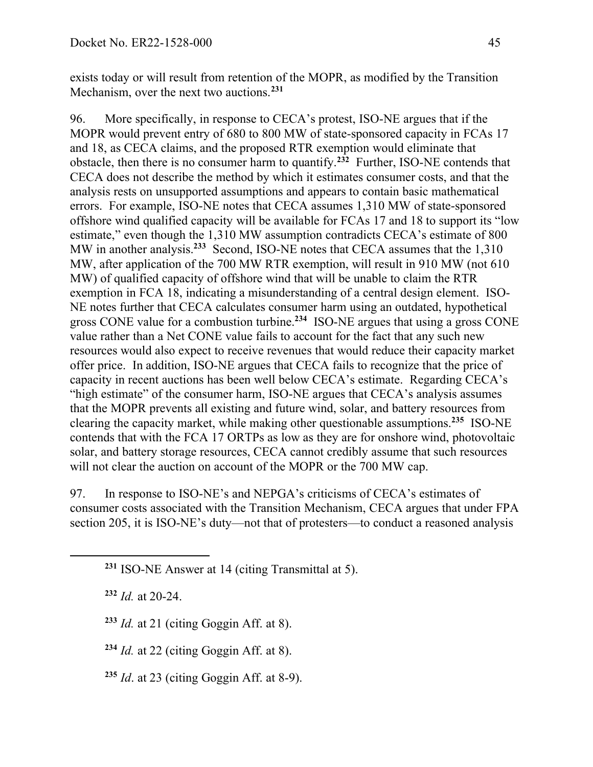exists today or will result from retention of the MOPR, as modified by the Transition Mechanism, over the next two auctions.[231]

96. More specifically, in response to CECA's protest, ISO-NE argues that if the MOPR would prevent entry of 680 to 800 MW of state-sponsored capacity in FCAs 17 and 18, as CECA claims, and the proposed RTR exemption would eliminate that obstacle, then there is no consumer harm to quantify.[232] Further, ISO-NE contends that CECA does not describe the method by which it estimates consumer costs, and that the analysis rests on unsupported assumptions and appears to contain basic mathematical errors. For example, ISO-NE notes that CECA assumes 1,310 MW of state-sponsored offshore wind qualified capacity will be available for FCAs 17 and 18 to support its "low estimate," even though the 1,310 MW assumption contradicts CECA's estimate of 800 MW in another analysis.[233] Second, ISO-NE notes that CECA assumes that the 1,310 MW, after application of the 700 MW RTR exemption, will result in 910 MW (not 610 MW) of qualified capacity of offshore wind that will be unable to claim the RTR exemption in FCA 18, indicating a misunderstanding of a central design element. ISO-NE notes further that CECA calculates consumer harm using an outdated, hypothetical gross CONE value for a combustion turbine.[234] ISO-NE argues that using a gross CONE value rather than a Net CONE value fails to account for the fact that any such new resources would also expect to receive revenues that would reduce their capacity market offer price. In addition, ISO-NE argues that CECA fails to recognize that the price of capacity in recent auctions has been well below CECA's estimate. Regarding CECA's "high estimate" of the consumer harm, ISO-NE argues that CECA's analysis assumes that the MOPR prevents all existing and future wind, solar, and battery resources from clearing the capacity market, while making other questionable assumptions.[235] ISO-NE contends that with the FCA 17 ORTPs as low as they are for onshore wind, photovoltaic solar, and battery storage resources, CECA cannot credibly assume that such resources will not clear the auction on account of the MOPR or the 700 MW cap.

97. In response to ISO-NE's and NEPGA's criticisms of CECA's estimates of consumer costs associated with the Transition Mechanism, CECA argues that under FPA section 205, it is ISO-NE's duty—not that of protesters—to conduct a reasoned analysis

---

[231] ISO-NE Answer at 14 (citing Transmittal at 5).

[232] *Id.* at 20-24.

[233] *Id.* at 21 (citing Goggin Aff. at 8).

[234] *Id.* at 22 (citing Goggin Aff. at 8).

[235] *Id*. at 23 (citing Goggin Aff. at 8-9).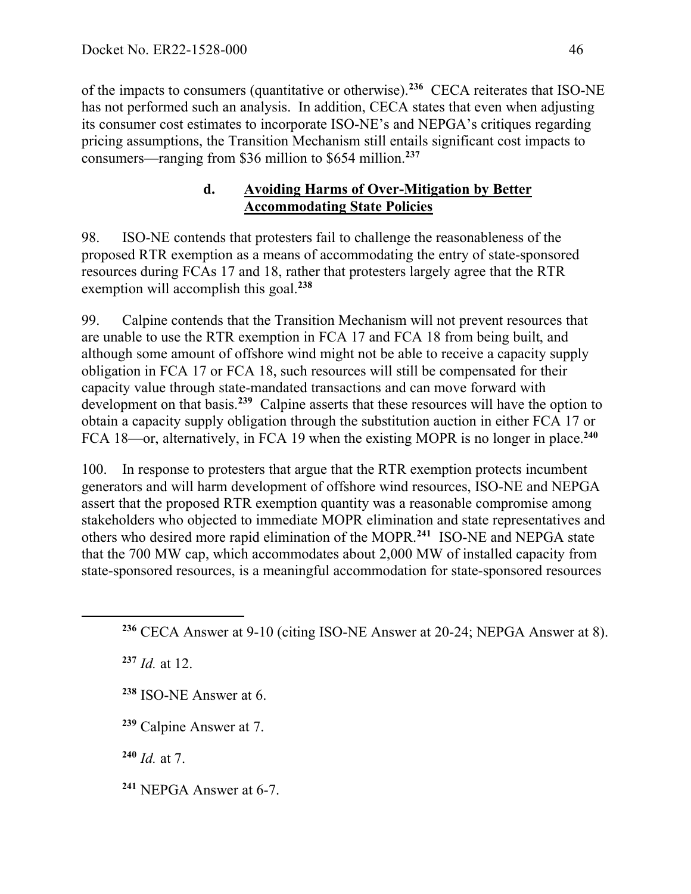of the impacts to consumers (quantitative or otherwise).[236] CECA reiterates that ISO-NE has not performed such an analysis. In addition, CECA states that even when adjusting its consumer cost estimates to incorporate ISO-NE's and NEPGA's critiques regarding pricing assumptions, the Transition Mechanism still entails significant cost impacts to consumers—ranging from $36 million to $654 million.[237]

### d. Avoiding Harms of Over-Mitigation by Better Accommodating State Policies

98. ISO-NE contends that protesters fail to challenge the reasonableness of the proposed RTR exemption as a means of accommodating the entry of state-sponsored resources during FCAs 17 and 18, rather that protesters largely agree that the RTR exemption will accomplish this goal.[238]

99. Calpine contends that the Transition Mechanism will not prevent resources that are unable to use the RTR exemption in FCA 17 and FCA 18 from being built, and although some amount of offshore wind might not be able to receive a capacity supply obligation in FCA 17 or FCA 18, such resources will still be compensated for their capacity value through state-mandated transactions and can move forward with development on that basis.[239] Calpine asserts that these resources will have the option to obtain a capacity supply obligation through the substitution auction in either FCA 17 or FCA 18—or, alternatively, in FCA 19 when the existing MOPR is no longer in place.[240]

100. In response to protesters that argue that the RTR exemption protects incumbent generators and will harm development of offshore wind resources, ISO-NE and NEPGA assert that the proposed RTR exemption quantity was a reasonable compromise among stakeholders who objected to immediate MOPR elimination and state representatives and others who desired more rapid elimination of the MOPR.[241] ISO-NE and NEPGA state that the 700 MW cap, which accommodates about 2,000 MW of installed capacity from state-sponsored resources, is a meaningful accommodation for state-sponsored resources

---

[236] CECA Answer at 9-10 (citing ISO-NE Answer at 20-24; NEPGA Answer at 8).

[237] *Id.* at 12.

[238] ISO-NE Answer at 6.

[239] Calpine Answer at 7.

[240] *Id.* at 7.

[241] NEPGA Answer at 6-7.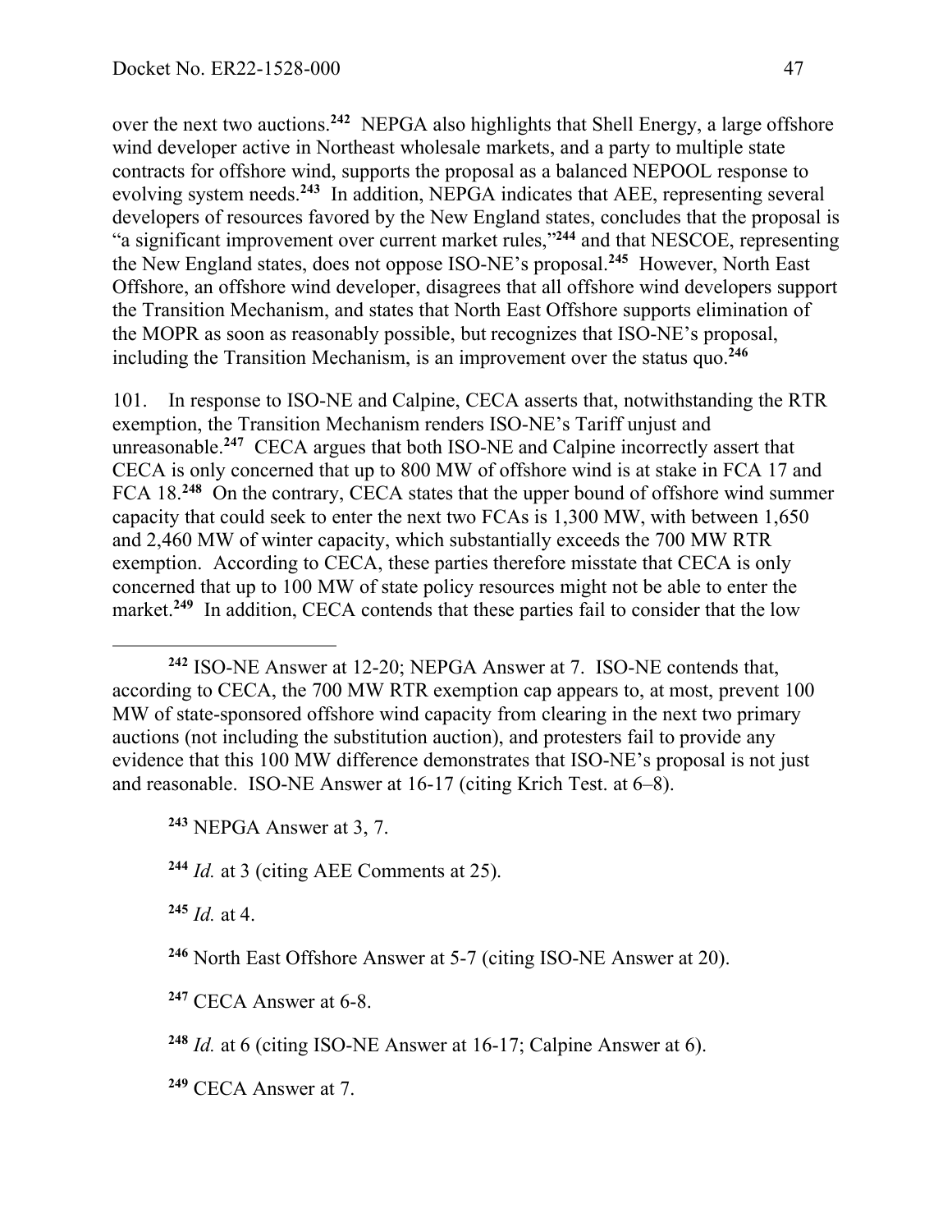over the next two auctions.[242] NEPGA also highlights that Shell Energy, a large offshore wind developer active in Northeast wholesale markets, and a party to multiple state contracts for offshore wind, supports the proposal as a balanced NEPOOL response to evolving system needs.[243] In addition, NEPGA indicates that AEE, representing several developers of resources favored by the New England states, concludes that the proposal is "a significant improvement over current market rules,"[244] and that NESCOE, representing the New England states, does not oppose ISO-NE's proposal.[245] However, North East Offshore, an offshore wind developer, disagrees that all offshore wind developers support the Transition Mechanism, and states that North East Offshore supports elimination of the MOPR as soon as reasonably possible, but recognizes that ISO-NE's proposal, including the Transition Mechanism, is an improvement over the status quo.[246]

101. In response to ISO-NE and Calpine, CECA asserts that, notwithstanding the RTR exemption, the Transition Mechanism renders ISO-NE's Tariff unjust and unreasonable.[247] CECA argues that both ISO-NE and Calpine incorrectly assert that CECA is only concerned that up to 800 MW of offshore wind is at stake in FCA 17 and FCA 18.[248] On the contrary, CECA states that the upper bound of offshore wind summer capacity that could seek to enter the next two FCAs is 1,300 MW, with between 1,650 and 2,460 MW of winter capacity, which substantially exceeds the 700 MW RTR exemption. According to CECA, these parties therefore misstate that CECA is only concerned that up to 100 MW of state policy resources might not be able to enter the market.[249] In addition, CECA contends that these parties fail to consider that the low

---

[242] ISO-NE Answer at 12-20; NEPGA Answer at 7. ISO-NE contends that, according to CECA, the 700 MW RTR exemption cap appears to, at most, prevent 100 MW of state-sponsored offshore wind capacity from clearing in the next two primary auctions (not including the substitution auction), and protesters fail to provide any evidence that this 100 MW difference demonstrates that ISO-NE's proposal is not just and reasonable. ISO-NE Answer at 16-17 (citing Krich Test. at 6–8).

[243] NEPGA Answer at 3, 7.

[244] *Id.* at 3 (citing AEE Comments at 25).

[245] *Id.* at 4.

[246] North East Offshore Answer at 5-7 (citing ISO-NE Answer at 20).

[247] CECA Answer at 6-8.

[248] *Id.* at 6 (citing ISO-NE Answer at 16-17; Calpine Answer at 6).

[249] CECA Answer at 7.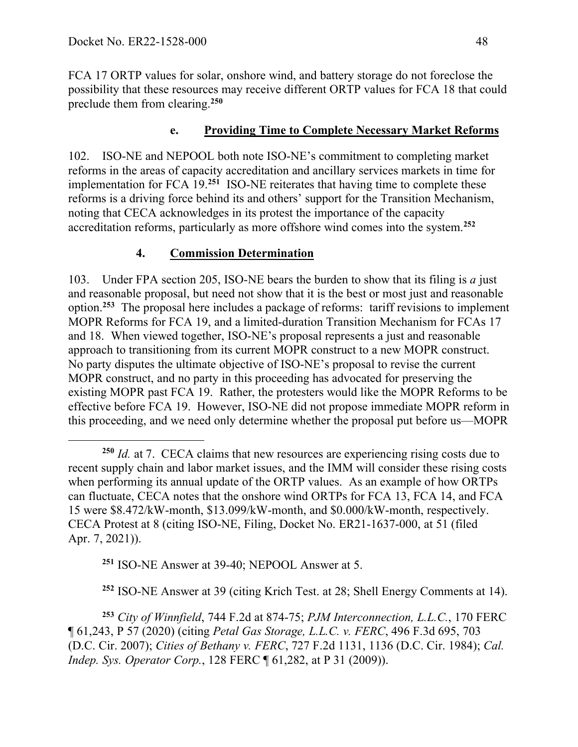FCA 17 ORTP values for solar, onshore wind, and battery storage do not foreclose the possibility that these resources may receive different ORTP values for FCA 18 that could preclude them from clearing.[250]

### e. Providing Time to Complete Necessary Market Reforms

102. ISO-NE and NEPOOL both note ISO-NE's commitment to completing market reforms in the areas of capacity accreditation and ancillary services markets in time for implementation for FCA 19.[251] ISO-NE reiterates that having time to complete these reforms is a driving force behind its and others' support for the Transition Mechanism, noting that CECA acknowledges in its protest the importance of the capacity accreditation reforms, particularly as more offshore wind comes into the system.[252]

## 4. Commission Determination

103. Under FPA section 205, ISO-NE bears the burden to show that its filing is *a* just and reasonable proposal, but need not show that it is the best or most just and reasonable option.[253] The proposal here includes a package of reforms: tariff revisions to implement MOPR Reforms for FCA 19, and a limited-duration Transition Mechanism for FCAs 17 and 18. When viewed together, ISO-NE's proposal represents a just and reasonable approach to transitioning from its current MOPR construct to a new MOPR construct. No party disputes the ultimate objective of ISO-NE's proposal to revise the current MOPR construct, and no party in this proceeding has advocated for preserving the existing MOPR past FCA 19. Rather, the protesters would like the MOPR Reforms to be effective before FCA 19. However, ISO-NE did not propose immediate MOPR reform in this proceeding, and we need only determine whether the proposal put before us—MOPR

---

[250] *Id.* at 7. CECA claims that new resources are experiencing rising costs due to recent supply chain and labor market issues, and the IMM will consider these rising costs when performing its annual update of the ORTP values. As an example of how ORTPs can fluctuate, CECA notes that the onshore wind ORTPs for FCA 13, FCA 14, and FCA 15 were $8.472/kW-month, $13.099/kW-month, and $0.000/kW-month, respectively. CECA Protest at 8 (citing ISO-NE, Filing, Docket No. ER21-1637-000, at 51 (filed Apr. 7, 2021)).

[251] ISO-NE Answer at 39-40; NEPOOL Answer at 5.

[252] ISO-NE Answer at 39 (citing Krich Test. at 28; Shell Energy Comments at 14).

[253] *City of Winnfield*, 744 F.2d at 874-75; *PJM Interconnection, L.L.C.*, 170 FERC ¶ 61,243, P 57 (2020) (citing *Petal Gas Storage, L.L.C. v. FERC*, 496 F.3d 695, 703 (D.C. Cir. 2007); *Cities of Bethany v. FERC*, 727 F.2d 1131, 1136 (D.C. Cir. 1984); *Cal. Indep. Sys. Operator Corp.*, 128 FERC ¶ 61,282, at P 31 (2009)).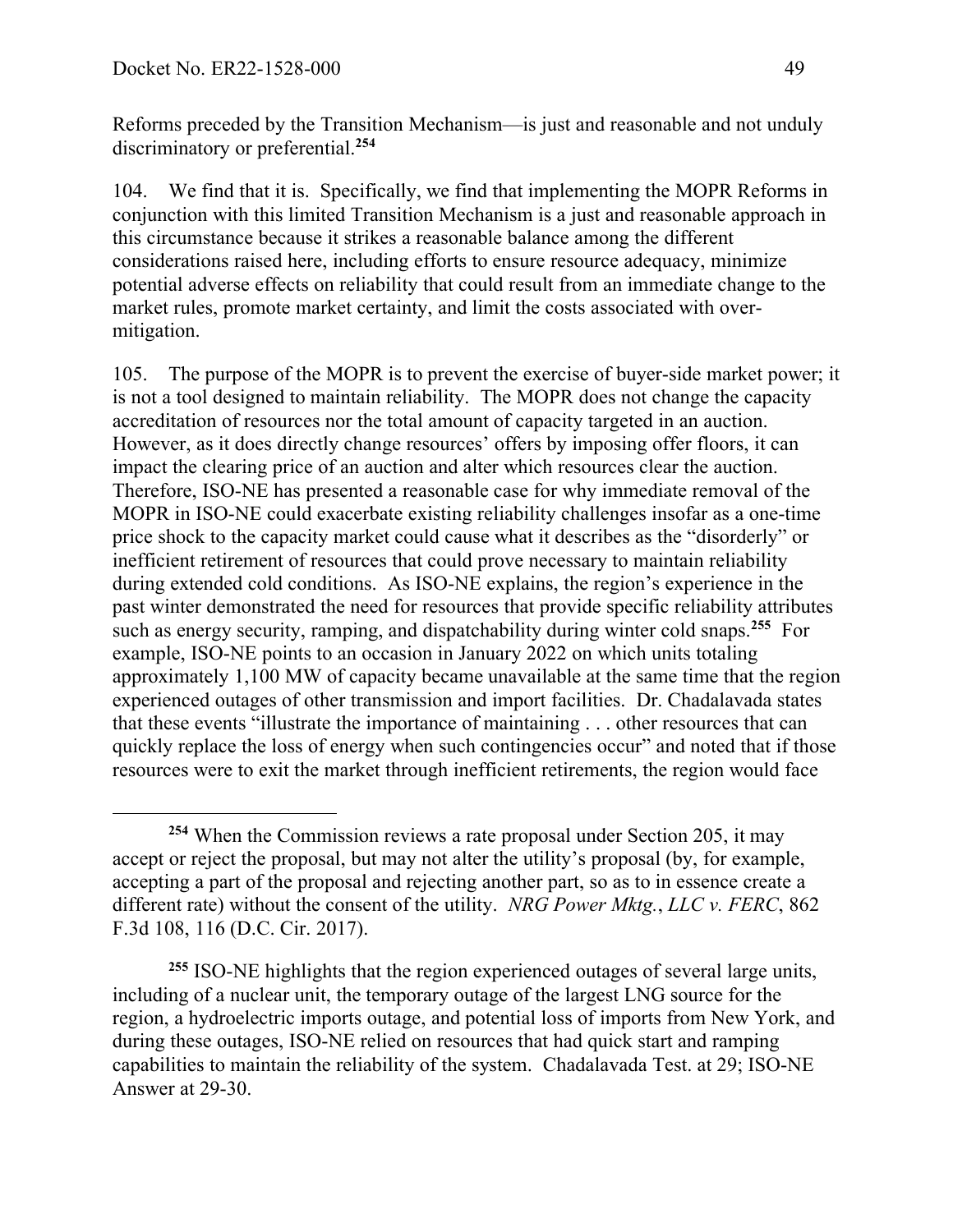Reforms preceded by the Transition Mechanism—is just and reasonable and not unduly discriminatory or preferential.[254]

104. We find that it is. Specifically, we find that implementing the MOPR Reforms in conjunction with this limited Transition Mechanism is a just and reasonable approach in this circumstance because it strikes a reasonable balance among the different considerations raised here, including efforts to ensure resource adequacy, minimize potential adverse effects on reliability that could result from an immediate change to the market rules, promote market certainty, and limit the costs associated with over-mitigation.

105. The purpose of the MOPR is to prevent the exercise of buyer-side market power; it is not a tool designed to maintain reliability. The MOPR does not change the capacity accreditation of resources nor the total amount of capacity targeted in an auction. However, as it does directly change resources' offers by imposing offer floors, it can impact the clearing price of an auction and alter which resources clear the auction. Therefore, ISO-NE has presented a reasonable case for why immediate removal of the MOPR in ISO-NE could exacerbate existing reliability challenges insofar as a one-time price shock to the capacity market could cause what it describes as the "disorderly" or inefficient retirement of resources that could prove necessary to maintain reliability during extended cold conditions. As ISO-NE explains, the region's experience in the past winter demonstrated the need for resources that provide specific reliability attributes such as energy security, ramping, and dispatchability during winter cold snaps.[255] For example, ISO-NE points to an occasion in January 2022 on which units totaling approximately 1,100 MW of capacity became unavailable at the same time that the region experienced outages of other transmission and import facilities. Dr. Chadalavada states that these events "illustrate the importance of maintaining . . . other resources that can quickly replace the loss of energy when such contingencies occur" and noted that if those resources were to exit the market through inefficient retirements, the region would face

---

[254] When the Commission reviews a rate proposal under Section 205, it may accept or reject the proposal, but may not alter the utility's proposal (by, for example, accepting a part of the proposal and rejecting another part, so as to in essence create a different rate) without the consent of the utility. *NRG Power Mktg., LLC v. FERC*, 862 F.3d 108, 116 (D.C. Cir. 2017).

[255] ISO-NE highlights that the region experienced outages of several large units, including of a nuclear unit, the temporary outage of the largest LNG source for the region, a hydroelectric imports outage, and potential loss of imports from New York, and during these outages, ISO-NE relied on resources that had quick start and ramping capabilities to maintain the reliability of the system. Chadalavada Test. at 29; ISO-NE Answer at 29-30.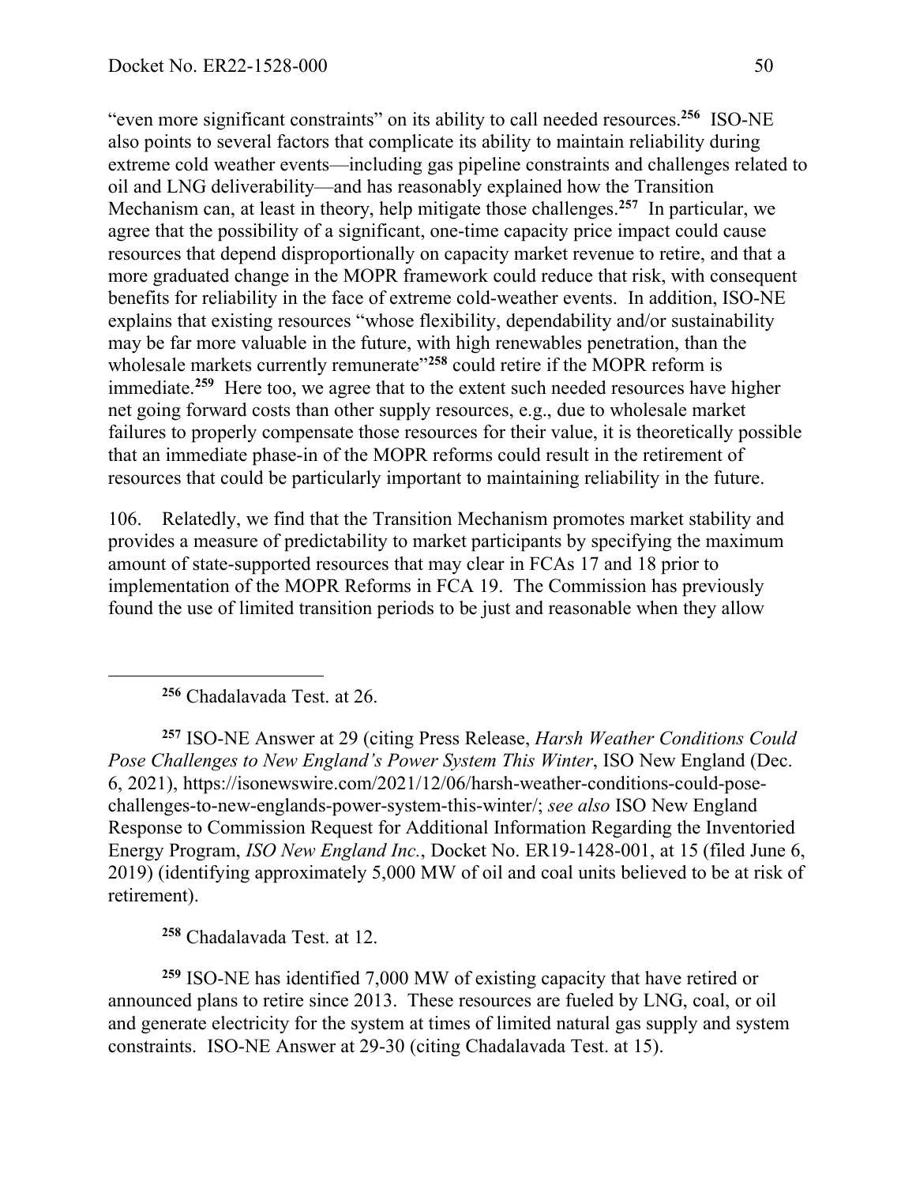"even more significant constraints" on its ability to call needed resources.[256] ISO-NE also points to several factors that complicate its ability to maintain reliability during extreme cold weather events—including gas pipeline constraints and challenges related to oil and LNG deliverability—and has reasonably explained how the Transition Mechanism can, at least in theory, help mitigate those challenges.[257] In particular, we agree that the possibility of a significant, one-time capacity price impact could cause resources that depend disproportionally on capacity market revenue to retire, and that a more graduated change in the MOPR framework could reduce that risk, with consequent benefits for reliability in the face of extreme cold-weather events. In addition, ISO-NE explains that existing resources "whose flexibility, dependability and/or sustainability may be far more valuable in the future, with high renewables penetration, than the wholesale markets currently remunerate"[258] could retire if the MOPR reform is immediate.[259] Here too, we agree that to the extent such needed resources have higher net going forward costs than other supply resources, e.g., due to wholesale market failures to properly compensate those resources for their value, it is theoretically possible that an immediate phase-in of the MOPR reforms could result in the retirement of resources that could be particularly important to maintaining reliability in the future.

106. Relatedly, we find that the Transition Mechanism promotes market stability and provides a measure of predictability to market participants by specifying the maximum amount of state-supported resources that may clear in FCAs 17 and 18 prior to implementation of the MOPR Reforms in FCA 19. The Commission has previously found the use of limited transition periods to be just and reasonable when they allow

---

[256] Chadalavada Test. at 26.

[257] ISO-NE Answer at 29 (citing Press Release, *Harsh Weather Conditions Could Pose Challenges to New England's Power System This Winter*, ISO New England (Dec. 6, 2021), https://isonewswire.com/2021/12/06/harsh-weather-conditions-could-pose-challenges-to-new-englands-power-system-this-winter/; *see also* ISO New England Response to Commission Request for Additional Information Regarding the Inventoried Energy Program, *ISO New England Inc.*, Docket No. ER19-1428-001, at 15 (filed June 6, 2019) (identifying approximately 5,000 MW of oil and coal units believed to be at risk of retirement).

[258] Chadalavada Test. at 12.

[259] ISO-NE has identified 7,000 MW of existing capacity that have retired or announced plans to retire since 2013. These resources are fueled by LNG, coal, or oil and generate electricity for the system at times of limited natural gas supply and system constraints. ISO-NE Answer at 29-30 (citing Chadalavada Test. at 15).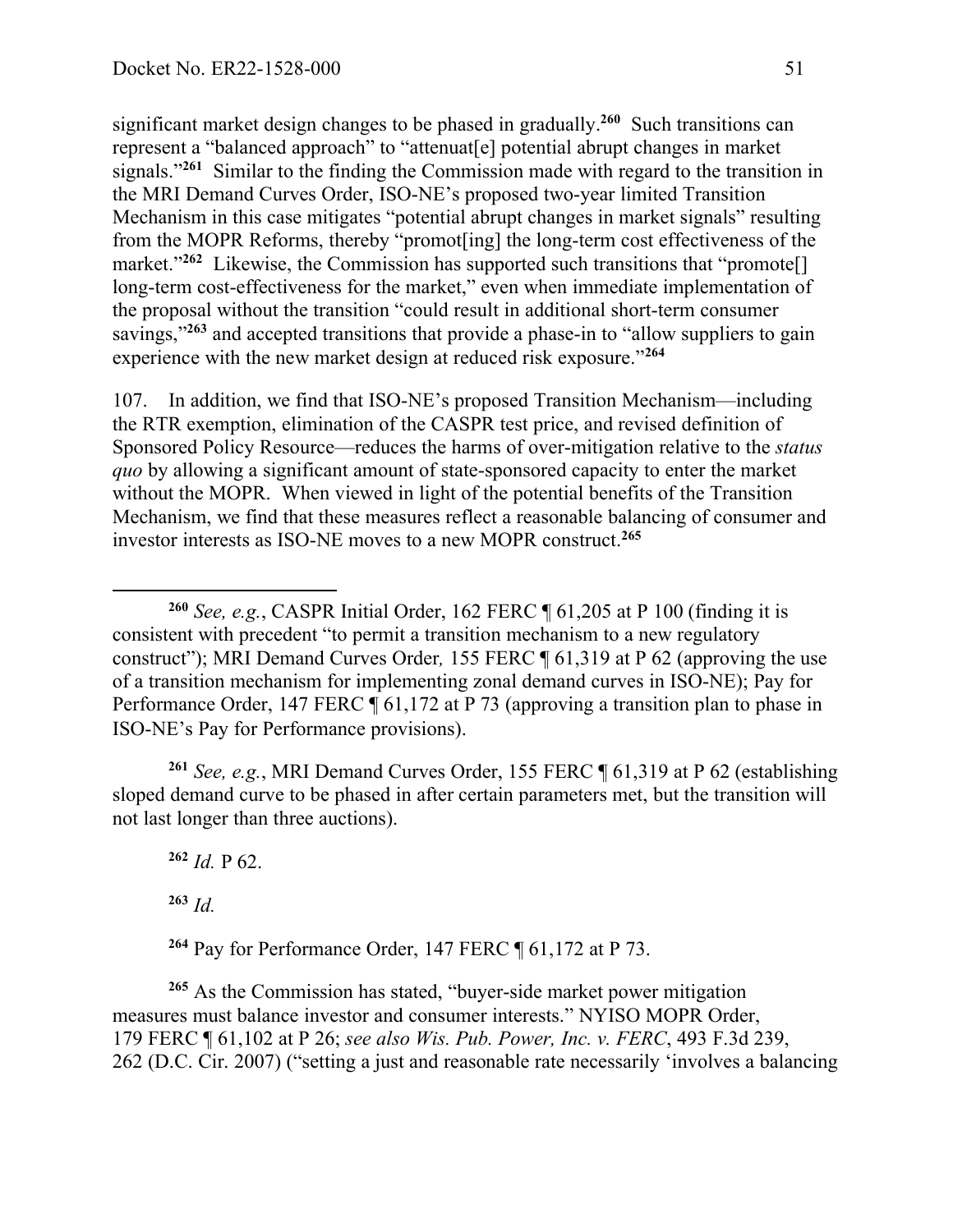significant market design changes to be phased in gradually.[260] Such transitions can represent a "balanced approach" to "attenuat[e] potential abrupt changes in market signals."[261] Similar to the finding the Commission made with regard to the transition in the MRI Demand Curves Order, ISO-NE's proposed two-year limited Transition Mechanism in this case mitigates "potential abrupt changes in market signals" resulting from the MOPR Reforms, thereby "promot[ing] the long-term cost effectiveness of the market."[262] Likewise, the Commission has supported such transitions that "promote[] long-term cost-effectiveness for the market," even when immediate implementation of the proposal without the transition "could result in additional short-term consumer savings,"[263] and accepted transitions that provide a phase-in to "allow suppliers to gain experience with the new market design at reduced risk exposure."[264]

107. In addition, we find that ISO-NE's proposed Transition Mechanism—including the RTR exemption, elimination of the CASPR test price, and revised definition of Sponsored Policy Resource—reduces the harms of over-mitigation relative to the *status quo* by allowing a significant amount of state-sponsored capacity to enter the market without the MOPR. When viewed in light of the potential benefits of the Transition Mechanism, we find that these measures reflect a reasonable balancing of consumer and investor interests as ISO-NE moves to a new MOPR construct.[265]

---

[260] *See, e.g.*, CASPR Initial Order, 162 FERC ¶ 61,205 at P 100 (finding it is consistent with precedent "to permit a transition mechanism to a new regulatory construct"); MRI Demand Curves Order*,* 155 FERC ¶ 61,319 at P 62 (approving the use of a transition mechanism for implementing zonal demand curves in ISO-NE); Pay for Performance Order, 147 FERC ¶ 61,172 at P 73 (approving a transition plan to phase in ISO-NE's Pay for Performance provisions).

[261] *See, e.g.*, MRI Demand Curves Order, 155 FERC ¶ 61,319 at P 62 (establishing sloped demand curve to be phased in after certain parameters met, but the transition will not last longer than three auctions).

[262] *Id.* P 62.

[263] *Id.*

[264] Pay for Performance Order, 147 FERC ¶ 61,172 at P 73.

[265] As the Commission has stated, "buyer-side market power mitigation measures must balance investor and consumer interests." NYISO MOPR Order, 179 FERC ¶ 61,102 at P 26; *see also Wis. Pub. Power, Inc. v. FERC*, 493 F.3d 239, 262 (D.C. Cir. 2007) ("setting a just and reasonable rate necessarily 'involves a balancing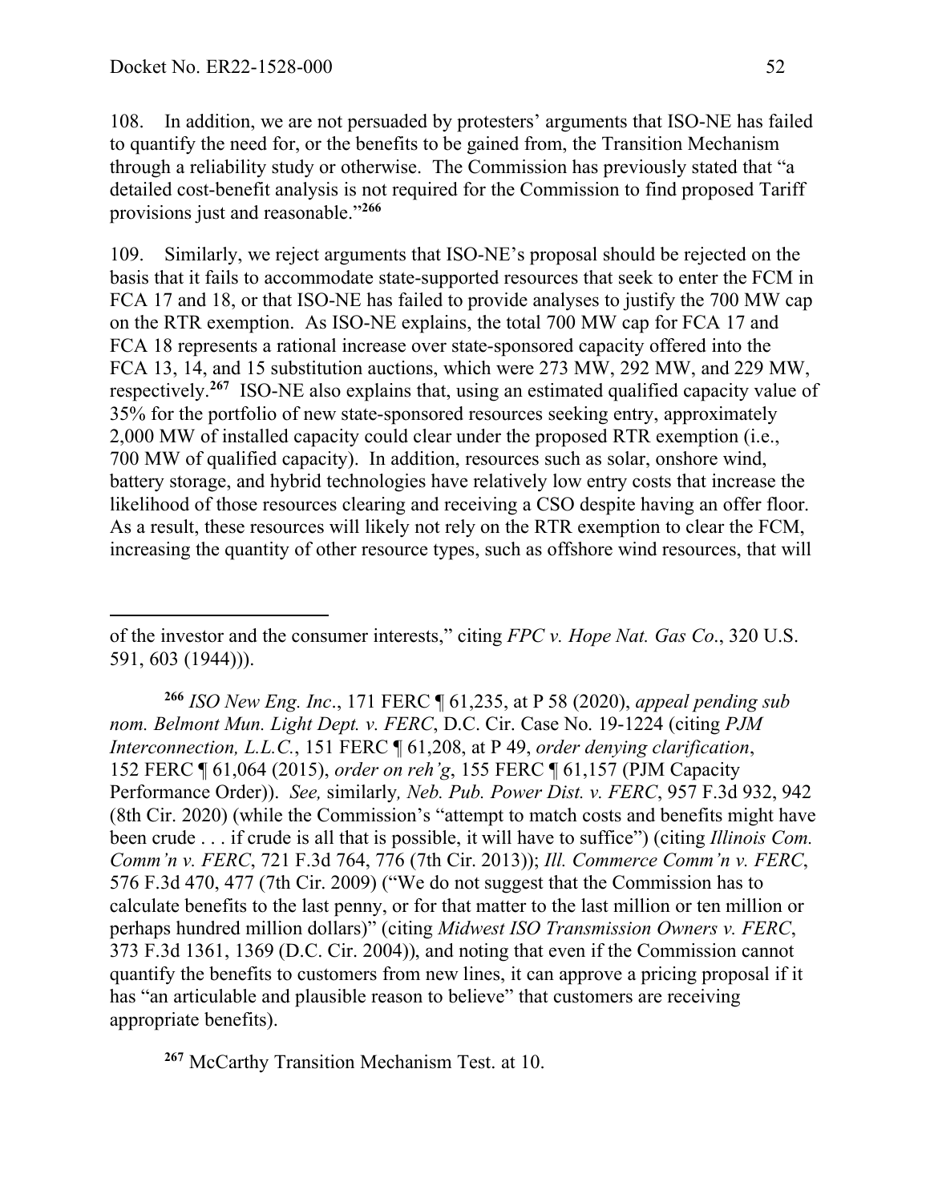108. In addition, we are not persuaded by protesters' arguments that ISO-NE has failed to quantify the need for, or the benefits to be gained from, the Transition Mechanism through a reliability study or otherwise. The Commission has previously stated that "a detailed cost-benefit analysis is not required for the Commission to find proposed Tariff provisions just and reasonable."[266]

109. Similarly, we reject arguments that ISO-NE's proposal should be rejected on the basis that it fails to accommodate state-supported resources that seek to enter the FCM in FCA 17 and 18, or that ISO-NE has failed to provide analyses to justify the 700 MW cap on the RTR exemption. As ISO-NE explains, the total 700 MW cap for FCA 17 and FCA 18 represents a rational increase over state-sponsored capacity offered into the FCA 13, 14, and 15 substitution auctions, which were 273 MW, 292 MW, and 229 MW, respectively.[267] ISO-NE also explains that, using an estimated qualified capacity value of 35% for the portfolio of new state-sponsored resources seeking entry, approximately 2,000 MW of installed capacity could clear under the proposed RTR exemption (i.e., 700 MW of qualified capacity). In addition, resources such as solar, onshore wind, battery storage, and hybrid technologies have relatively low entry costs that increase the likelihood of those resources clearing and receiving a CSO despite having an offer floor. As a result, these resources will likely not rely on the RTR exemption to clear the FCM, increasing the quantity of other resource types, such as offshore wind resources, that will

---

of the investor and the consumer interests," citing *FPC v. Hope Nat. Gas Co*., 320 U.S. 591, 603 (1944))).

[266] *ISO New Eng. Inc*., 171 FERC ¶ 61,235, at P 58 (2020), *appeal pending sub nom. Belmont Mun. Light Dept. v. FERC*, D.C. Cir. Case No. 19-1224 (citing *PJM Interconnection, L.L.C.*, 151 FERC ¶ 61,208, at P 49, *order denying clarification*, 152 FERC ¶ 61,064 (2015), *order on reh'g*, 155 FERC ¶ 61,157 (PJM Capacity Performance Order)). *See,* similarly*, Neb. Pub. Power Dist. v. FERC*, 957 F.3d 932, 942 (8th Cir. 2020) (while the Commission's "attempt to match costs and benefits might have been crude . . . if crude is all that is possible, it will have to suffice") (citing *Illinois Com. Comm'n v. FERC*, 721 F.3d 764, 776 (7th Cir. 2013)); *Ill. Commerce Comm'n v. FERC*, 576 F.3d 470, 477 (7th Cir. 2009) ("We do not suggest that the Commission has to calculate benefits to the last penny, or for that matter to the last million or ten million or perhaps hundred million dollars)" (citing *Midwest ISO Transmission Owners v. FERC*, 373 F.3d 1361, 1369 (D.C. Cir. 2004)), and noting that even if the Commission cannot quantify the benefits to customers from new lines, it can approve a pricing proposal if it has "an articulable and plausible reason to believe" that customers are receiving appropriate benefits).

[267] McCarthy Transition Mechanism Test. at 10.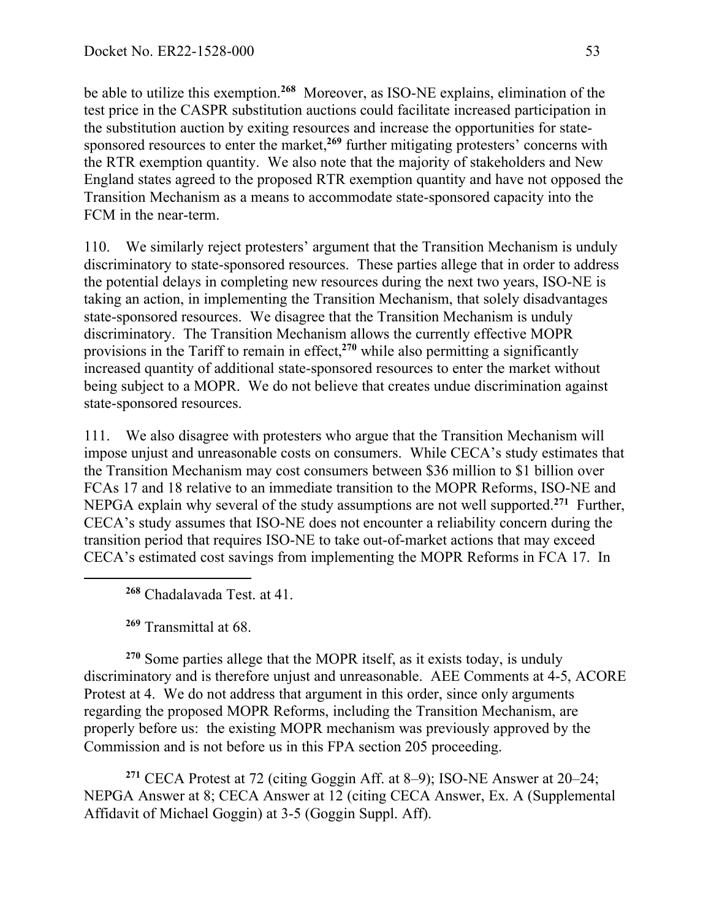be able to utilize this exemption.[268] Moreover, as ISO-NE explains, elimination of the test price in the CASPR substitution auctions could facilitate increased participation in the substitution auction by exiting resources and increase the opportunities for state-sponsored resources to enter the market,[269] further mitigating protesters' concerns with the RTR exemption quantity. We also note that the majority of stakeholders and New England states agreed to the proposed RTR exemption quantity and have not opposed the Transition Mechanism as a means to accommodate state-sponsored capacity into the FCM in the near-term.

110. We similarly reject protesters' argument that the Transition Mechanism is unduly discriminatory to state-sponsored resources. These parties allege that in order to address the potential delays in completing new resources during the next two years, ISO-NE is taking an action, in implementing the Transition Mechanism, that solely disadvantages state-sponsored resources. We disagree that the Transition Mechanism is unduly discriminatory. The Transition Mechanism allows the currently effective MOPR provisions in the Tariff to remain in effect,[270] while also permitting a significantly increased quantity of additional state-sponsored resources to enter the market without being subject to a MOPR. We do not believe that creates undue discrimination against state-sponsored resources.

111. We also disagree with protesters who argue that the Transition Mechanism will impose unjust and unreasonable costs on consumers. While CECA's study estimates that the Transition Mechanism may cost consumers between $36 million to $1 billion over FCAs 17 and 18 relative to an immediate transition to the MOPR Reforms, ISO-NE and NEPGA explain why several of the study assumptions are not well supported.[271] Further, CECA's study assumes that ISO-NE does not encounter a reliability concern during the transition period that requires ISO-NE to take out-of-market actions that may exceed CECA's estimated cost savings from implementing the MOPR Reforms in FCA 17. In

---

[268] Chadalavada Test. at 41.

[269] Transmittal at 68.

[270] Some parties allege that the MOPR itself, as it exists today, is unduly discriminatory and is therefore unjust and unreasonable. AEE Comments at 4-5, ACORE Protest at 4. We do not address that argument in this order, since only arguments regarding the proposed MOPR Reforms, including the Transition Mechanism, are properly before us: the existing MOPR mechanism was previously approved by the Commission and is not before us in this FPA section 205 proceeding.

[271] CECA Protest at 72 (citing Goggin Aff. at 8–9); ISO-NE Answer at 20–24; NEPGA Answer at 8; CECA Answer at 12 (citing CECA Answer, Ex. A (Supplemental Affidavit of Michael Goggin) at 3-5 (Goggin Suppl. Aff).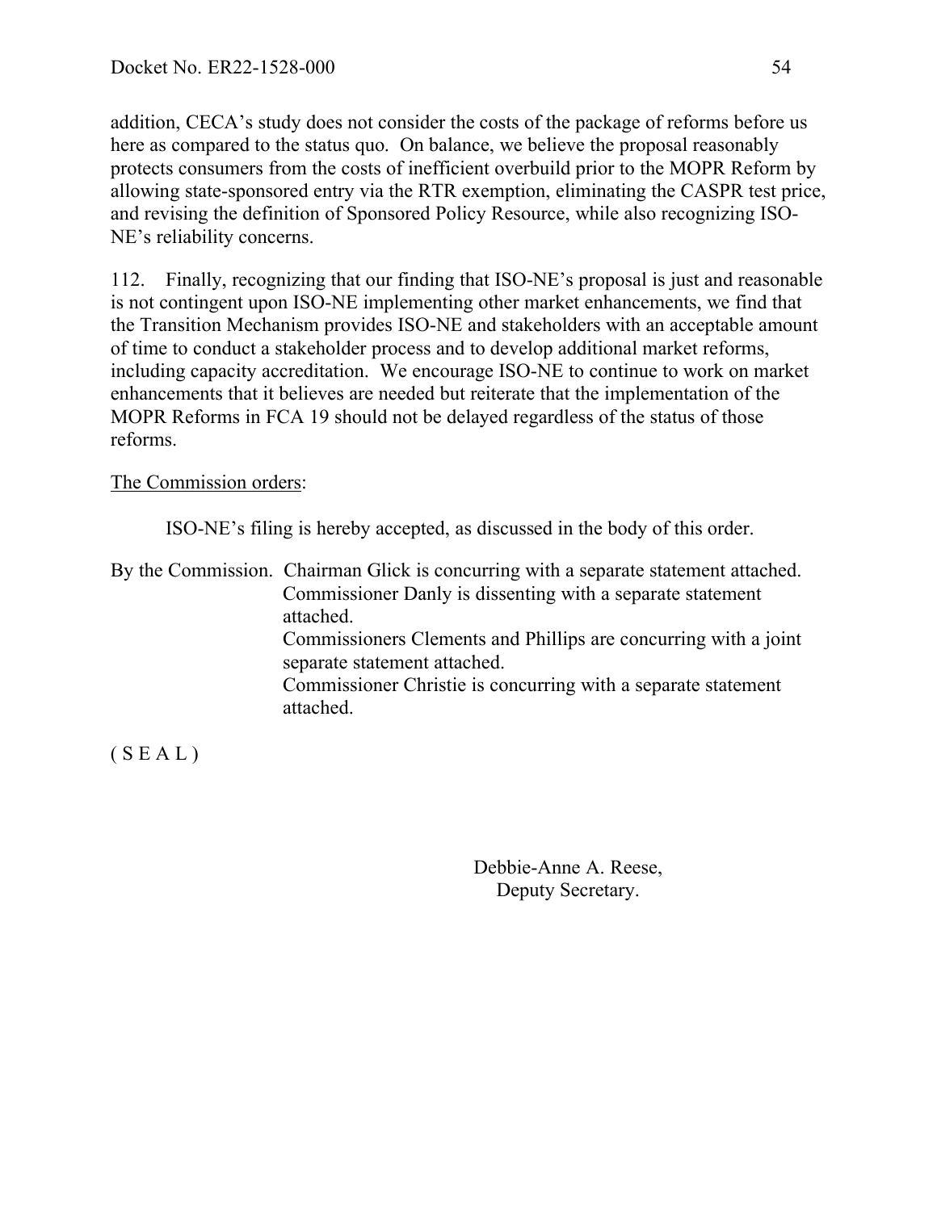addition, CECA's study does not consider the costs of the package of reforms before us here as compared to the status quo. On balance, we believe the proposal reasonably protects consumers from the costs of inefficient overbuild prior to the MOPR Reform by allowing state-sponsored entry via the RTR exemption, eliminating the CASPR test price, and revising the definition of Sponsored Policy Resource, while also recognizing ISO-NE's reliability concerns.

112. Finally, recognizing that our finding that ISO-NE's proposal is just and reasonable is not contingent upon ISO-NE implementing other market enhancements, we find that the Transition Mechanism provides ISO-NE and stakeholders with an acceptable amount of time to conduct a stakeholder process and to develop additional market reforms, including capacity accreditation. We encourage ISO-NE to continue to work on market enhancements that it believes are needed but reiterate that the implementation of the MOPR Reforms in FCA 19 should not be delayed regardless of the status of those reforms.

The Commission orders:

ISO-NE's filing is hereby accepted, as discussed in the body of this order.

By the Commission. Chairman Glick is concurring with a separate statement attached.
Commissioner Danly is dissenting with a separate statement attached.
Commissioners Clements and Phillips are concurring with a joint separate statement attached.
Commissioner Christie is concurring with a separate statement attached.

( S E A L )

Debbie-Anne A. Reese,
Deputy Secretary.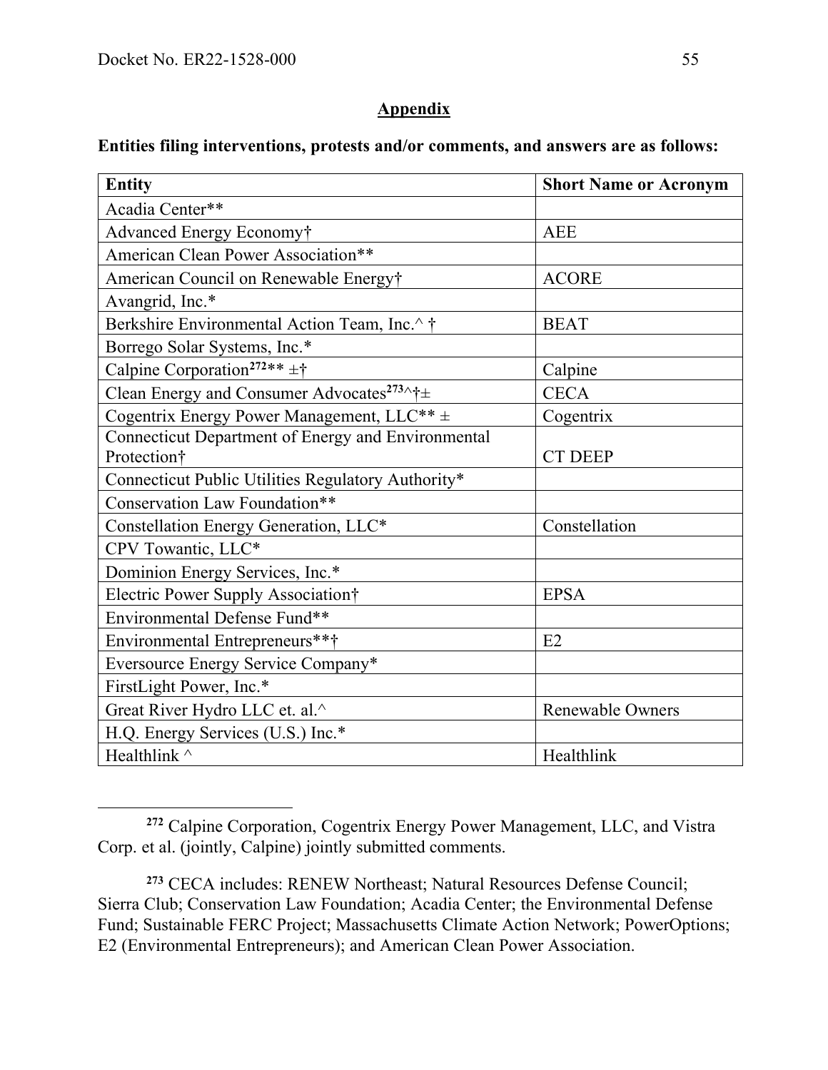## Appendix

**Entities filing interventions, protests and/or comments, and answers are as follows:**

| Entity | Short Name or Acronym |
|---|---|
| Acadia Center** | |
| Advanced Energy Economy† | AEE |
| American Clean Power Association** | |
| American Council on Renewable Energy† | ACORE |
| Avangrid, Inc.* | |
| Berkshire Environmental Action Team, Inc.^ † | BEAT |
| Borrego Solar Systems, Inc.* | |
| Calpine Corporation[272]** ±† | Calpine |
| Clean Energy and Consumer Advocates[273]^†± | CECA |
| Cogentrix Energy Power Management, LLC** ± | Cogentrix |
| Connecticut Department of Energy and Environmental Protection† | CT DEEP |
| Connecticut Public Utilities Regulatory Authority* | |
| Conservation Law Foundation** | |
| Constellation Energy Generation, LLC* | Constellation |
| CPV Towantic, LLC* | |
| Dominion Energy Services, Inc.* | |
| Electric Power Supply Association† | EPSA |
| Environmental Defense Fund** | |
| Environmental Entrepreneurs**† | E2 |
| Eversource Energy Service Company* | |
| FirstLight Power, Inc.* | |
| Great River Hydro LLC et. al.^ | Renewable Owners |
| H.Q. Energy Services (U.S.) Inc.* | |
| Healthlink ^ | Healthlink |

[272] Calpine Corporation, Cogentrix Energy Power Management, LLC, and Vistra Corp. et al. (jointly, Calpine) jointly submitted comments.

[273] CECA includes: RENEW Northeast; Natural Resources Defense Council; Sierra Club; Conservation Law Foundation; Acadia Center; the Environmental Defense Fund; Sustainable FERC Project; Massachusetts Climate Action Network; PowerOptions; E2 (Environmental Entrepreneurs); and American Clean Power Association.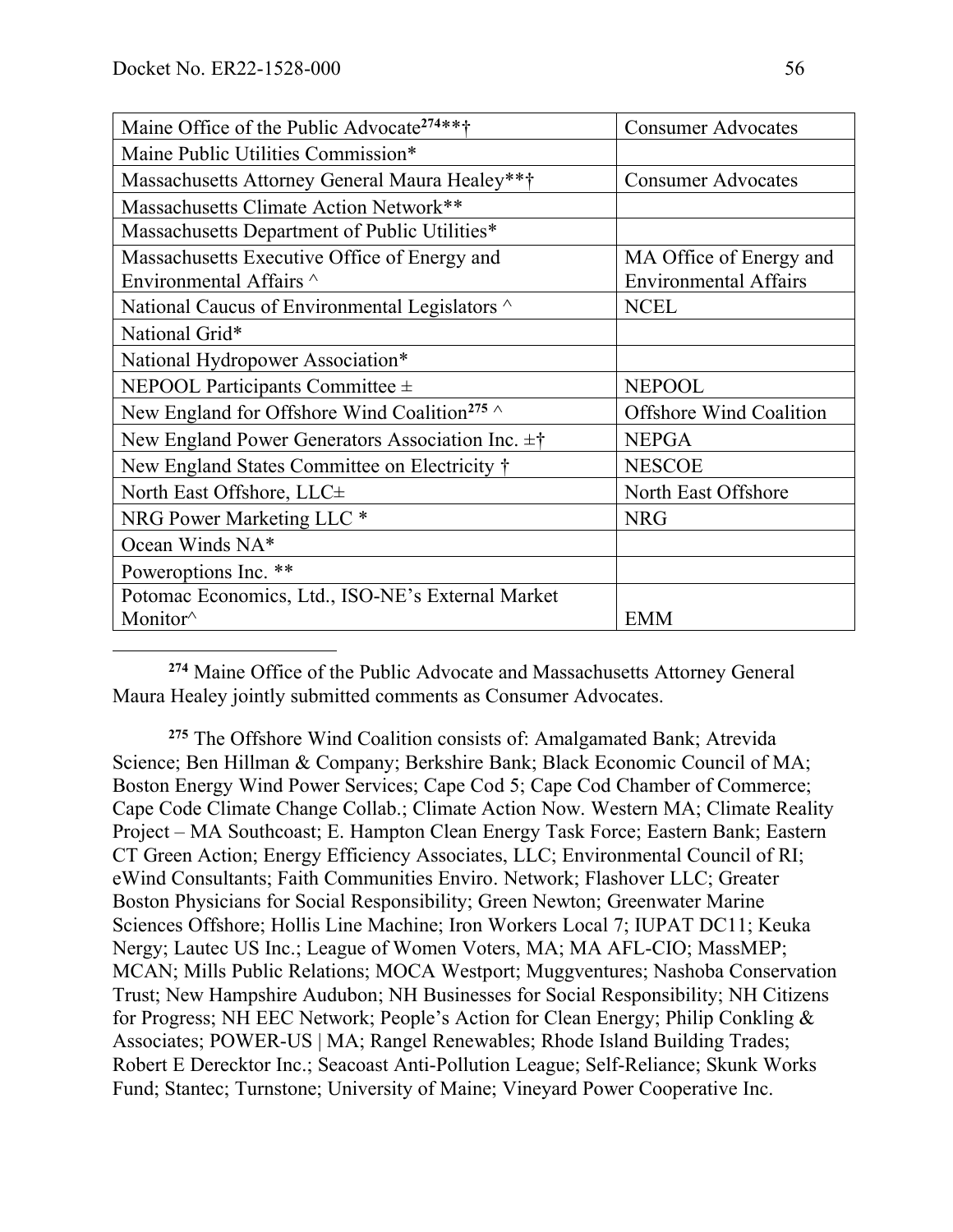| Maine Office of the Public Advocate[274]**† | Consumer Advocates |
|---|---|
| Maine Public Utilities Commission* | |
| Massachusetts Attorney General Maura Healey**† | Consumer Advocates |
| Massachusetts Climate Action Network** | |
| Massachusetts Department of Public Utilities* | |
| Massachusetts Executive Office of Energy and Environmental Affairs ^ | MA Office of Energy and Environmental Affairs |
| National Caucus of Environmental Legislators ^ | NCEL |
| National Grid* | |
| National Hydropower Association* | |
| NEPOOL Participants Committee ± | NEPOOL |
| New England for Offshore Wind Coalition[275] ^ | Offshore Wind Coalition |
| New England Power Generators Association Inc. ±† | NEPGA |
| New England States Committee on Electricity † | NESCOE |
| North East Offshore, LLC± | North East Offshore |
| NRG Power Marketing LLC * | NRG |
| Ocean Winds NA* | |
| Poweroptions Inc. ** | |
| Potomac Economics, Ltd., ISO-NE's External Market Monitor^ | EMM |

[274] Maine Office of the Public Advocate and Massachusetts Attorney General Maura Healey jointly submitted comments as Consumer Advocates.

[275] The Offshore Wind Coalition consists of: Amalgamated Bank; Atrevida Science; Ben Hillman & Company; Berkshire Bank; Black Economic Council of MA; Boston Energy Wind Power Services; Cape Cod 5; Cape Cod Chamber of Commerce; Cape Code Climate Change Collab.; Climate Action Now. Western MA; Climate Reality Project – MA Southcoast; E. Hampton Clean Energy Task Force; Eastern Bank; Eastern CT Green Action; Energy Efficiency Associates, LLC; Environmental Council of RI; eWind Consultants; Faith Communities Enviro. Network; Flashover LLC; Greater Boston Physicians for Social Responsibility; Green Newton; Greenwater Marine Sciences Offshore; Hollis Line Machine; Iron Workers Local 7; IUPAT DC11; Keuka Nergy; Lautec US Inc.; League of Women Voters, MA; MA AFL-CIO; MassMEP; MCAN; Mills Public Relations; MOCA Westport; Muggventures; Nashoba Conservation Trust; New Hampshire Audubon; NH Businesses for Social Responsibility; NH Citizens for Progress; NH EEC Network; People's Action for Clean Energy; Philip Conkling & Associates; POWER-US | MA; Rangel Renewables; Rhode Island Building Trades; Robert E Derecktor Inc.; Seacoast Anti-Pollution League; Self-Reliance; Skunk Works Fund; Stantec; Turnstone; University of Maine; Vineyard Power Cooperative Inc.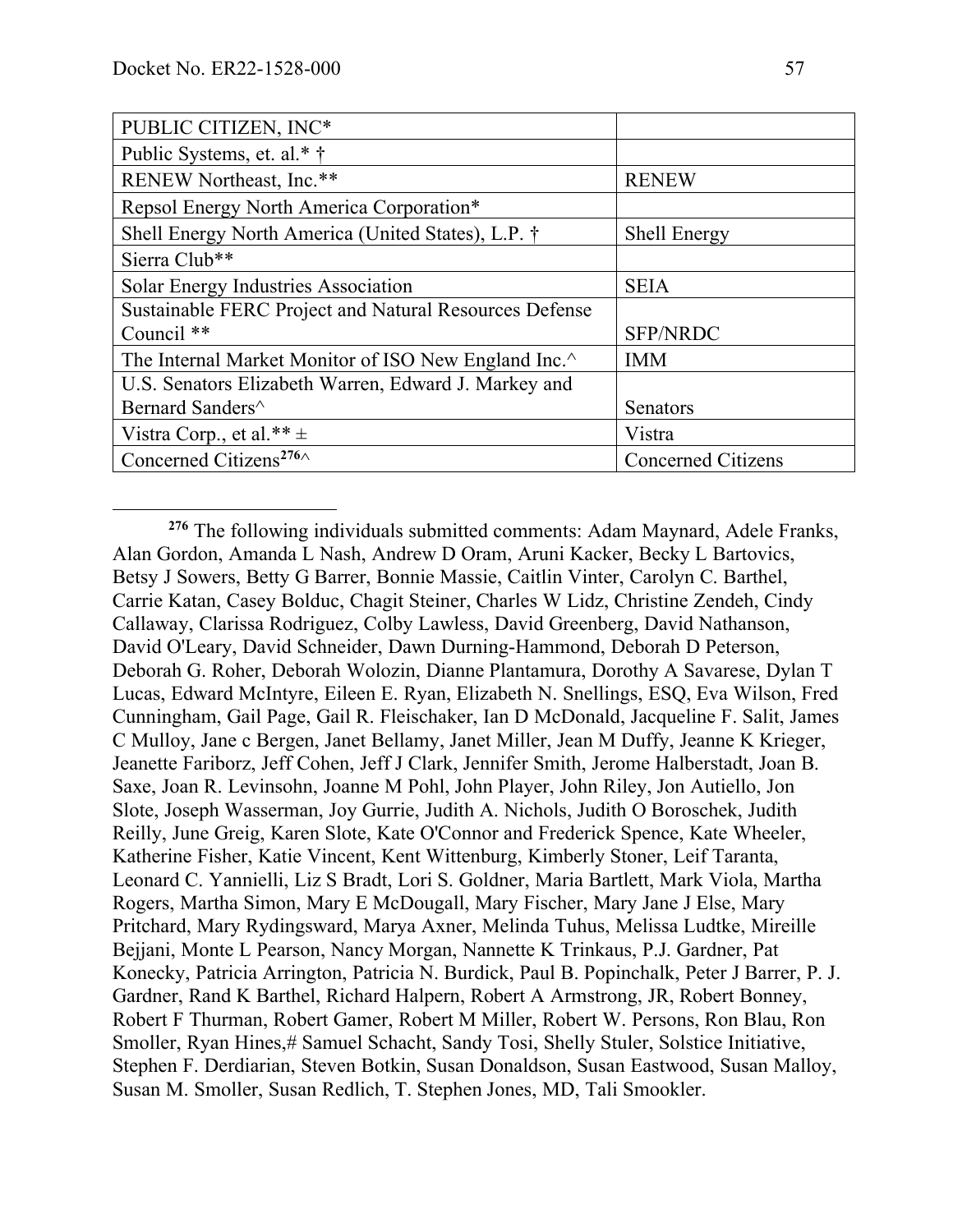| PUBLIC CITIZEN, INC* | |
|---|---|
| Public Systems, et. al.* † | |
| RENEW Northeast, Inc.** | RENEW |
| Repsol Energy North America Corporation* | |
| Shell Energy North America (United States), L.P. † | Shell Energy |
| Sierra Club** | |
| Solar Energy Industries Association | SEIA |
| Sustainable FERC Project and Natural Resources Defense Council ** | SFP/NRDC |
| The Internal Market Monitor of ISO New England Inc.^ | IMM |
| U.S. Senators Elizabeth Warren, Edward J. Markey and Bernard Sanders^ | Senators |
| Vistra Corp., et al.** ± | Vistra |
| Concerned Citizens[276]^ | Concerned Citizens |

[276] The following individuals submitted comments: Adam Maynard, Adele Franks, Alan Gordon, Amanda L Nash, Andrew D Oram, Aruni Kacker, Becky L Bartovics, Betsy J Sowers, Betty G Barrer, Bonnie Massie, Caitlin Vinter, Carolyn C. Barthel, Carrie Katan, Casey Bolduc, Chagit Steiner, Charles W Lidz, Christine Zendeh, Cindy Callaway, Clarissa Rodriguez, Colby Lawless, David Greenberg, David Nathanson, David O'Leary, David Schneider, Dawn Durning-Hammond, Deborah D Peterson, Deborah G. Roher, Deborah Wolozin, Dianne Plantamura, Dorothy A Savarese, Dylan T Lucas, Edward McIntyre, Eileen E. Ryan, Elizabeth N. Snellings, ESQ, Eva Wilson, Fred Cunningham, Gail Page, Gail R. Fleischaker, Ian D McDonald, Jacqueline F. Salit, James C Mulloy, Jane c Bergen, Janet Bellamy, Janet Miller, Jean M Duffy, Jeanne K Krieger, Jeanette Fariborz, Jeff Cohen, Jeff J Clark, Jennifer Smith, Jerome Halberstadt, Joan B. Saxe, Joan R. Levinsohn, Joanne M Pohl, John Player, John Riley, Jon Autiello, Jon Slote, Joseph Wasserman, Joy Gurrie, Judith A. Nichols, Judith O Boroschek, Judith Reilly, June Greig, Karen Slote, Kate O'Connor and Frederick Spence, Kate Wheeler, Katherine Fisher, Katie Vincent, Kent Wittenburg, Kimberly Stoner, Leif Taranta, Leonard C. Yannielli, Liz S Bradt, Lori S. Goldner, Maria Bartlett, Mark Viola, Martha Rogers, Martha Simon, Mary E McDougall, Mary Fischer, Mary Jane J Else, Mary Pritchard, Mary Rydingsward, Marya Axner, Melinda Tuhus, Melissa Ludtke, Mireille Bejjani, Monte L Pearson, Nancy Morgan, Nannette K Trinkaus, P.J. Gardner, Pat Konecky, Patricia Arrington, Patricia N. Burdick, Paul B. Popinchalk, Peter J Barrer, P. J. Gardner, Rand K Barthel, Richard Halpern, Robert A Armstrong, JR, Robert Bonney, Robert F Thurman, Robert Gamer, Robert M Miller, Robert W. Persons, Ron Blau, Ron Smoller, Ryan Hines,# Samuel Schacht, Sandy Tosi, Shelly Stuler, Solstice Initiative, Stephen F. Derdiarian, Steven Botkin, Susan Donaldson, Susan Eastwood, Susan Malloy, Susan M. Smoller, Susan Redlich, T. Stephen Jones, MD, Tali Smookler.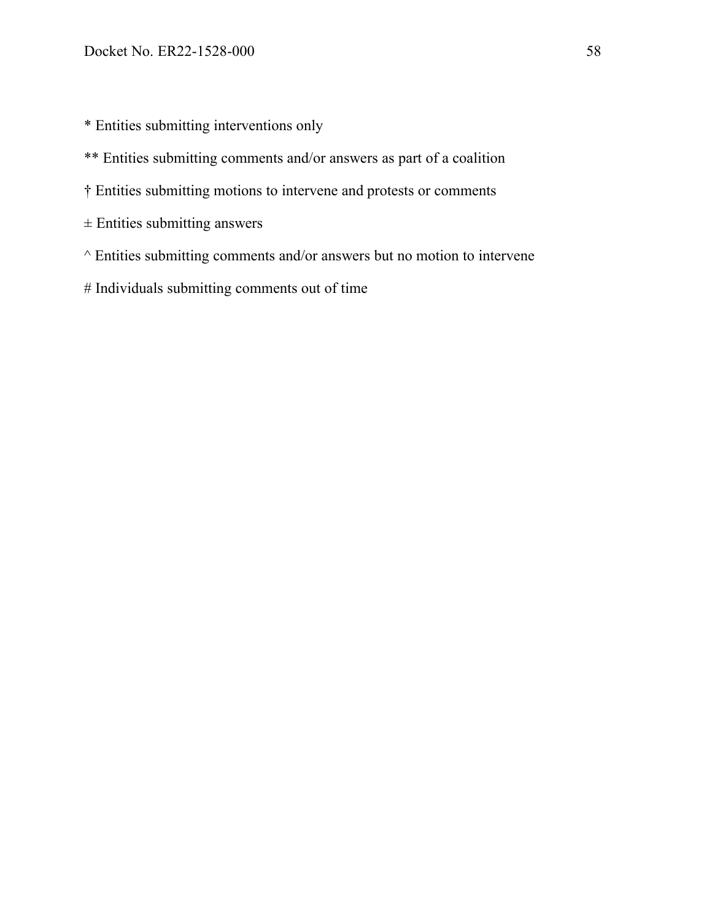* Entities submitting interventions only

** Entities submitting comments and/or answers as part of a coalition

† Entities submitting motions to intervene and protests or comments

± Entities submitting answers

^ Entities submitting comments and/or answers but no motion to intervene

# Individuals submitting comments out of time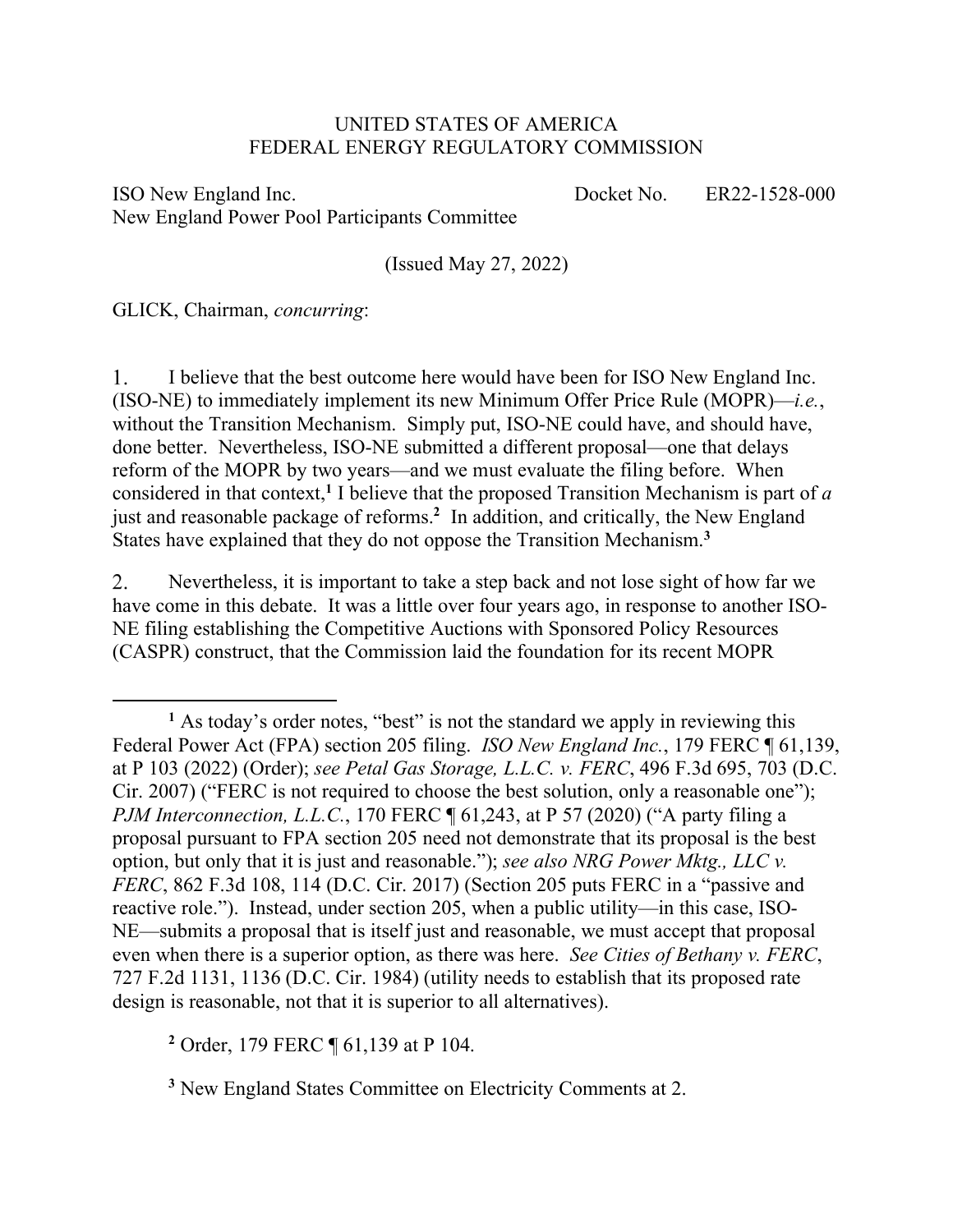UNITED STATES OF AMERICA
FEDERAL ENERGY REGULATORY COMMISSION

ISO New England Inc. Docket No. ER22-1528-000
New England Power Pool Participants Committee

(Issued May 27, 2022)

GLICK, Chairman, *concurring*:

1. I believe that the best outcome here would have been for ISO New England Inc. (ISO-NE) to immediately implement its new Minimum Offer Price Rule (MOPR)—*i.e.*, without the Transition Mechanism. Simply put, ISO-NE could have, and should have, done better. Nevertheless, ISO-NE submitted a different proposal—one that delays reform of the MOPR by two years—and we must evaluate the filing before. When considered in that context,[1] I believe that the proposed Transition Mechanism is part of *a* just and reasonable package of reforms.[2] In addition, and critically, the New England States have explained that they do not oppose the Transition Mechanism.[3]

2. Nevertheless, it is important to take a step back and not lose sight of how far we have come in this debate. It was a little over four years ago, in response to another ISO-NE filing establishing the Competitive Auctions with Sponsored Policy Resources (CASPR) construct, that the Commission laid the foundation for its recent MOPR

[1] As today's order notes, "best" is not the standard we apply in reviewing this Federal Power Act (FPA) section 205 filing. *ISO New England Inc.*, 179 FERC ¶ 61,139, at P 103 (2022) (Order); *see Petal Gas Storage, L.L.C. v. FERC*, 496 F.3d 695, 703 (D.C. Cir. 2007) ("FERC is not required to choose the best solution, only a reasonable one"); *PJM Interconnection, L.L.C.*, 170 FERC ¶ 61,243, at P 57 (2020) ("A party filing a proposal pursuant to FPA section 205 need not demonstrate that its proposal is the best option, but only that it is just and reasonable."); *see also NRG Power Mktg., LLC v. FERC*, 862 F.3d 108, 114 (D.C. Cir. 2017) (Section 205 puts FERC in a "passive and reactive role."). Instead, under section 205, when a public utility—in this case, ISO-NE—submits a proposal that is itself just and reasonable, we must accept that proposal even when there is a superior option, as there was here. *See Cities of Bethany v. FERC*, 727 F.2d 1131, 1136 (D.C. Cir. 1984) (utility needs to establish that its proposed rate design is reasonable, not that it is superior to all alternatives).

[2] Order, 179 FERC ¶ 61,139 at P 104.

[3] New England States Committee on Electricity Comments at 2.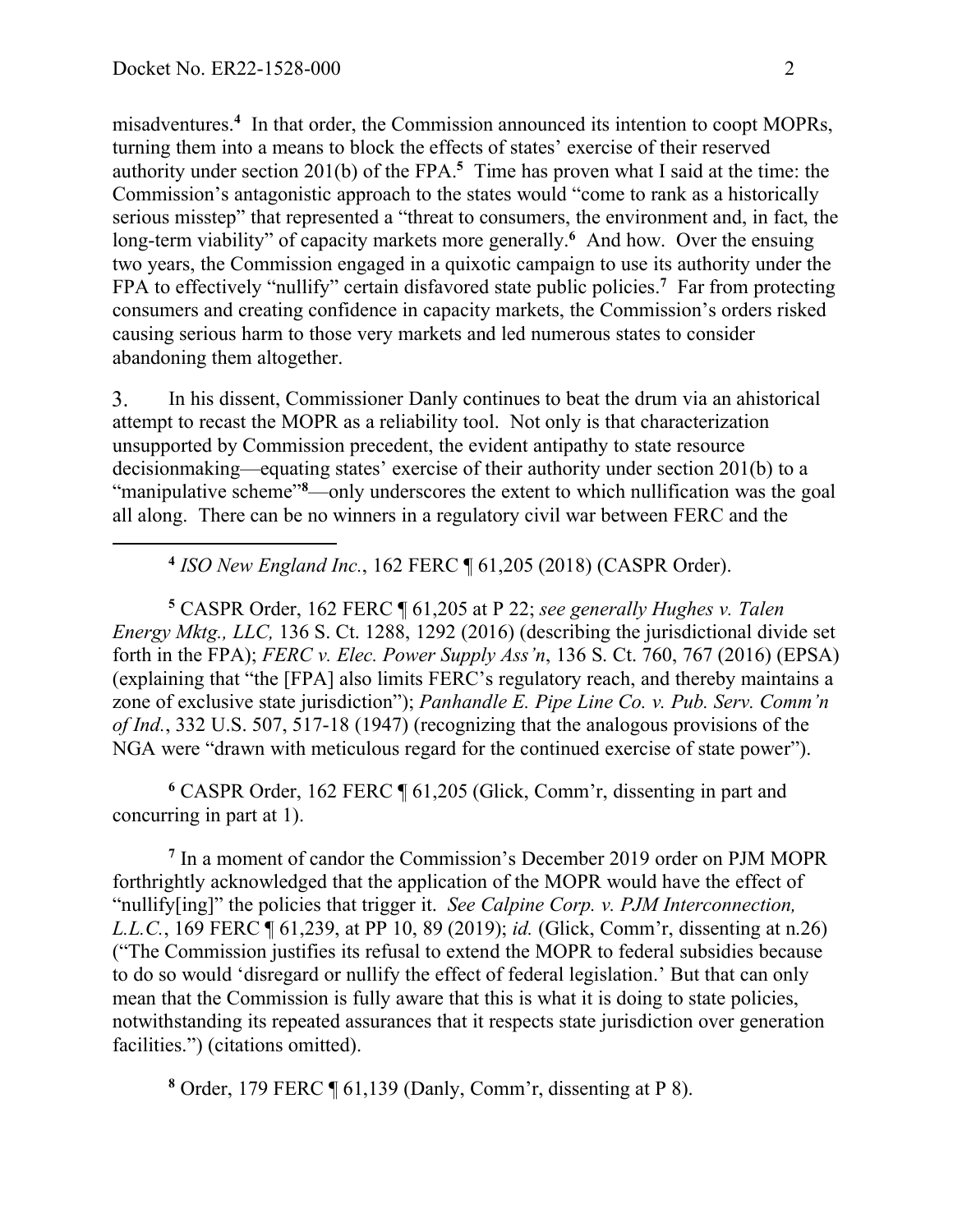misadventures.[4] In that order, the Commission announced its intention to coopt MOPRs, turning them into a means to block the effects of states' exercise of their reserved authority under section 201(b) of the FPA.[5] Time has proven what I said at the time: the Commission's antagonistic approach to the states would "come to rank as a historically serious misstep" that represented a "threat to consumers, the environment and, in fact, the long-term viability" of capacity markets more generally.[6] And how. Over the ensuing two years, the Commission engaged in a quixotic campaign to use its authority under the FPA to effectively "nullify" certain disfavored state public policies.[7] Far from protecting consumers and creating confidence in capacity markets, the Commission's orders risked causing serious harm to those very markets and led numerous states to consider abandoning them altogether.

3. In his dissent, Commissioner Danly continues to beat the drum via an ahistorical attempt to recast the MOPR as a reliability tool. Not only is that characterization unsupported by Commission precedent, the evident antipathy to state resource decisionmaking—equating states' exercise of their authority under section 201(b) to a "manipulative scheme"[8]—only underscores the extent to which nullification was the goal all along. There can be no winners in a regulatory civil war between FERC and the

---

[4] *ISO New England Inc.*, 162 FERC ¶ 61,205 (2018) (CASPR Order).

[5] CASPR Order, 162 FERC ¶ 61,205 at P 22; *see generally Hughes v. Talen Energy Mktg., LLC,* 136 S. Ct. 1288, 1292 (2016) (describing the jurisdictional divide set forth in the FPA); *FERC v. Elec. Power Supply Ass'n*, 136 S. Ct. 760, 767 (2016) (EPSA) (explaining that "the [FPA] also limits FERC's regulatory reach, and thereby maintains a zone of exclusive state jurisdiction"); *Panhandle E. Pipe Line Co. v. Pub. Serv. Comm'n of Ind.*, 332 U.S. 507, 517-18 (1947) (recognizing that the analogous provisions of the NGA were "drawn with meticulous regard for the continued exercise of state power").

[6] CASPR Order, 162 FERC ¶ 61,205 (Glick, Comm'r, dissenting in part and concurring in part at 1).

[7] In a moment of candor the Commission's December 2019 order on PJM MOPR forthrightly acknowledged that the application of the MOPR would have the effect of "nullify[ing]" the policies that trigger it. *See Calpine Corp. v. PJM Interconnection, L.L.C.*, 169 FERC ¶ 61,239, at PP 10, 89 (2019); *id.* (Glick, Comm'r, dissenting at n.26) ("The Commission justifies its refusal to extend the MOPR to federal subsidies because to do so would 'disregard or nullify the effect of federal legislation.' But that can only mean that the Commission is fully aware that this is what it is doing to state policies, notwithstanding its repeated assurances that it respects state jurisdiction over generation facilities.") (citations omitted).

[8] Order, 179 FERC ¶ 61,139 (Danly, Comm'r, dissenting at P 8).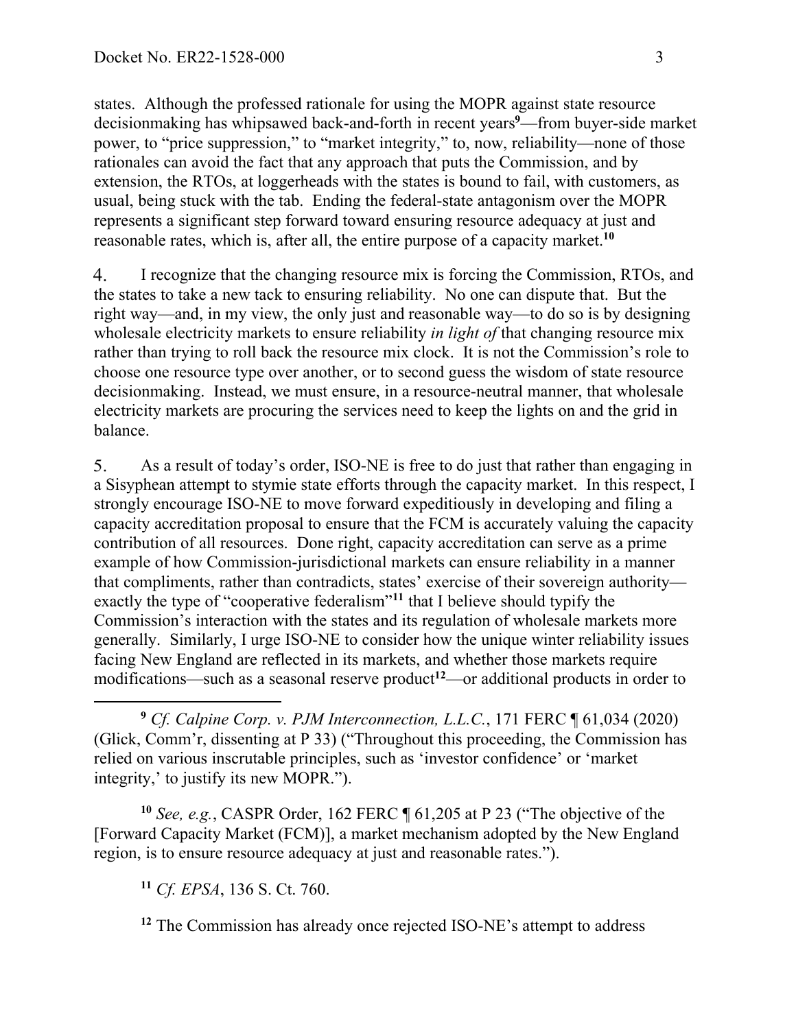states. Although the professed rationale for using the MOPR against state resource decisionmaking has whipsawed back-and-forth in recent years[9]—from buyer-side market power, to "price suppression," to "market integrity," to, now, reliability—none of those rationales can avoid the fact that any approach that puts the Commission, and by extension, the RTOs, at loggerheads with the states is bound to fail, with customers, as usual, being stuck with the tab. Ending the federal-state antagonism over the MOPR represents a significant step forward toward ensuring resource adequacy at just and reasonable rates, which is, after all, the entire purpose of a capacity market.[10]

4. I recognize that the changing resource mix is forcing the Commission, RTOs, and the states to take a new tack to ensuring reliability. No one can dispute that. But the right way—and, in my view, the only just and reasonable way—to do so is by designing wholesale electricity markets to ensure reliability *in light of* that changing resource mix rather than trying to roll back the resource mix clock. It is not the Commission's role to choose one resource type over another, or to second guess the wisdom of state resource decisionmaking. Instead, we must ensure, in a resource-neutral manner, that wholesale electricity markets are procuring the services need to keep the lights on and the grid in balance.

5. As a result of today's order, ISO-NE is free to do just that rather than engaging in a Sisyphean attempt to stymie state efforts through the capacity market. In this respect, I strongly encourage ISO-NE to move forward expeditiously in developing and filing a capacity accreditation proposal to ensure that the FCM is accurately valuing the capacity contribution of all resources. Done right, capacity accreditation can serve as a prime example of how Commission-jurisdictional markets can ensure reliability in a manner that compliments, rather than contradicts, states' exercise of their sovereign authority—exactly the type of "cooperative federalism"[11] that I believe should typify the Commission's interaction with the states and its regulation of wholesale markets more generally. Similarly, I urge ISO-NE to consider how the unique winter reliability issues facing New England are reflected in its markets, and whether those markets require modifications—such as a seasonal reserve product[12]—or additional products in order to

---

[9] *Cf. Calpine Corp. v. PJM Interconnection, L.L.C.*, 171 FERC ¶ 61,034 (2020) (Glick, Comm'r, dissenting at P 33) ("Throughout this proceeding, the Commission has relied on various inscrutable principles, such as 'investor confidence' or 'market integrity,' to justify its new MOPR.").

[10] *See, e.g.*, CASPR Order, 162 FERC ¶ 61,205 at P 23 ("The objective of the [Forward Capacity Market (FCM)], a market mechanism adopted by the New England region, is to ensure resource adequacy at just and reasonable rates.").

[11] *Cf. EPSA*, 136 S. Ct. 760.

[12] The Commission has already once rejected ISO-NE's attempt to address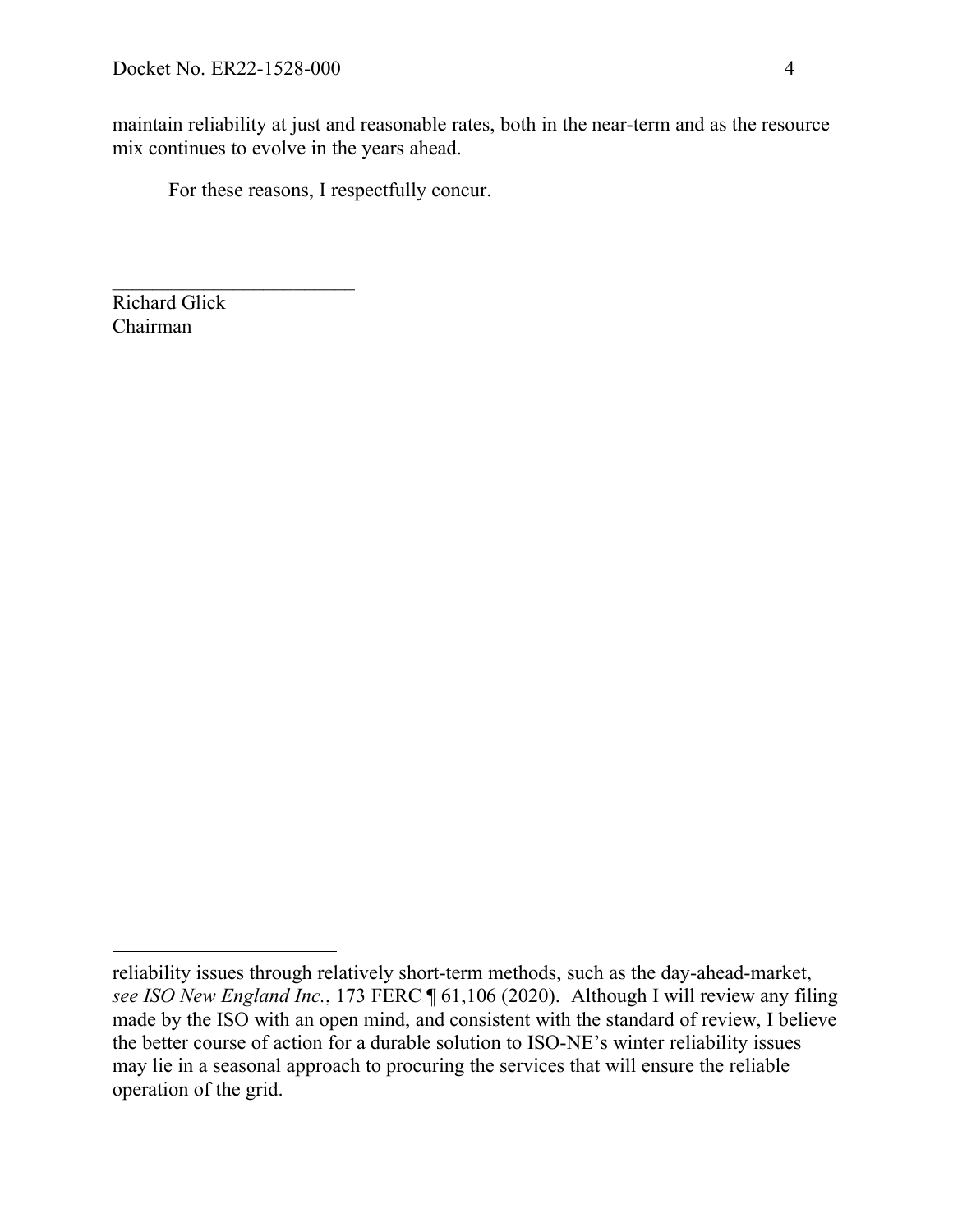maintain reliability at just and reasonable rates, both in the near-term and as the resource mix continues to evolve in the years ahead.

For these reasons, I respectfully concur.

\_\_\_\_\_\_\_\_\_\_\_\_\_\_\_\_\_\_\_\_\_\_\_\_\_
Richard Glick
Chairman

---

reliability issues through relatively short-term methods, such as the day-ahead-market, *see ISO New England Inc.*, 173 FERC ¶ 61,106 (2020). Although I will review any filing made by the ISO with an open mind, and consistent with the standard of review, I believe the better course of action for a durable solution to ISO-NE's winter reliability issues may lie in a seasonal approach to procuring the services that will ensure the reliable operation of the grid.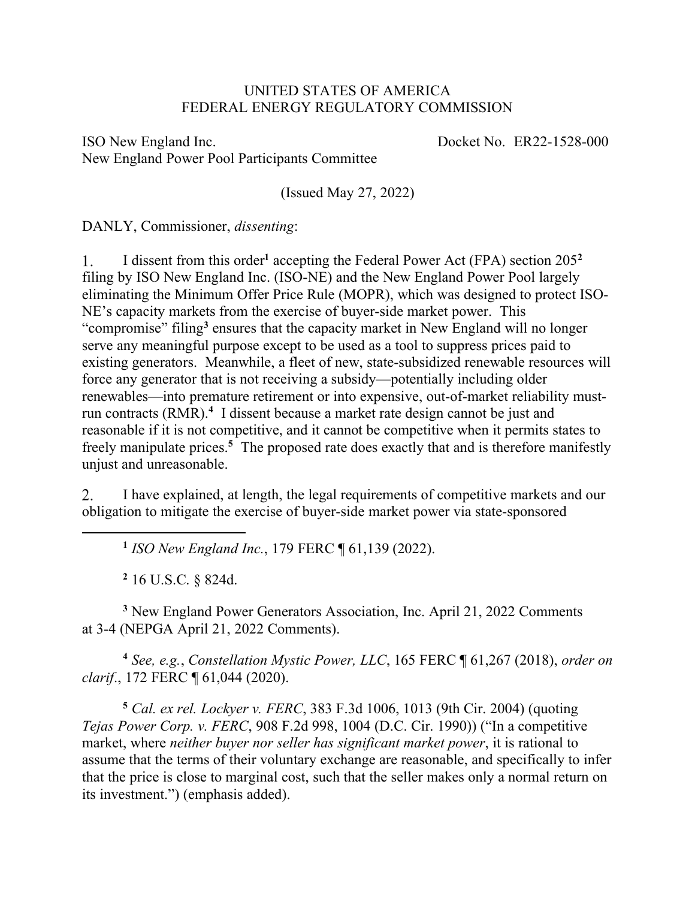UNITED STATES OF AMERICA
FEDERAL ENERGY REGULATORY COMMISSION

ISO New England Inc. Docket No. ER22-1528-000
New England Power Pool Participants Committee

(Issued May 27, 2022)

DANLY, Commissioner, *dissenting*:

1. I dissent from this order[1] accepting the Federal Power Act (FPA) section 205[2] filing by ISO New England Inc. (ISO-NE) and the New England Power Pool largely eliminating the Minimum Offer Price Rule (MOPR), which was designed to protect ISO-NE's capacity markets from the exercise of buyer-side market power. This "compromise" filing[3] ensures that the capacity market in New England will no longer serve any meaningful purpose except to be used as a tool to suppress prices paid to existing generators. Meanwhile, a fleet of new, state-subsidized renewable resources will force any generator that is not receiving a subsidy—potentially including older renewables—into premature retirement or into expensive, out-of-market reliability must-run contracts (RMR).[4] I dissent because a market rate design cannot be just and reasonable if it is not competitive, and it cannot be competitive when it permits states to freely manipulate prices.[5] The proposed rate does exactly that and is therefore manifestly unjust and unreasonable.

2. I have explained, at length, the legal requirements of competitive markets and our obligation to mitigate the exercise of buyer-side market power via state-sponsored

---

[1] *ISO New England Inc.*, 179 FERC ¶ 61,139 (2022).

[2] 16 U.S.C. § 824d.

[3] New England Power Generators Association, Inc. April 21, 2022 Comments at 3-4 (NEPGA April 21, 2022 Comments).

[4] *See, e.g.*, *Constellation Mystic Power, LLC*, 165 FERC ¶ 61,267 (2018), *order on clarif.*, 172 FERC ¶ 61,044 (2020).

[5] *Cal. ex rel. Lockyer v. FERC*, 383 F.3d 1006, 1013 (9th Cir. 2004) (quoting *Tejas Power Corp. v. FERC*, 908 F.2d 998, 1004 (D.C. Cir. 1990)) ("In a competitive market, where *neither buyer nor seller has significant market power*, it is rational to assume that the terms of their voluntary exchange are reasonable, and specifically to infer that the price is close to marginal cost, such that the seller makes only a normal return on its investment.") (emphasis added).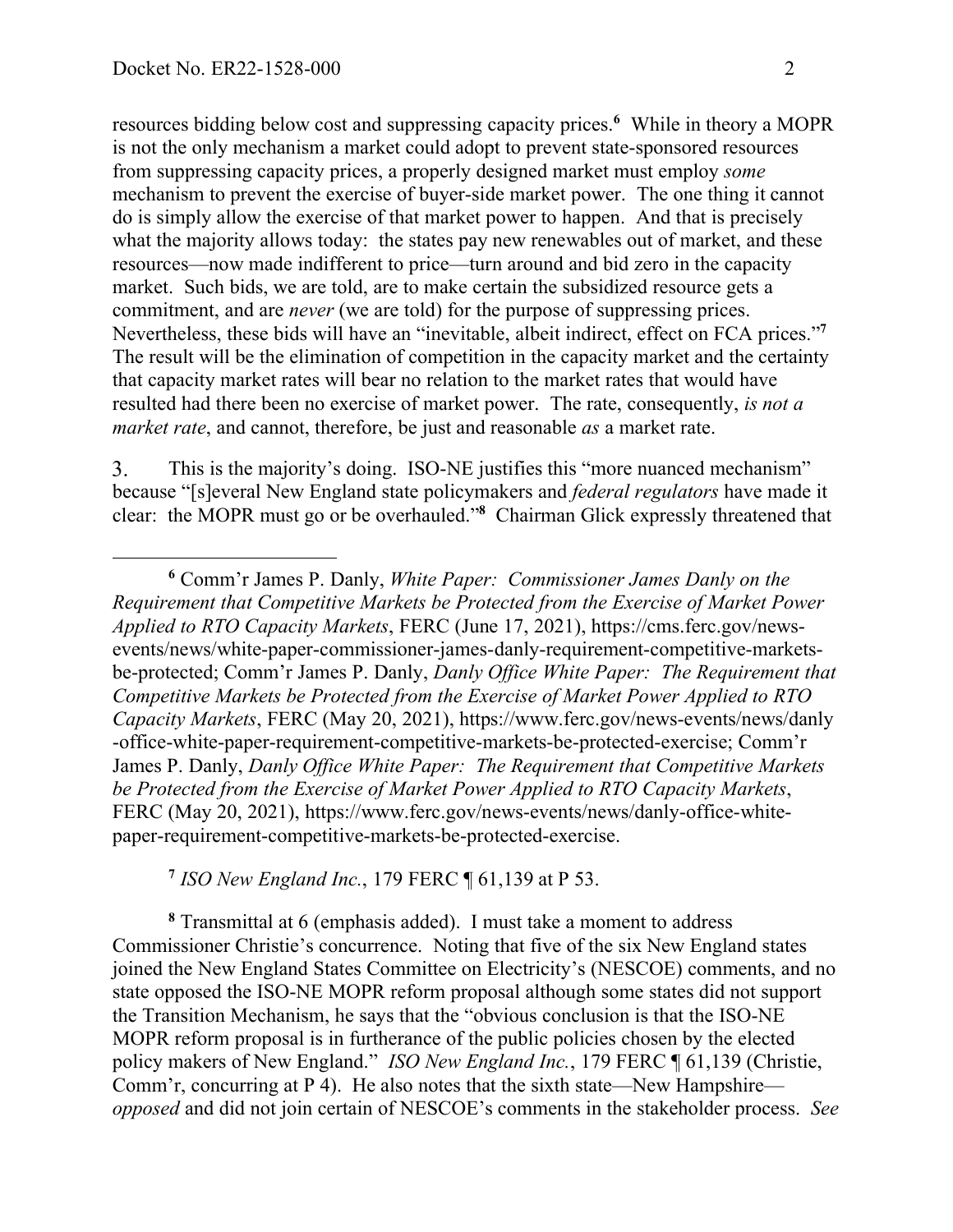resources bidding below cost and suppressing capacity prices.[6] While in theory a MOPR is not the only mechanism a market could adopt to prevent state-sponsored resources from suppressing capacity prices, a properly designed market must employ *some* mechanism to prevent the exercise of buyer-side market power. The one thing it cannot do is simply allow the exercise of that market power to happen. And that is precisely what the majority allows today: the states pay new renewables out of market, and these resources—now made indifferent to price—turn around and bid zero in the capacity market. Such bids, we are told, are to make certain the subsidized resource gets a commitment, and are *never* (we are told) for the purpose of suppressing prices. Nevertheless, these bids will have an "inevitable, albeit indirect, effect on FCA prices."[7] The result will be the elimination of competition in the capacity market and the certainty that capacity market rates will bear no relation to the market rates that would have resulted had there been no exercise of market power. The rate, consequently, *is not a market rate*, and cannot, therefore, be just and reasonable *as* a market rate.

3. This is the majority's doing. ISO-NE justifies this "more nuanced mechanism" because "[s]everal New England state policymakers and *federal regulators* have made it clear: the MOPR must go or be overhauled."[8] Chairman Glick expressly threatened that

---

[6] Comm'r James P. Danly, *White Paper: Commissioner James Danly on the Requirement that Competitive Markets be Protected from the Exercise of Market Power Applied to RTO Capacity Markets*, FERC (June 17, 2021), https://cms.ferc.gov/news-events/news/white-paper-commissioner-james-danly-requirement-competitive-markets-be-protected; Comm'r James P. Danly, *Danly Office White Paper: The Requirement that Competitive Markets be Protected from the Exercise of Market Power Applied to RTO Capacity Markets*, FERC (May 20, 2021), https://www.ferc.gov/news-events/news/danly-office-white-paper-requirement-competitive-markets-be-protected-exercise; Comm'r James P. Danly, *Danly Office White Paper: The Requirement that Competitive Markets be Protected from the Exercise of Market Power Applied to RTO Capacity Markets*, FERC (May 20, 2021), https://www.ferc.gov/news-events/news/danly-office-white-paper-requirement-competitive-markets-be-protected-exercise.

[7] *ISO New England Inc.*, 179 FERC ¶ 61,139 at P 53.

[8] Transmittal at 6 (emphasis added). I must take a moment to address Commissioner Christie's concurrence. Noting that five of the six New England states joined the New England States Committee on Electricity's (NESCOE) comments, and no state opposed the ISO-NE MOPR reform proposal although some states did not support the Transition Mechanism, he says that the "obvious conclusion is that the ISO-NE MOPR reform proposal is in furtherance of the public policies chosen by the elected policy makers of New England." *ISO New England Inc.*, 179 FERC ¶ 61,139 (Christie, Comm'r, concurring at P 4). He also notes that the sixth state—New Hampshire—*opposed* and did not join certain of NESCOE's comments in the stakeholder process. *See*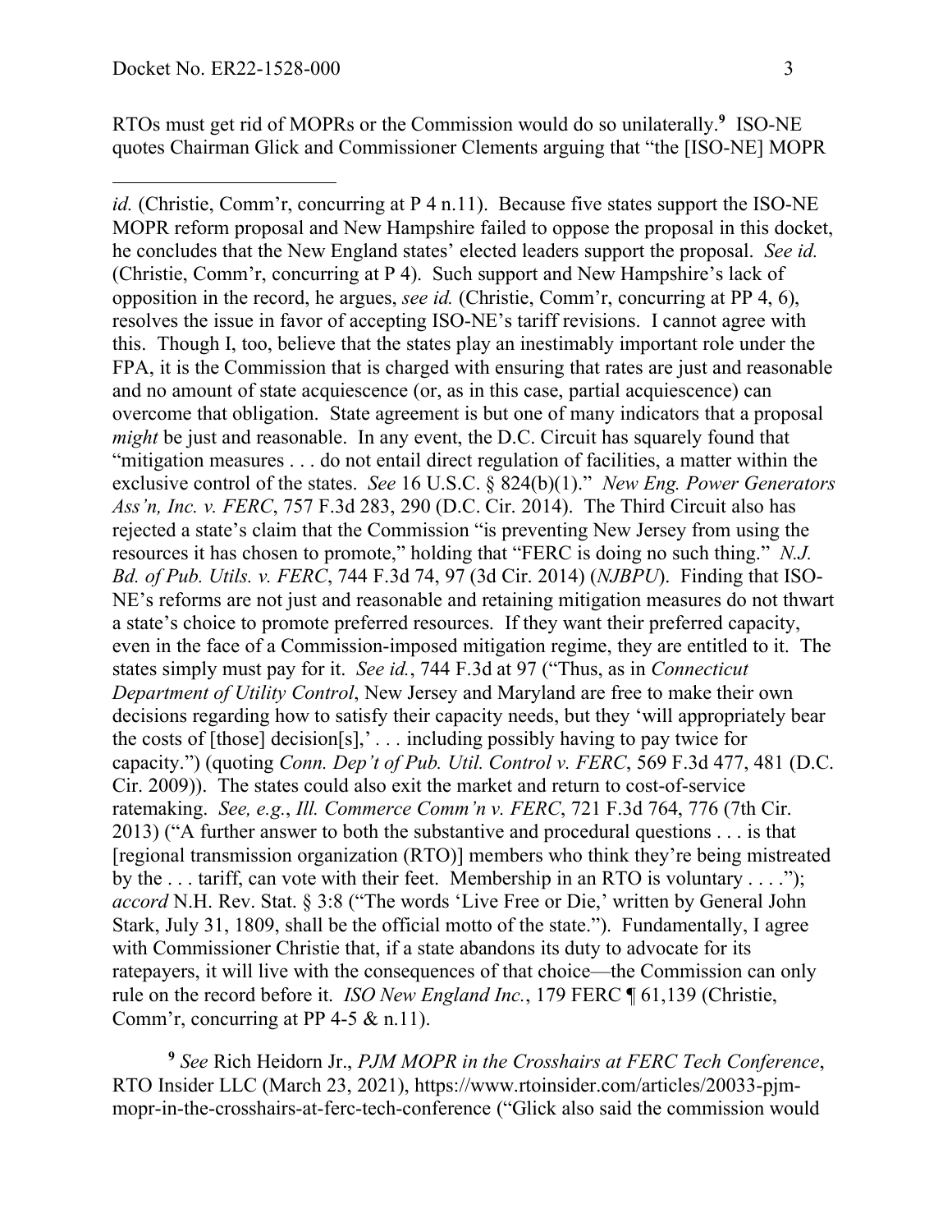RTOs must get rid of MOPRs or the Commission would do so unilaterally.[9] ISO-NE quotes Chairman Glick and Commissioner Clements arguing that "the [ISO-NE] MOPR

---

*id.* (Christie, Comm'r, concurring at P 4 n.11). Because five states support the ISO-NE MOPR reform proposal and New Hampshire failed to oppose the proposal in this docket, he concludes that the New England states' elected leaders support the proposal. *See id.* (Christie, Comm'r, concurring at P 4). Such support and New Hampshire's lack of opposition in the record, he argues, *see id.* (Christie, Comm'r, concurring at PP 4, 6), resolves the issue in favor of accepting ISO-NE's tariff revisions. I cannot agree with this. Though I, too, believe that the states play an inestimably important role under the FPA, it is the Commission that is charged with ensuring that rates are just and reasonable and no amount of state acquiescence (or, as in this case, partial acquiescence) can overcome that obligation. State agreement is but one of many indicators that a proposal *might* be just and reasonable. In any event, the D.C. Circuit has squarely found that "mitigation measures . . . do not entail direct regulation of facilities, a matter within the exclusive control of the states. *See* 16 U.S.C. § 824(b)(1)." *New Eng. Power Generators Ass'n, Inc. v. FERC*, 757 F.3d 283, 290 (D.C. Cir. 2014). The Third Circuit also has rejected a state's claim that the Commission "is preventing New Jersey from using the resources it has chosen to promote," holding that "FERC is doing no such thing." *N.J. Bd. of Pub. Utils. v. FERC*, 744 F.3d 74, 97 (3d Cir. 2014) (*NJBPU*). Finding that ISO-NE's reforms are not just and reasonable and retaining mitigation measures do not thwart a state's choice to promote preferred resources. If they want their preferred capacity, even in the face of a Commission-imposed mitigation regime, they are entitled to it. The states simply must pay for it. *See id.*, 744 F.3d at 97 ("Thus, as in *Connecticut Department of Utility Control*, New Jersey and Maryland are free to make their own decisions regarding how to satisfy their capacity needs, but they 'will appropriately bear the costs of [those] decision[s],' . . . including possibly having to pay twice for capacity.") (quoting *Conn. Dep't of Pub. Util. Control v. FERC*, 569 F.3d 477, 481 (D.C. Cir. 2009)). The states could also exit the market and return to cost-of-service ratemaking. *See, e.g.*, *Ill. Commerce Comm'n v. FERC*, 721 F.3d 764, 776 (7th Cir. 2013) ("A further answer to both the substantive and procedural questions . . . is that [regional transmission organization (RTO)] members who think they're being mistreated by the . . . tariff, can vote with their feet. Membership in an RTO is voluntary . . . ."); *accord* N.H. Rev. Stat. § 3:8 ("The words 'Live Free or Die,' written by General John Stark, July 31, 1809, shall be the official motto of the state."). Fundamentally, I agree with Commissioner Christie that, if a state abandons its duty to advocate for its ratepayers, it will live with the consequences of that choice—the Commission can only rule on the record before it. *ISO New England Inc.*, 179 FERC ¶ 61,139 (Christie, Comm'r, concurring at PP 4-5 & n.11).

[9] *See* Rich Heidorn Jr., *PJM MOPR in the Crosshairs at FERC Tech Conference*, RTO Insider LLC (March 23, 2021), https://www.rtoinsider.com/articles/20033-pjm-mopr-in-the-crosshairs-at-ferc-tech-conference ("Glick also said the commission would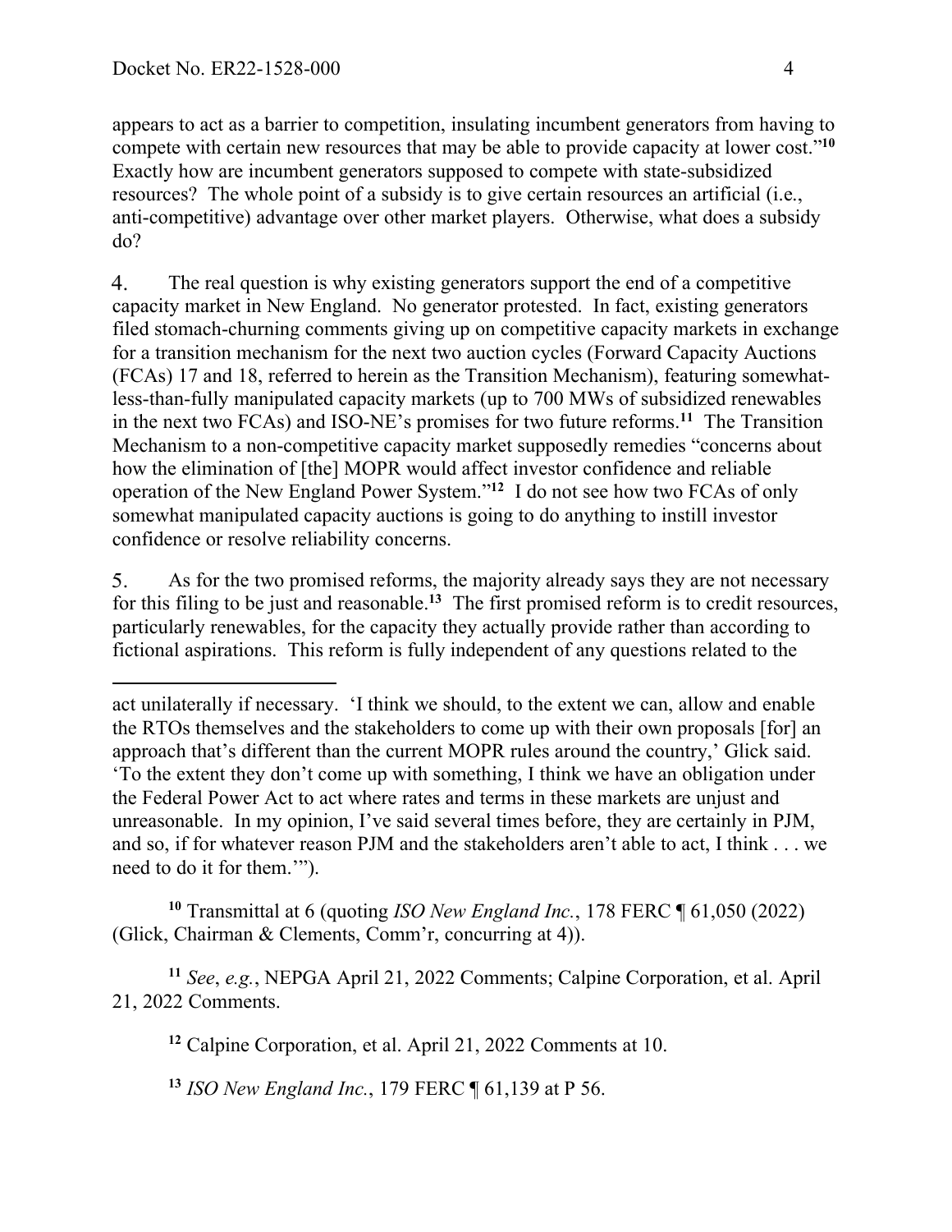appears to act as a barrier to competition, insulating incumbent generators from having to compete with certain new resources that may be able to provide capacity at lower cost."[10] Exactly how are incumbent generators supposed to compete with state-subsidized resources? The whole point of a subsidy is to give certain resources an artificial (i.e., anti-competitive) advantage over other market players. Otherwise, what does a subsidy do?

4. The real question is why existing generators support the end of a competitive capacity market in New England. No generator protested. In fact, existing generators filed stomach-churning comments giving up on competitive capacity markets in exchange for a transition mechanism for the next two auction cycles (Forward Capacity Auctions (FCAs) 17 and 18, referred to herein as the Transition Mechanism), featuring somewhat-less-than-fully manipulated capacity markets (up to 700 MWs of subsidized renewables in the next two FCAs) and ISO-NE's promises for two future reforms.[11] The Transition Mechanism to a non-competitive capacity market supposedly remedies "concerns about how the elimination of [the] MOPR would affect investor confidence and reliable operation of the New England Power System."[12] I do not see how two FCAs of only somewhat manipulated capacity auctions is going to do anything to instill investor confidence or resolve reliability concerns.

5. As for the two promised reforms, the majority already says they are not necessary for this filing to be just and reasonable.[13] The first promised reform is to credit resources, particularly renewables, for the capacity they actually provide rather than according to fictional aspirations. This reform is fully independent of any questions related to the

---

act unilaterally if necessary. 'I think we should, to the extent we can, allow and enable the RTOs themselves and the stakeholders to come up with their own proposals [for] an approach that's different than the current MOPR rules around the country,' Glick said. 'To the extent they don't come up with something, I think we have an obligation under the Federal Power Act to act where rates and terms in these markets are unjust and unreasonable. In my opinion, I've said several times before, they are certainly in PJM, and so, if for whatever reason PJM and the stakeholders aren't able to act, I think . . . we need to do it for them.'").

[10] Transmittal at 6 (quoting *ISO New England Inc.*, 178 FERC ¶ 61,050 (2022) (Glick, Chairman & Clements, Comm'r, concurring at 4)).

[11] *See*, *e.g.*, NEPGA April 21, 2022 Comments; Calpine Corporation, et al. April 21, 2022 Comments.

[12] Calpine Corporation, et al. April 21, 2022 Comments at 10.

[13] *ISO New England Inc.*, 179 FERC ¶ 61,139 at P 56.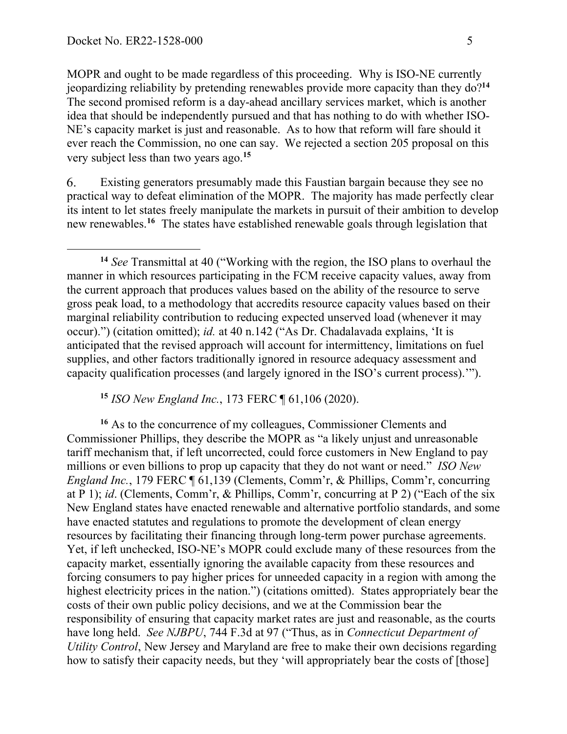MOPR and ought to be made regardless of this proceeding. Why is ISO-NE currently jeopardizing reliability by pretending renewables provide more capacity than they do?[14] The second promised reform is a day-ahead ancillary services market, which is another idea that should be independently pursued and that has nothing to do with whether ISO-NE's capacity market is just and reasonable. As to how that reform will fare should it ever reach the Commission, no one can say. We rejected a section 205 proposal on this very subject less than two years ago.[15]

6. Existing generators presumably made this Faustian bargain because they see no practical way to defeat elimination of the MOPR. The majority has made perfectly clear its intent to let states freely manipulate the markets in pursuit of their ambition to develop new renewables.[16] The states have established renewable goals through legislation that

---

[14] *See* Transmittal at 40 ("Working with the region, the ISO plans to overhaul the manner in which resources participating in the FCM receive capacity values, away from the current approach that produces values based on the ability of the resource to serve gross peak load, to a methodology that accredits resource capacity values based on their marginal reliability contribution to reducing expected unserved load (whenever it may occur).") (citation omitted); *id.* at 40 n.142 ("As Dr. Chadalavada explains, 'It is anticipated that the revised approach will account for intermittency, limitations on fuel supplies, and other factors traditionally ignored in resource adequacy assessment and capacity qualification processes (and largely ignored in the ISO's current process).'").

[15] *ISO New England Inc.*, 173 FERC ¶ 61,106 (2020).

[16] As to the concurrence of my colleagues, Commissioner Clements and Commissioner Phillips, they describe the MOPR as "a likely unjust and unreasonable tariff mechanism that, if left uncorrected, could force customers in New England to pay millions or even billions to prop up capacity that they do not want or need." *ISO New England Inc.*, 179 FERC ¶ 61,139 (Clements, Comm'r, & Phillips, Comm'r, concurring at P 1); *id*. (Clements, Comm'r, & Phillips, Comm'r, concurring at P 2) ("Each of the six New England states have enacted renewable and alternative portfolio standards, and some have enacted statutes and regulations to promote the development of clean energy resources by facilitating their financing through long-term power purchase agreements. Yet, if left unchecked, ISO-NE's MOPR could exclude many of these resources from the capacity market, essentially ignoring the available capacity from these resources and forcing consumers to pay higher prices for unneeded capacity in a region with among the highest electricity prices in the nation.") (citations omitted). States appropriately bear the costs of their own public policy decisions, and we at the Commission bear the responsibility of ensuring that capacity market rates are just and reasonable, as the courts have long held. *See NJBPU*, 744 F.3d at 97 ("Thus, as in *Connecticut Department of Utility Control*, New Jersey and Maryland are free to make their own decisions regarding how to satisfy their capacity needs, but they 'will appropriately bear the costs of [those]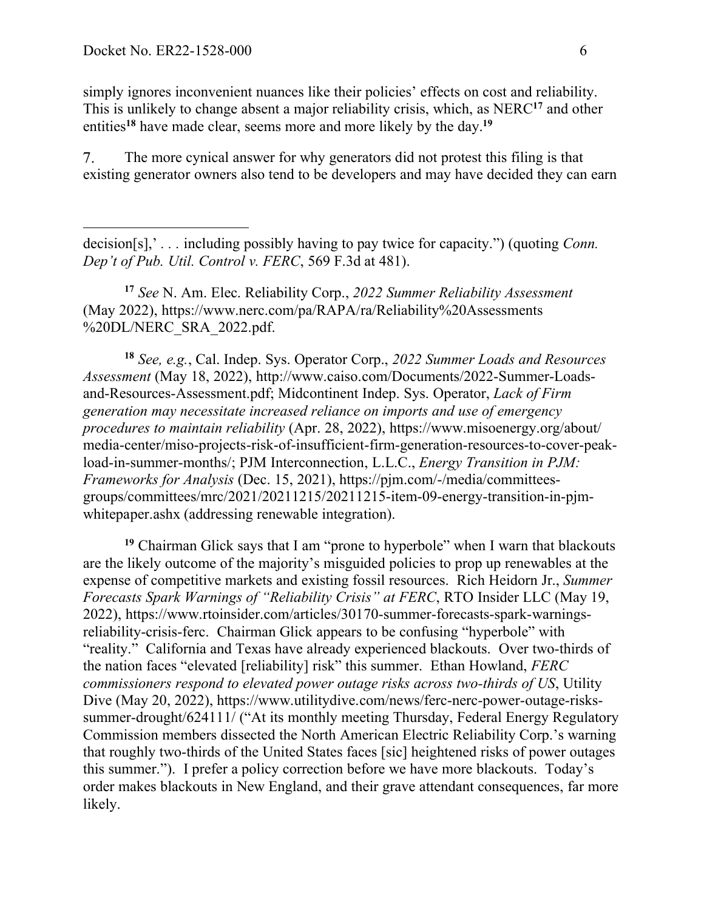simply ignores inconvenient nuances like their policies' effects on cost and reliability. This is unlikely to change absent a major reliability crisis, which, as NERC[17] and other entities[18] have made clear, seems more and more likely by the day.[19]

7. The more cynical answer for why generators did not protest this filing is that existing generator owners also tend to be developers and may have decided they can earn

---

decision[s],' . . . including possibly having to pay twice for capacity.") (quoting *Conn. Dep't of Pub. Util. Control v. FERC*, 569 F.3d at 481).

[17] *See* N. Am. Elec. Reliability Corp., *2022 Summer Reliability Assessment* (May 2022), https://www.nerc.com/pa/RAPA/ra/Reliability%20Assessments%20DL/NERC_SRA_2022.pdf.

[18] *See, e.g.*, Cal. Indep. Sys. Operator Corp., *2022 Summer Loads and Resources Assessment* (May 18, 2022), http://www.caiso.com/Documents/2022-Summer-Loads-and-Resources-Assessment.pdf; Midcontinent Indep. Sys. Operator, *Lack of Firm generation may necessitate increased reliance on imports and use of emergency procedures to maintain reliability* (Apr. 28, 2022), https://www.misoenergy.org/about/media-center/miso-projects-risk-of-insufficient-firm-generation-resources-to-cover-peak-load-in-summer-months/; PJM Interconnection, L.L.C., *Energy Transition in PJM: Frameworks for Analysis* (Dec. 15, 2021), https://pjm.com/-/media/committees-groups/committees/mrc/2021/20211215/20211215-item-09-energy-transition-in-pjm-whitepaper.ashx (addressing renewable integration).

[19] Chairman Glick says that I am "prone to hyperbole" when I warn that blackouts are the likely outcome of the majority's misguided policies to prop up renewables at the expense of competitive markets and existing fossil resources. Rich Heidorn Jr., *Summer Forecasts Spark Warnings of "Reliability Crisis" at FERC*, RTO Insider LLC (May 19, 2022), https://www.rtoinsider.com/articles/30170-summer-forecasts-spark-warnings-reliability-crisis-ferc. Chairman Glick appears to be confusing "hyperbole" with "reality." California and Texas have already experienced blackouts. Over two-thirds of the nation faces "elevated [reliability] risk" this summer. Ethan Howland, *FERC commissioners respond to elevated power outage risks across two-thirds of US*, Utility Dive (May 20, 2022), https://www.utilitydive.com/news/ferc-nerc-power-outage-risks-summer-drought/624111/ ("At its monthly meeting Thursday, Federal Energy Regulatory Commission members dissected the North American Electric Reliability Corp.'s warning that roughly two-thirds of the United States faces [sic] heightened risks of power outages this summer."). I prefer a policy correction before we have more blackouts. Today's order makes blackouts in New England, and their grave attendant consequences, far more likely.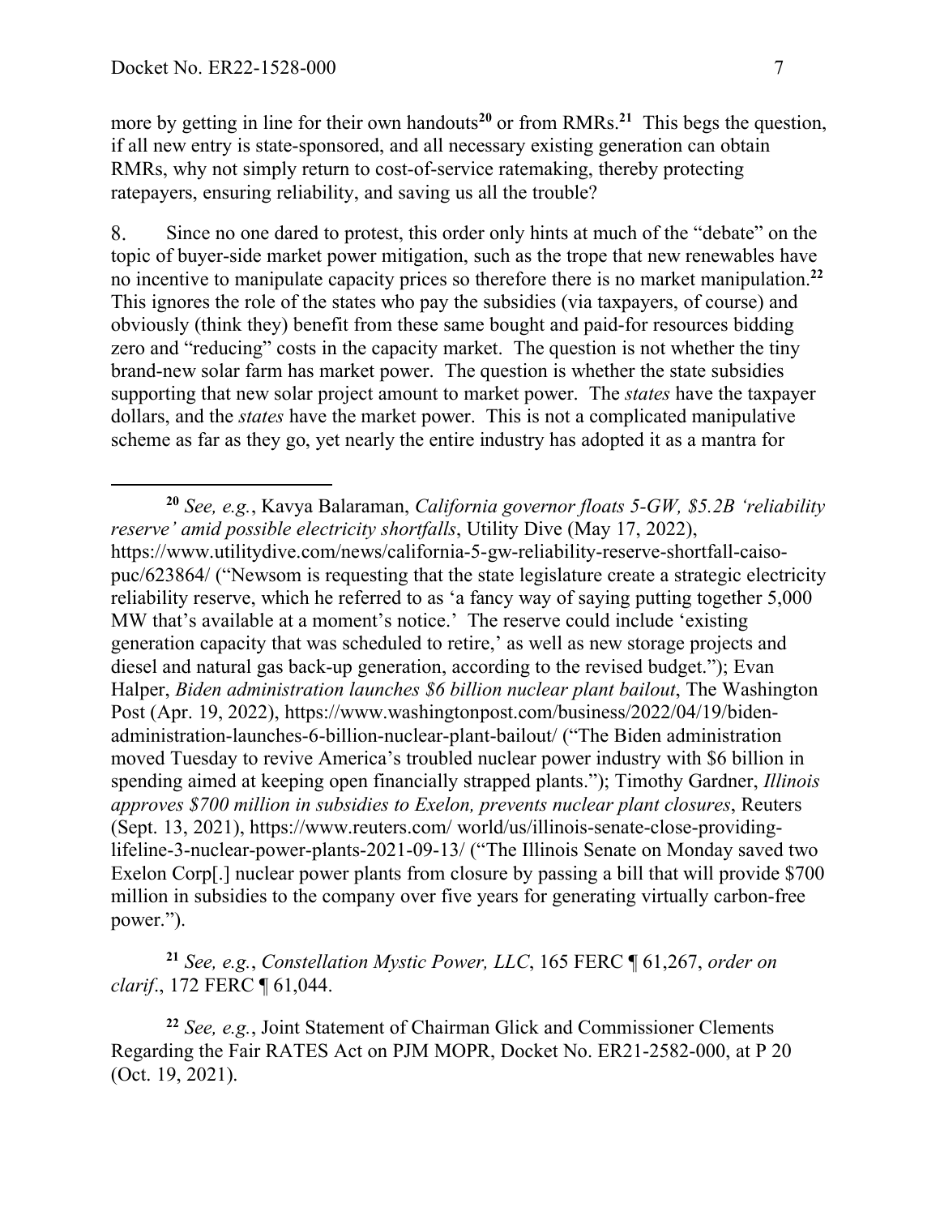more by getting in line for their own handouts[20] or from RMRs.[21] This begs the question, if all new entry is state-sponsored, and all necessary existing generation can obtain RMRs, why not simply return to cost-of-service ratemaking, thereby protecting ratepayers, ensuring reliability, and saving us all the trouble?

8. Since no one dared to protest, this order only hints at much of the "debate" on the topic of buyer-side market power mitigation, such as the trope that new renewables have no incentive to manipulate capacity prices so therefore there is no market manipulation.[22] This ignores the role of the states who pay the subsidies (via taxpayers, of course) and obviously (think they) benefit from these same bought and paid-for resources bidding zero and "reducing" costs in the capacity market. The question is not whether the tiny brand-new solar farm has market power. The question is whether the state subsidies supporting that new solar project amount to market power. The *states* have the taxpayer dollars, and the *states* have the market power. This is not a complicated manipulative scheme as far as they go, yet nearly the entire industry has adopted it as a mantra for

---

[20] *See, e.g.*, Kavya Balaraman, *California governor floats 5-GW, $5.2B 'reliability reserve' amid possible electricity shortfalls*, Utility Dive (May 17, 2022), https://www.utilitydive.com/news/california-5-gw-reliability-reserve-shortfall-caiso-puc/623864/ ("Newsom is requesting that the state legislature create a strategic electricity reliability reserve, which he referred to as 'a fancy way of saying putting together 5,000 MW that's available at a moment's notice.' The reserve could include 'existing generation capacity that was scheduled to retire,' as well as new storage projects and diesel and natural gas back-up generation, according to the revised budget."); Evan Halper, *Biden administration launches $6 billion nuclear plant bailout*, The Washington Post (Apr. 19, 2022), https://www.washingtonpost.com/business/2022/04/19/biden-administration-launches-6-billion-nuclear-plant-bailout/ ("The Biden administration moved Tuesday to revive America's troubled nuclear power industry with $6 billion in spending aimed at keeping open financially strapped plants."); Timothy Gardner, *Illinois approves $700 million in subsidies to Exelon, prevents nuclear plant closures*, Reuters (Sept. 13, 2021), https://www.reuters.com/ world/us/illinois-senate-close-providing-lifeline-3-nuclear-power-plants-2021-09-13/ ("The Illinois Senate on Monday saved two Exelon Corp[.] nuclear power plants from closure by passing a bill that will provide $700 million in subsidies to the company over five years for generating virtually carbon-free power.").

[21] *See, e.g.*, *Constellation Mystic Power, LLC*, 165 FERC ¶ 61,267, *order on clarif.*, 172 FERC ¶ 61,044.

[22] *See, e.g.*, Joint Statement of Chairman Glick and Commissioner Clements Regarding the Fair RATES Act on PJM MOPR, Docket No. ER21-2582-000, at P 20 (Oct. 19, 2021).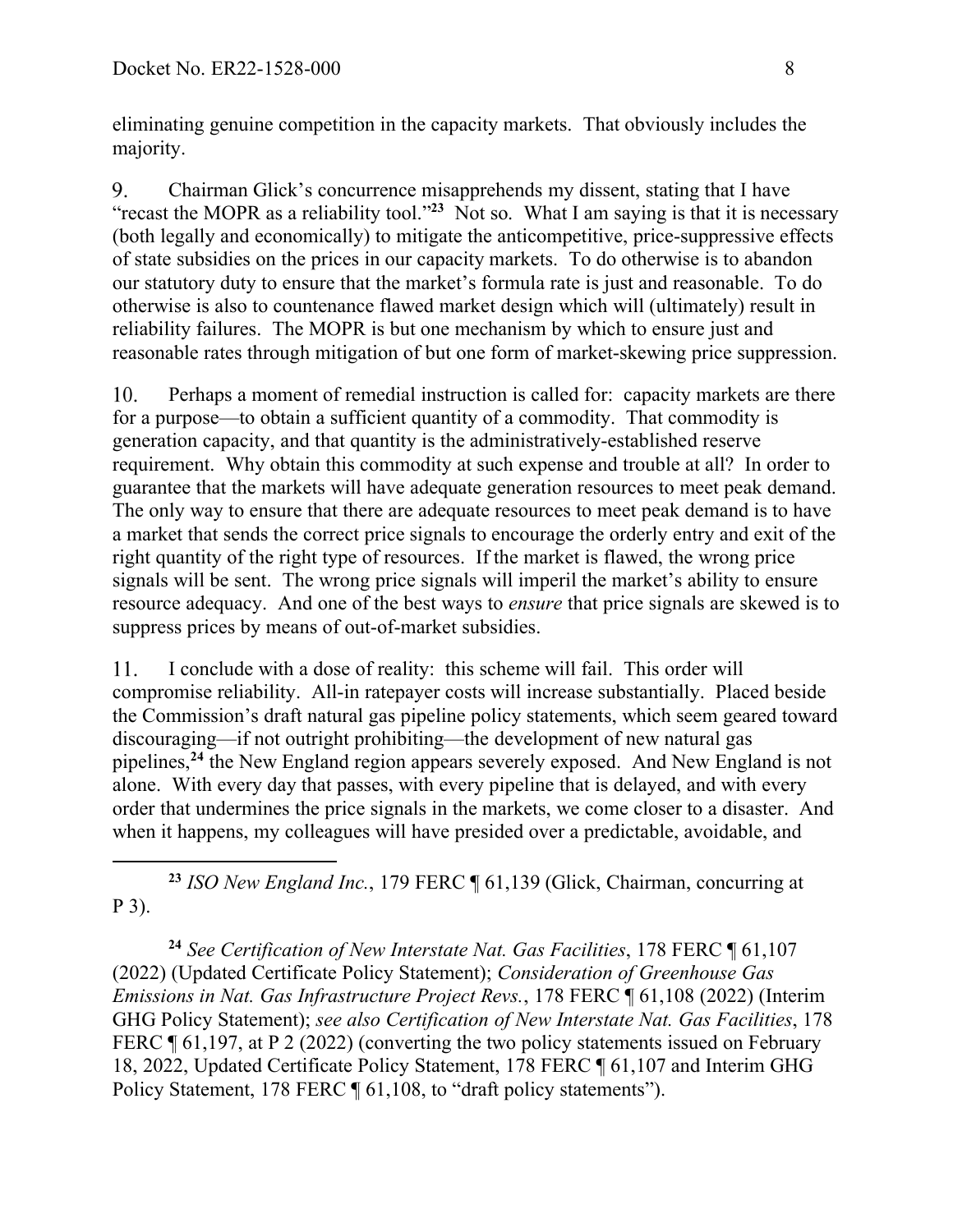eliminating genuine competition in the capacity markets. That obviously includes the majority.

9. Chairman Glick's concurrence misapprehends my dissent, stating that I have "recast the MOPR as a reliability tool."[23] Not so. What I am saying is that it is necessary (both legally and economically) to mitigate the anticompetitive, price-suppressive effects of state subsidies on the prices in our capacity markets. To do otherwise is to abandon our statutory duty to ensure that the market's formula rate is just and reasonable. To do otherwise is also to countenance flawed market design which will (ultimately) result in reliability failures. The MOPR is but one mechanism by which to ensure just and reasonable rates through mitigation of but one form of market-skewing price suppression.

10. Perhaps a moment of remedial instruction is called for: capacity markets are there for a purpose—to obtain a sufficient quantity of a commodity. That commodity is generation capacity, and that quantity is the administratively-established reserve requirement. Why obtain this commodity at such expense and trouble at all? In order to guarantee that the markets will have adequate generation resources to meet peak demand. The only way to ensure that there are adequate resources to meet peak demand is to have a market that sends the correct price signals to encourage the orderly entry and exit of the right quantity of the right type of resources. If the market is flawed, the wrong price signals will be sent. The wrong price signals will imperil the market's ability to ensure resource adequacy. And one of the best ways to *ensure* that price signals are skewed is to suppress prices by means of out-of-market subsidies.

11. I conclude with a dose of reality: this scheme will fail. This order will compromise reliability. All-in ratepayer costs will increase substantially. Placed beside the Commission's draft natural gas pipeline policy statements, which seem geared toward discouraging—if not outright prohibiting—the development of new natural gas pipelines,[24] the New England region appears severely exposed. And New England is not alone. With every day that passes, with every pipeline that is delayed, and with every order that undermines the price signals in the markets, we come closer to a disaster. And when it happens, my colleagues will have presided over a predictable, avoidable, and

---

[23] *ISO New England Inc.*, 179 FERC ¶ 61,139 (Glick, Chairman, concurring at P 3).

[24] *See Certification of New Interstate Nat. Gas Facilities*, 178 FERC ¶ 61,107 (2022) (Updated Certificate Policy Statement); *Consideration of Greenhouse Gas Emissions in Nat. Gas Infrastructure Project Revs.*, 178 FERC ¶ 61,108 (2022) (Interim GHG Policy Statement); *see also Certification of New Interstate Nat. Gas Facilities*, 178 FERC ¶ 61,197, at P 2 (2022) (converting the two policy statements issued on February 18, 2022, Updated Certificate Policy Statement, 178 FERC ¶ 61,107 and Interim GHG Policy Statement, 178 FERC ¶ 61,108, to "draft policy statements").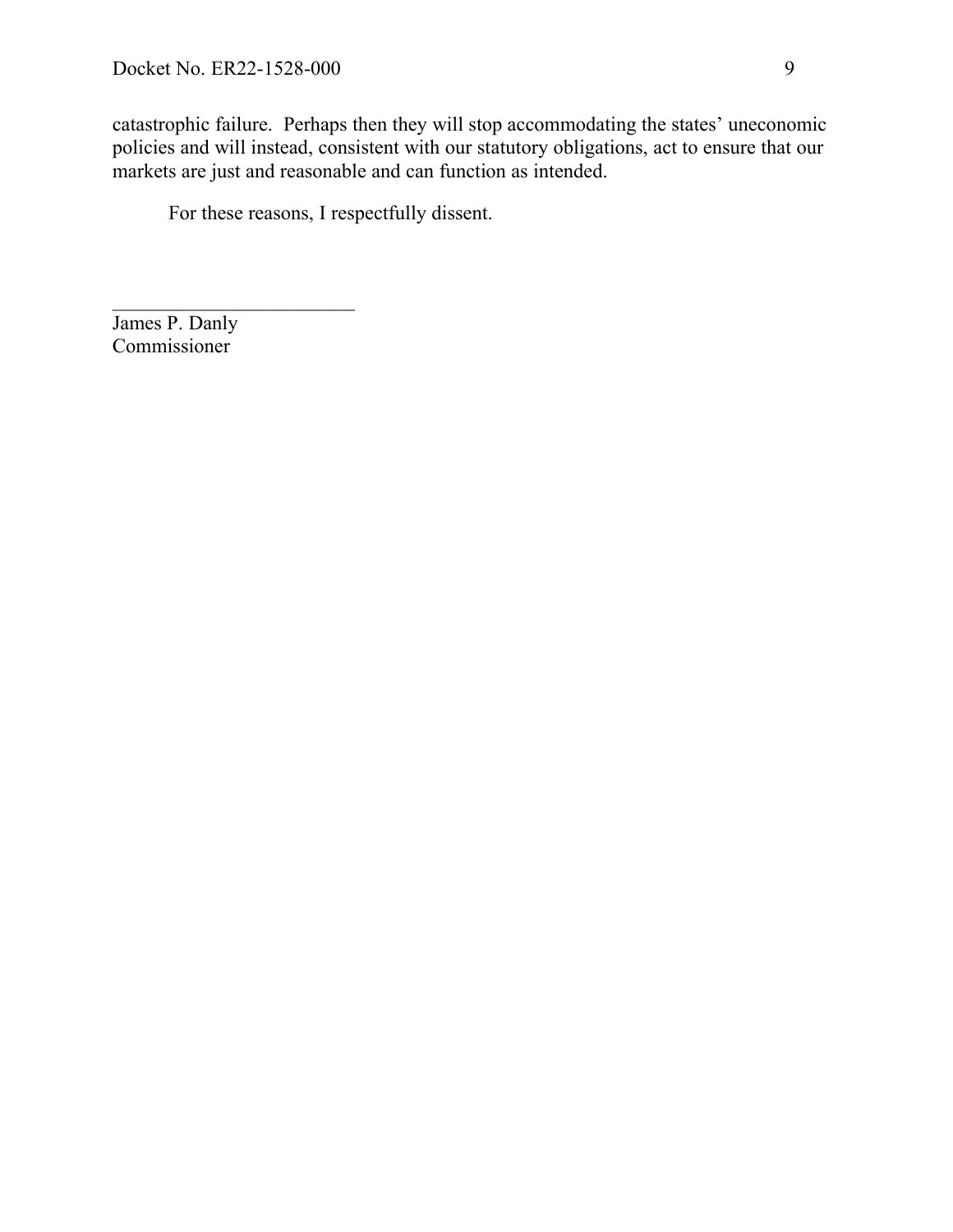catastrophic failure. Perhaps then they will stop accommodating the states' uneconomic policies and will instead, consistent with our statutory obligations, act to ensure that our markets are just and reasonable and can function as intended.

For these reasons, I respectfully dissent.

______________________________
James P. Danly
Commissioner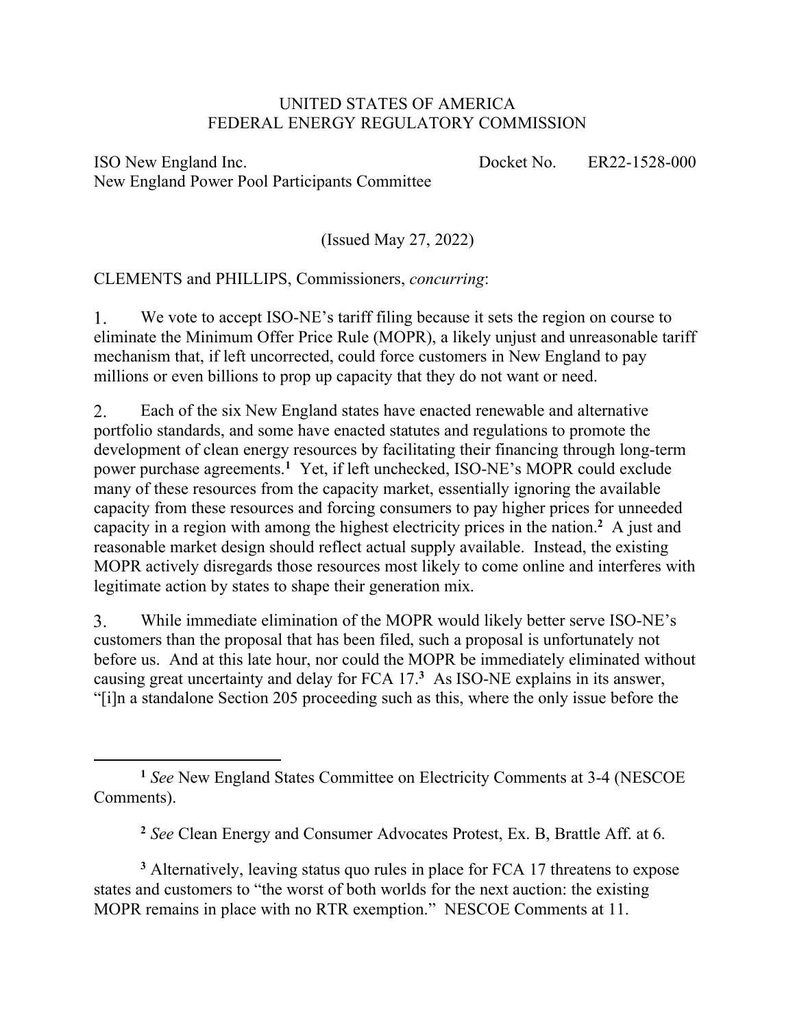UNITED STATES OF AMERICA
FEDERAL ENERGY REGULATORY COMMISSION

ISO New England Inc. Docket No. ER22-1528-000
New England Power Pool Participants Committee

(Issued May 27, 2022)

CLEMENTS and PHILLIPS, Commissioners, *concurring*:

1. We vote to accept ISO-NE's tariff filing because it sets the region on course to eliminate the Minimum Offer Price Rule (MOPR), a likely unjust and unreasonable tariff mechanism that, if left uncorrected, could force customers in New England to pay millions or even billions to prop up capacity that they do not want or need.

2. Each of the six New England states have enacted renewable and alternative portfolio standards, and some have enacted statutes and regulations to promote the development of clean energy resources by facilitating their financing through long-term power purchase agreements.[1] Yet, if left unchecked, ISO-NE's MOPR could exclude many of these resources from the capacity market, essentially ignoring the available capacity from these resources and forcing consumers to pay higher prices for unneeded capacity in a region with among the highest electricity prices in the nation.[2] A just and reasonable market design should reflect actual supply available. Instead, the existing MOPR actively disregards those resources most likely to come online and interferes with legitimate action by states to shape their generation mix.

3. While immediate elimination of the MOPR would likely better serve ISO-NE's customers than the proposal that has been filed, such a proposal is unfortunately not before us. And at this late hour, nor could the MOPR be immediately eliminated without causing great uncertainty and delay for FCA 17.[3] As ISO-NE explains in its answer, "[i]n a standalone Section 205 proceeding such as this, where the only issue before the

---

[1] *See* New England States Committee on Electricity Comments at 3-4 (NESCOE Comments).

[2] *See* Clean Energy and Consumer Advocates Protest, Ex. B, Brattle Aff. at 6.

[3] Alternatively, leaving status quo rules in place for FCA 17 threatens to expose states and customers to "the worst of both worlds for the next auction: the existing MOPR remains in place with no RTR exemption." NESCOE Comments at 11.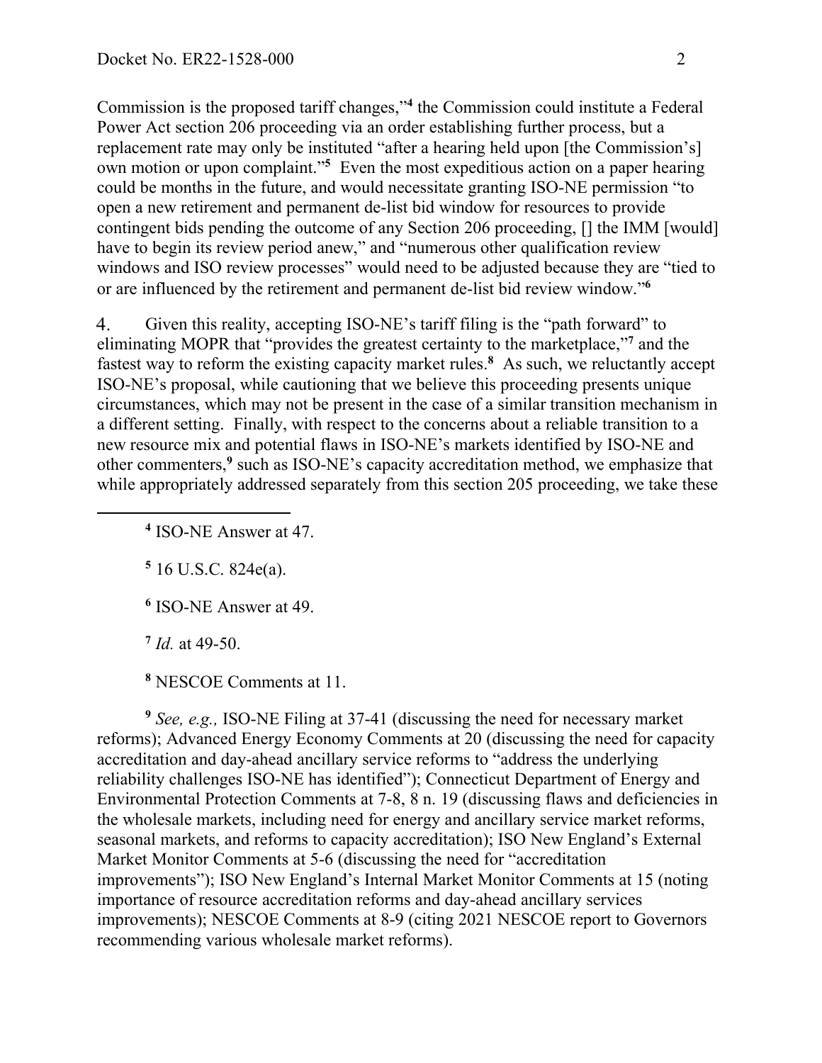Commission is the proposed tariff changes,"[4] the Commission could institute a Federal Power Act section 206 proceeding via an order establishing further process, but a replacement rate may only be instituted "after a hearing held upon [the Commission's] own motion or upon complaint."[5] Even the most expeditious action on a paper hearing could be months in the future, and would necessitate granting ISO-NE permission "to open a new retirement and permanent de-list bid window for resources to provide contingent bids pending the outcome of any Section 206 proceeding, [] the IMM [would] have to begin its review period anew," and "numerous other qualification review windows and ISO review processes" would need to be adjusted because they are "tied to or are influenced by the retirement and permanent de-list bid review window."[6]

4. Given this reality, accepting ISO-NE's tariff filing is the "path forward" to eliminating MOPR that "provides the greatest certainty to the marketplace,"[7] and the fastest way to reform the existing capacity market rules.[8] As such, we reluctantly accept ISO-NE's proposal, while cautioning that we believe this proceeding presents unique circumstances, which may not be present in the case of a similar transition mechanism in a different setting. Finally, with respect to the concerns about a reliable transition to a new resource mix and potential flaws in ISO-NE's markets identified by ISO-NE and other commenters,[9] such as ISO-NE's capacity accreditation method, we emphasize that while appropriately addressed separately from this section 205 proceeding, we take these

---

[4] ISO-NE Answer at 47.

[5] 16 U.S.C. 824e(a).

[6] ISO-NE Answer at 49.

[7] *Id.* at 49-50.

[8] NESCOE Comments at 11.

[9] *See, e.g.,* ISO-NE Filing at 37-41 (discussing the need for necessary market reforms); Advanced Energy Economy Comments at 20 (discussing the need for capacity accreditation and day-ahead ancillary service reforms to "address the underlying reliability challenges ISO-NE has identified"); Connecticut Department of Energy and Environmental Protection Comments at 7-8, 8 n. 19 (discussing flaws and deficiencies in the wholesale markets, including need for energy and ancillary service market reforms, seasonal markets, and reforms to capacity accreditation); ISO New England's External Market Monitor Comments at 5-6 (discussing the need for "accreditation improvements"); ISO New England's Internal Market Monitor Comments at 15 (noting importance of resource accreditation reforms and day-ahead ancillary services improvements); NESCOE Comments at 8-9 (citing 2021 NESCOE report to Governors recommending various wholesale market reforms).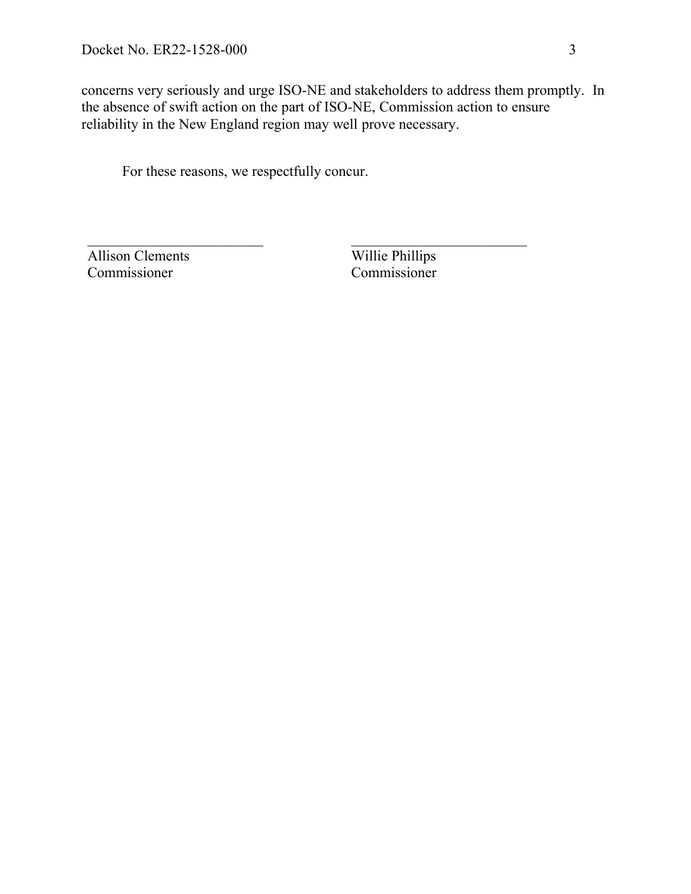concerns very seriously and urge ISO-NE and stakeholders to address them promptly. In the absence of swift action on the part of ISO-NE, Commission action to ensure reliability in the New England region may well prove necessary.

For these reasons, we respectfully concur.

| ______________________________ | ______________________________ |
|---|---|
| Allison Clements<br>Commissioner | Willie Phillips<br>Commissioner |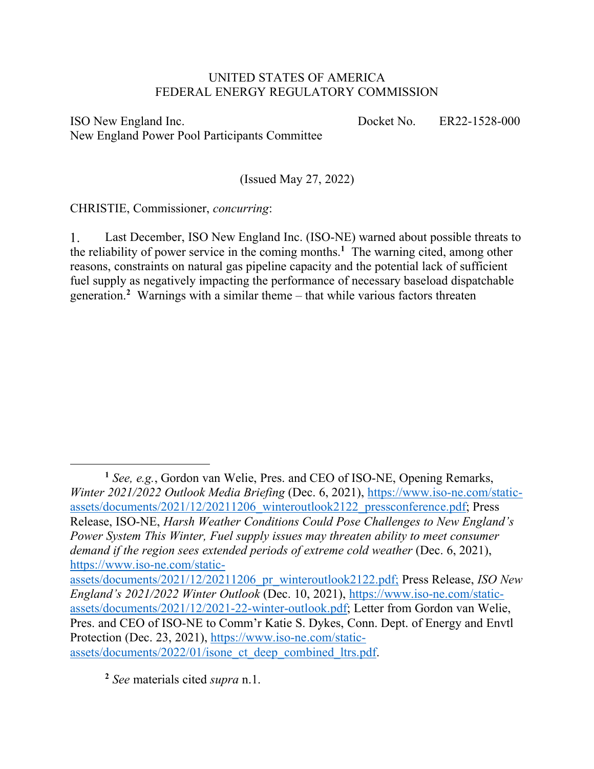UNITED STATES OF AMERICA
FEDERAL ENERGY REGULATORY COMMISSION

ISO New England Inc.
New England Power Pool Participants Committee

Docket No. ER22-1528-000

(Issued May 27, 2022)

CHRISTIE, Commissioner, *concurring*:

1. Last December, ISO New England Inc. (ISO-NE) warned about possible threats to the reliability of power service in the coming months.[1] The warning cited, among other reasons, constraints on natural gas pipeline capacity and the potential lack of sufficient fuel supply as negatively impacting the performance of necessary baseload dispatchable generation.[2] Warnings with a similar theme – that while various factors threaten

[1] *See, e.g.*, Gordon van Welie, Pres. and CEO of ISO-NE, Opening Remarks, *Winter 2021/2022 Outlook Media Briefing* (Dec. 6, 2021), https://www.iso-ne.com/static-assets/documents/2021/12/20211206_winteroutlook2122_pressconference.pdf; Press Release, ISO-NE, *Harsh Weather Conditions Could Pose Challenges to New England's Power System This Winter, Fuel supply issues may threaten ability to meet consumer demand if the region sees extended periods of extreme cold weather* (Dec. 6, 2021), https://www.iso-ne.com/static-assets/documents/2021/12/20211206_pr_winteroutlook2122.pdf; Press Release, *ISO New England's 2021/2022 Winter Outlook* (Dec. 10, 2021), https://www.iso-ne.com/static-assets/documents/2021/12/2021-22-winter-outlook.pdf; Letter from Gordon van Welie, Pres. and CEO of ISO-NE to Comm'r Katie S. Dykes, Conn. Dept. of Energy and Envtl Protection (Dec. 23, 2021), https://www.iso-ne.com/static-assets/documents/2022/01/isone_ct_deep_combined_ltrs.pdf.

[2] *See* materials cited *supra* n.1.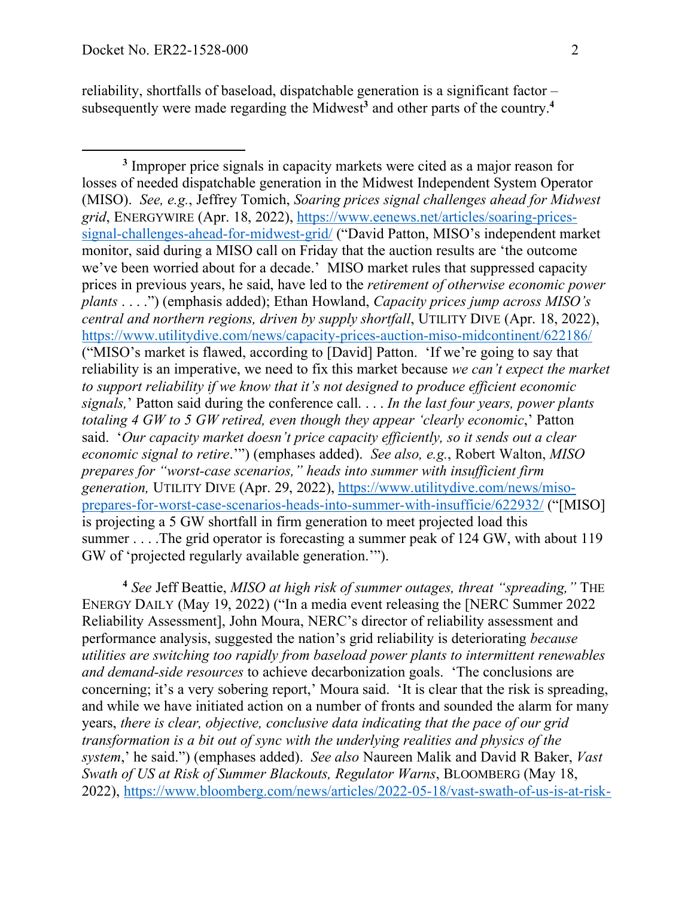reliability, shortfalls of baseload, dispatchable generation is a significant factor – subsequently were made regarding the Midwest[3] and other parts of the country.[4]

---

[3] Improper price signals in capacity markets were cited as a major reason for losses of needed dispatchable generation in the Midwest Independent System Operator (MISO). *See, e.g.*, Jeffrey Tomich, *Soaring prices signal challenges ahead for Midwest grid*, ENERGYWIRE (Apr. 18, 2022), https://www.eenews.net/articles/soaring-prices-signal-challenges-ahead-for-midwest-grid/ ("David Patton, MISO's independent market monitor, said during a MISO call on Friday that the auction results are 'the outcome we've been worried about for a decade.' MISO market rules that suppressed capacity prices in previous years, he said, have led to the *retirement of otherwise economic power plants* . . . .") (emphasis added); Ethan Howland, *Capacity prices jump across MISO's central and northern regions, driven by supply shortfall*, UTILITY DIVE (Apr. 18, 2022), https://www.utilitydive.com/news/capacity-prices-auction-miso-midcontinent/622186/ ("MISO's market is flawed, according to [David] Patton. 'If we're going to say that reliability is an imperative, we need to fix this market because *we can't expect the market to support reliability if we know that it's not designed to produce efficient economic signals,*' Patton said during the conference call. . . . *In the last four years, power plants totaling 4 GW to 5 GW retired, even though they appear 'clearly economic*,' Patton said. '*Our capacity market doesn't price capacity efficiently, so it sends out a clear economic signal to retire*.'") (emphases added). *See also, e.g.*, Robert Walton, *MISO prepares for "worst-case scenarios," heads into summer with insufficient firm generation,* UTILITY DIVE (Apr. 29, 2022), https://www.utilitydive.com/news/miso-prepares-for-worst-case-scenarios-heads-into-summer-with-insufficie/622932/ ("[MISO] is projecting a 5 GW shortfall in firm generation to meet projected load this summer . . . .The grid operator is forecasting a summer peak of 124 GW, with about 119 GW of 'projected regularly available generation.'").

[4] *See* Jeff Beattie, *MISO at high risk of summer outages, threat "spreading,"* THE ENERGY DAILY (May 19, 2022) ("In a media event releasing the [NERC Summer 2022 Reliability Assessment], John Moura, NERC's director of reliability assessment and performance analysis, suggested the nation's grid reliability is deteriorating *because utilities are switching too rapidly from baseload power plants to intermittent renewables and demand-side resources* to achieve decarbonization goals. 'The conclusions are concerning; it's a very sobering report,' Moura said. 'It is clear that the risk is spreading, and while we have initiated action on a number of fronts and sounded the alarm for many years, *there is clear, objective, conclusive data indicating that the pace of our grid transformation is a bit out of sync with the underlying realities and physics of the system*,' he said.") (emphases added). *See also* Naureen Malik and David R Baker, *Vast Swath of US at Risk of Summer Blackouts, Regulator Warns*, BLOOMBERG (May 18, 2022), https://www.bloomberg.com/news/articles/2022-05-18/vast-swath-of-us-is-at-risk-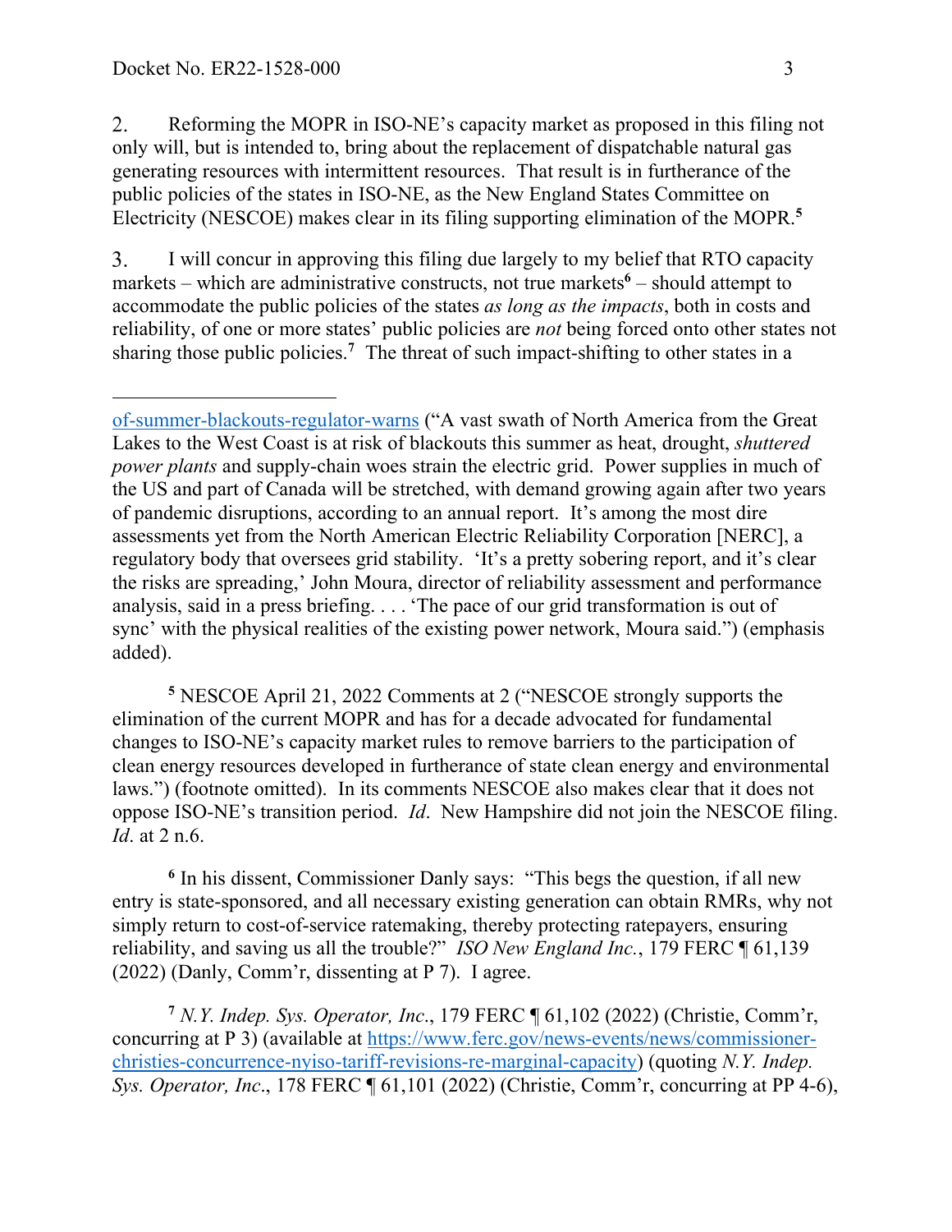2. Reforming the MOPR in ISO-NE's capacity market as proposed in this filing not only will, but is intended to, bring about the replacement of dispatchable natural gas generating resources with intermittent resources. That result is in furtherance of the public policies of the states in ISO-NE, as the New England States Committee on Electricity (NESCOE) makes clear in its filing supporting elimination of the MOPR.[5]

3. I will concur in approving this filing due largely to my belief that RTO capacity markets – which are administrative constructs, not true markets[6] – should attempt to accommodate the public policies of the states *as long as the impacts*, both in costs and reliability, of one or more states' public policies are *not* being forced onto other states not sharing those public policies.[7] The threat of such impact-shifting to other states in a

---

of-summer-blackouts-regulator-warns ("A vast swath of North America from the Great Lakes to the West Coast is at risk of blackouts this summer as heat, drought, *shuttered power plants* and supply-chain woes strain the electric grid. Power supplies in much of the US and part of Canada will be stretched, with demand growing again after two years of pandemic disruptions, according to an annual report. It's among the most dire assessments yet from the North American Electric Reliability Corporation [NERC], a regulatory body that oversees grid stability. 'It's a pretty sobering report, and it's clear the risks are spreading,' John Moura, director of reliability assessment and performance analysis, said in a press briefing. . . . 'The pace of our grid transformation is out of sync' with the physical realities of the existing power network, Moura said.") (emphasis added).

[5] NESCOE April 21, 2022 Comments at 2 ("NESCOE strongly supports the elimination of the current MOPR and has for a decade advocated for fundamental changes to ISO-NE's capacity market rules to remove barriers to the participation of clean energy resources developed in furtherance of state clean energy and environmental laws.") (footnote omitted). In its comments NESCOE also makes clear that it does not oppose ISO-NE's transition period. *Id*. New Hampshire did not join the NESCOE filing. *Id*. at 2 n.6.

[6] In his dissent, Commissioner Danly says: "This begs the question, if all new entry is state-sponsored, and all necessary existing generation can obtain RMRs, why not simply return to cost-of-service ratemaking, thereby protecting ratepayers, ensuring reliability, and saving us all the trouble?" *ISO New England Inc.*, 179 FERC ¶ 61,139 (2022) (Danly, Comm'r, dissenting at P 7). I agree.

[7] *N.Y. Indep. Sys. Operator, Inc*., 179 FERC ¶ 61,102 (2022) (Christie, Comm'r, concurring at P 3) (available at https://www.ferc.gov/news-events/news/commissioner-christies-concurrence-nyiso-tariff-revisions-re-marginal-capacity) (quoting *N.Y. Indep. Sys. Operator, Inc*., 178 FERC ¶ 61,101 (2022) (Christie, Comm'r, concurring at PP 4-6),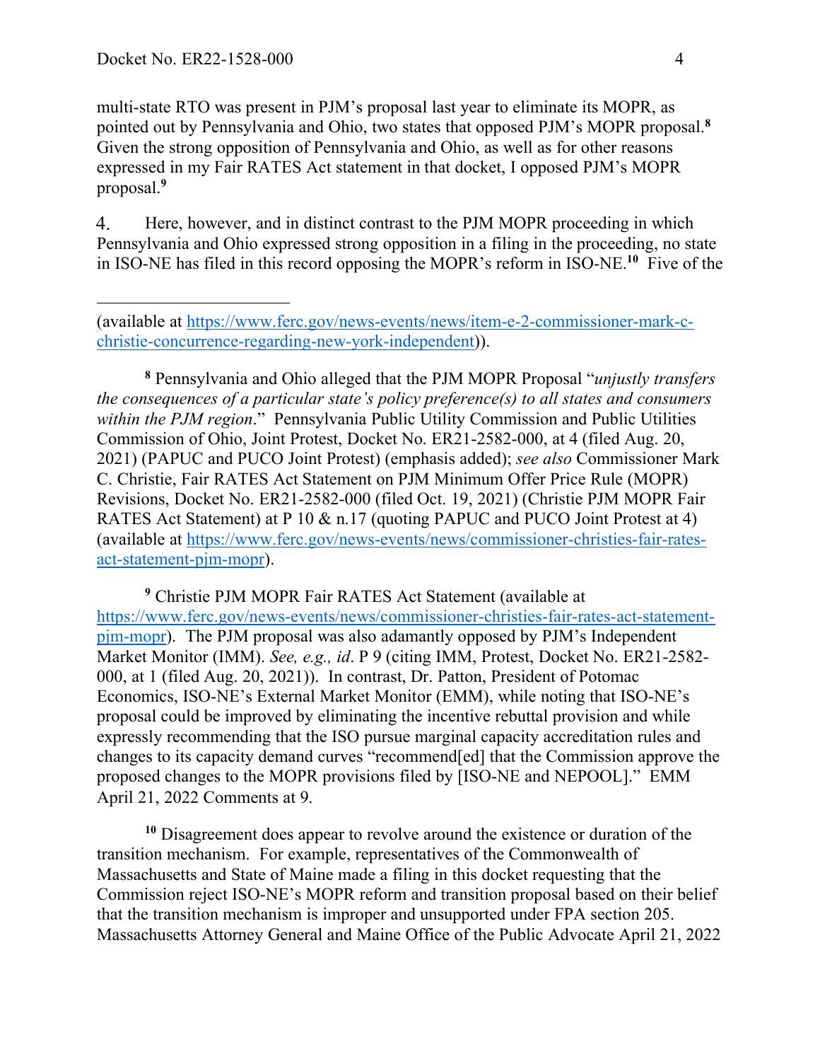multi-state RTO was present in PJM's proposal last year to eliminate its MOPR, as pointed out by Pennsylvania and Ohio, two states that opposed PJM's MOPR proposal.[8] Given the strong opposition of Pennsylvania and Ohio, as well as for other reasons expressed in my Fair RATES Act statement in that docket, I opposed PJM's MOPR proposal.[9]

4. Here, however, and in distinct contrast to the PJM MOPR proceeding in which Pennsylvania and Ohio expressed strong opposition in a filing in the proceeding, no state in ISO-NE has filed in this record opposing the MOPR's reform in ISO-NE.[10] Five of the

---

(available at https://www.ferc.gov/news-events/news/item-e-2-commissioner-mark-c-christie-concurrence-regarding-new-york-independent)).

[8] Pennsylvania and Ohio alleged that the PJM MOPR Proposal "*unjustly transfers the consequences of a particular state's policy preference(s) to all states and consumers within the PJM region*." Pennsylvania Public Utility Commission and Public Utilities Commission of Ohio, Joint Protest, Docket No. ER21-2582-000, at 4 (filed Aug. 20, 2021) (PAPUC and PUCO Joint Protest) (emphasis added); *see also* Commissioner Mark C. Christie, Fair RATES Act Statement on PJM Minimum Offer Price Rule (MOPR) Revisions, Docket No. ER21-2582-000 (filed Oct. 19, 2021) (Christie PJM MOPR Fair RATES Act Statement) at P 10 & n.17 (quoting PAPUC and PUCO Joint Protest at 4) (available at https://www.ferc.gov/news-events/news/commissioner-christies-fair-rates-act-statement-pjm-mopr).

[9] Christie PJM MOPR Fair RATES Act Statement (available at https://www.ferc.gov/news-events/news/commissioner-christies-fair-rates-act-statement-pjm-mopr). The PJM proposal was also adamantly opposed by PJM's Independent Market Monitor (IMM). *See, e.g., id*. P 9 (citing IMM, Protest, Docket No. ER21-2582-000, at 1 (filed Aug. 20, 2021)). In contrast, Dr. Patton, President of Potomac Economics, ISO-NE's External Market Monitor (EMM), while noting that ISO-NE's proposal could be improved by eliminating the incentive rebuttal provision and while expressly recommending that the ISO pursue marginal capacity accreditation rules and changes to its capacity demand curves "recommend[ed] that the Commission approve the proposed changes to the MOPR provisions filed by [ISO-NE and NEPOOL]." EMM April 21, 2022 Comments at 9.

[10] Disagreement does appear to revolve around the existence or duration of the transition mechanism. For example, representatives of the Commonwealth of Massachusetts and State of Maine made a filing in this docket requesting that the Commission reject ISO-NE's MOPR reform and transition proposal based on their belief that the transition mechanism is improper and unsupported under FPA section 205. Massachusetts Attorney General and Maine Office of the Public Advocate April 21, 2022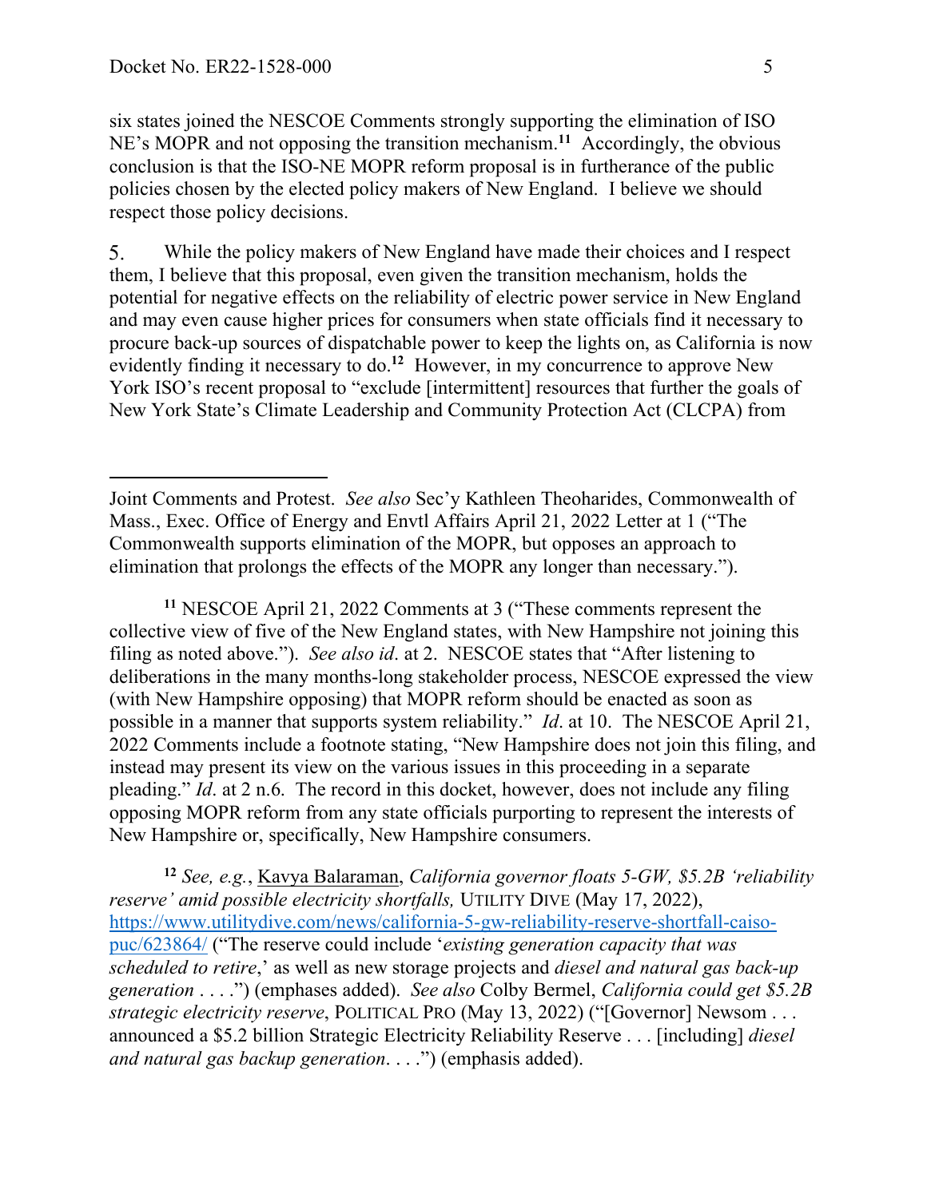six states joined the NESCOE Comments strongly supporting the elimination of ISO NE's MOPR and not opposing the transition mechanism.[11] Accordingly, the obvious conclusion is that the ISO-NE MOPR reform proposal is in furtherance of the public policies chosen by the elected policy makers of New England. I believe we should respect those policy decisions.

5. While the policy makers of New England have made their choices and I respect them, I believe that this proposal, even given the transition mechanism, holds the potential for negative effects on the reliability of electric power service in New England and may even cause higher prices for consumers when state officials find it necessary to procure back-up sources of dispatchable power to keep the lights on, as California is now evidently finding it necessary to do.[12] However, in my concurrence to approve New York ISO's recent proposal to "exclude [intermittent] resources that further the goals of New York State's Climate Leadership and Community Protection Act (CLCPA) from

---

Joint Comments and Protest. *See also* Sec'y Kathleen Theoharides, Commonwealth of Mass., Exec. Office of Energy and Envtl Affairs April 21, 2022 Letter at 1 ("The Commonwealth supports elimination of the MOPR, but opposes an approach to elimination that prolongs the effects of the MOPR any longer than necessary.").

[11] NESCOE April 21, 2022 Comments at 3 ("These comments represent the collective view of five of the New England states, with New Hampshire not joining this filing as noted above."). *See also id*. at 2. NESCOE states that "After listening to deliberations in the many months-long stakeholder process, NESCOE expressed the view (with New Hampshire opposing) that MOPR reform should be enacted as soon as possible in a manner that supports system reliability." *Id*. at 10. The NESCOE April 21, 2022 Comments include a footnote stating, "New Hampshire does not join this filing, and instead may present its view on the various issues in this proceeding in a separate pleading." *Id*. at 2 n.6. The record in this docket, however, does not include any filing opposing MOPR reform from any state officials purporting to represent the interests of New Hampshire or, specifically, New Hampshire consumers.

[12] *See, e.g.*, Kavya Balaraman, *California governor floats 5-GW, $5.2B 'reliability reserve' amid possible electricity shortfalls,* UTILITY DIVE (May 17, 2022), https://www.utilitydive.com/news/california-5-gw-reliability-reserve-shortfall-caiso-puc/623864/ ("The reserve could include '*existing generation capacity that was scheduled to retire*,' as well as new storage projects and *diesel and natural gas back-up generation* . . . .") (emphases added). *See also* Colby Bermel, *California could get $5.2B strategic electricity reserve*, POLITICAL PRO (May 13, 2022) ("[Governor] Newsom . . . announced a $5.2 billion Strategic Electricity Reliability Reserve . . . [including] *diesel and natural gas backup generation*. . . .") (emphasis added).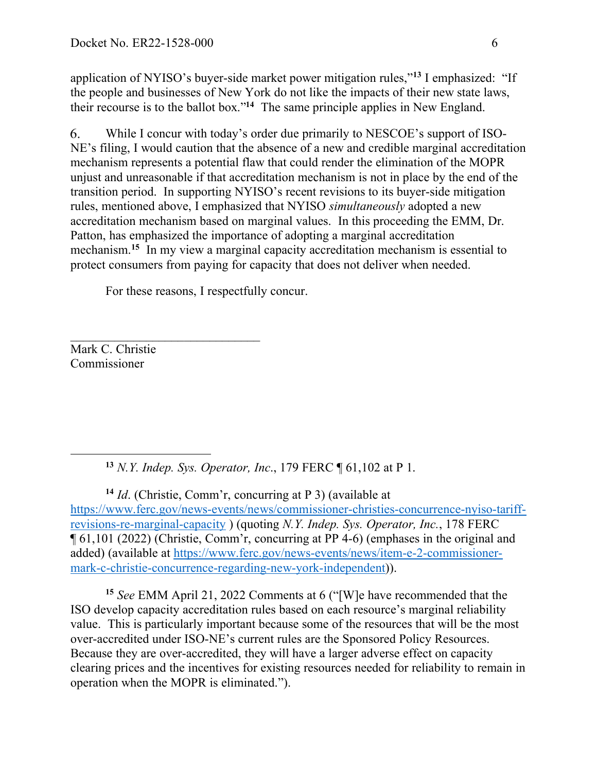application of NYISO's buyer-side market power mitigation rules,"[13] I emphasized: "If the people and businesses of New York do not like the impacts of their new state laws, their recourse is to the ballot box."[14] The same principle applies in New England.

6. While I concur with today's order due primarily to NESCOE's support of ISO-NE's filing, I would caution that the absence of a new and credible marginal accreditation mechanism represents a potential flaw that could render the elimination of the MOPR unjust and unreasonable if that accreditation mechanism is not in place by the end of the transition period. In supporting NYISO's recent revisions to its buyer-side mitigation rules, mentioned above, I emphasized that NYISO *simultaneously* adopted a new accreditation mechanism based on marginal values. In this proceeding the EMM, Dr. Patton, has emphasized the importance of adopting a marginal accreditation mechanism.[15] In my view a marginal capacity accreditation mechanism is essential to protect consumers from paying for capacity that does not deliver when needed.

For these reasons, I respectfully concur.

______________________________
Mark C. Christie
Commissioner

---

[13] *N.Y. Indep. Sys. Operator, Inc.*, 179 FERC ¶ 61,102 at P 1.

[14] *Id*. (Christie, Comm'r, concurring at P 3) (available at https://www.ferc.gov/news-events/news/commissioner-christies-concurrence-nyiso-tariff-revisions-re-marginal-capacity ) (quoting *N.Y. Indep. Sys. Operator, Inc.*, 178 FERC ¶ 61,101 (2022) (Christie, Comm'r, concurring at PP 4-6) (emphases in the original and added) (available at https://www.ferc.gov/news-events/news/item-e-2-commissioner-mark-c-christie-concurrence-regarding-new-york-independent)).

[15] *See* EMM April 21, 2022 Comments at 6 ("[W]e have recommended that the ISO develop capacity accreditation rules based on each resource's marginal reliability value. This is particularly important because some of the resources that will be the most over-accredited under ISO-NE's current rules are the Sponsored Policy Resources. Because they are over-accredited, they will have a larger adverse effect on capacity clearing prices and the incentives for existing resources needed for reliability to remain in operation when the MOPR is eliminated.").